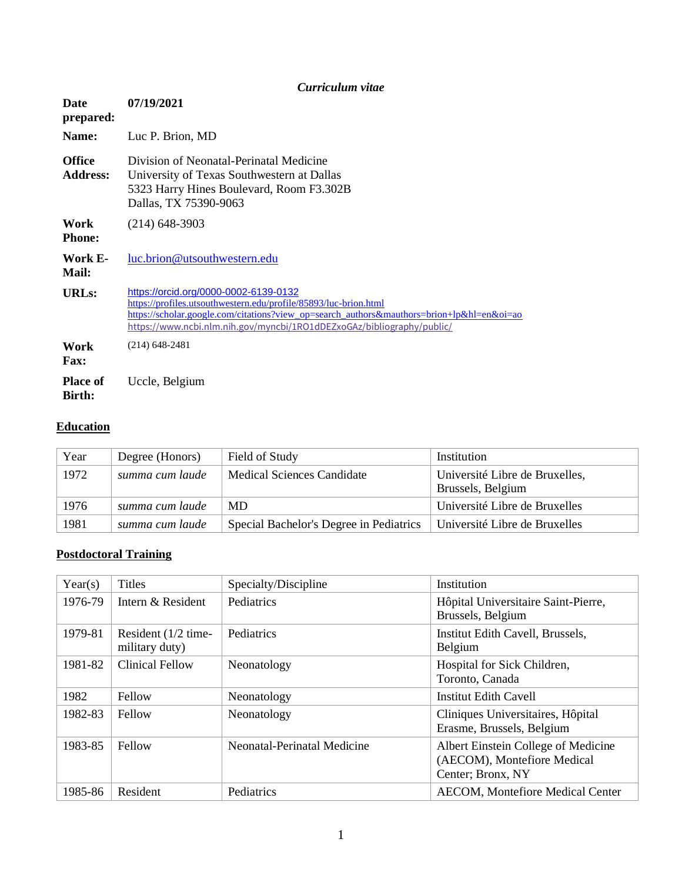*Curriculum vitae*

| | |
|---|---|
| **Date prepared:** | **07/19/2021** |
| **Name:** | Luc P. Brion, MD |
| **Office Address:** | Division of Neonatal-Perinatal Medicine<br>University of Texas Southwestern at Dallas<br>5323 Harry Hines Boulevard, Room F3.302B<br>Dallas, TX 75390-9063 |
| **Work Phone:** | (214) 648-3903 |
| **Work E-Mail:** | luc.brion@utsouthwestern.edu |
| **URLs:** | https://orcid.org/0000-0002-6139-0132<br>https://profiles.utsouthwestern.edu/profile/85893/luc-brion.html<br>https://scholar.google.com/citations?view_op=search_authors&mauthors=brion+lp&hl=en&oi=ao<br>https://www.ncbi.nlm.nih.gov/myncbi/1RO1dDEZxoGAz/bibliography/public/ |
| **Work Fax:** | (214) 648-2481 |
| **Place of Birth:** | Uccle, Belgium |

## Education

| Year | Degree (Honors) | Field of Study | Institution |
|---|---|---|---|
| 1972 | *summa cum laude* | Medical Sciences Candidate | Université Libre de Bruxelles, Brussels, Belgium |
| 1976 | *summa cum laude* | MD | Université Libre de Bruxelles |
| 1981 | *summa cum laude* | Special Bachelor's Degree in Pediatrics | Université Libre de Bruxelles |

## Postdoctoral Training

| Year(s) | Titles | Specialty/Discipline | Institution |
|---|---|---|---|
| 1976-79 | Intern & Resident | Pediatrics | Hôpital Universitaire Saint-Pierre, Brussels, Belgium |
| 1979-81 | Resident (1/2 time-military duty) | Pediatrics | Institut Edith Cavell, Brussels, Belgium |
| 1981-82 | Clinical Fellow | Neonatology | Hospital for Sick Children, Toronto, Canada |
| 1982 | Fellow | Neonatology | Institut Edith Cavell |
| 1982-83 | Fellow | Neonatology | Cliniques Universitaires, Hôpital Erasme, Brussels, Belgium |
| 1983-85 | Fellow | Neonatal-Perinatal Medicine | Albert Einstein College of Medicine (AECOM), Montefiore Medical Center; Bronx, NY |
| 1985-86 | Resident | Pediatrics | AECOM, Montefiore Medical Center |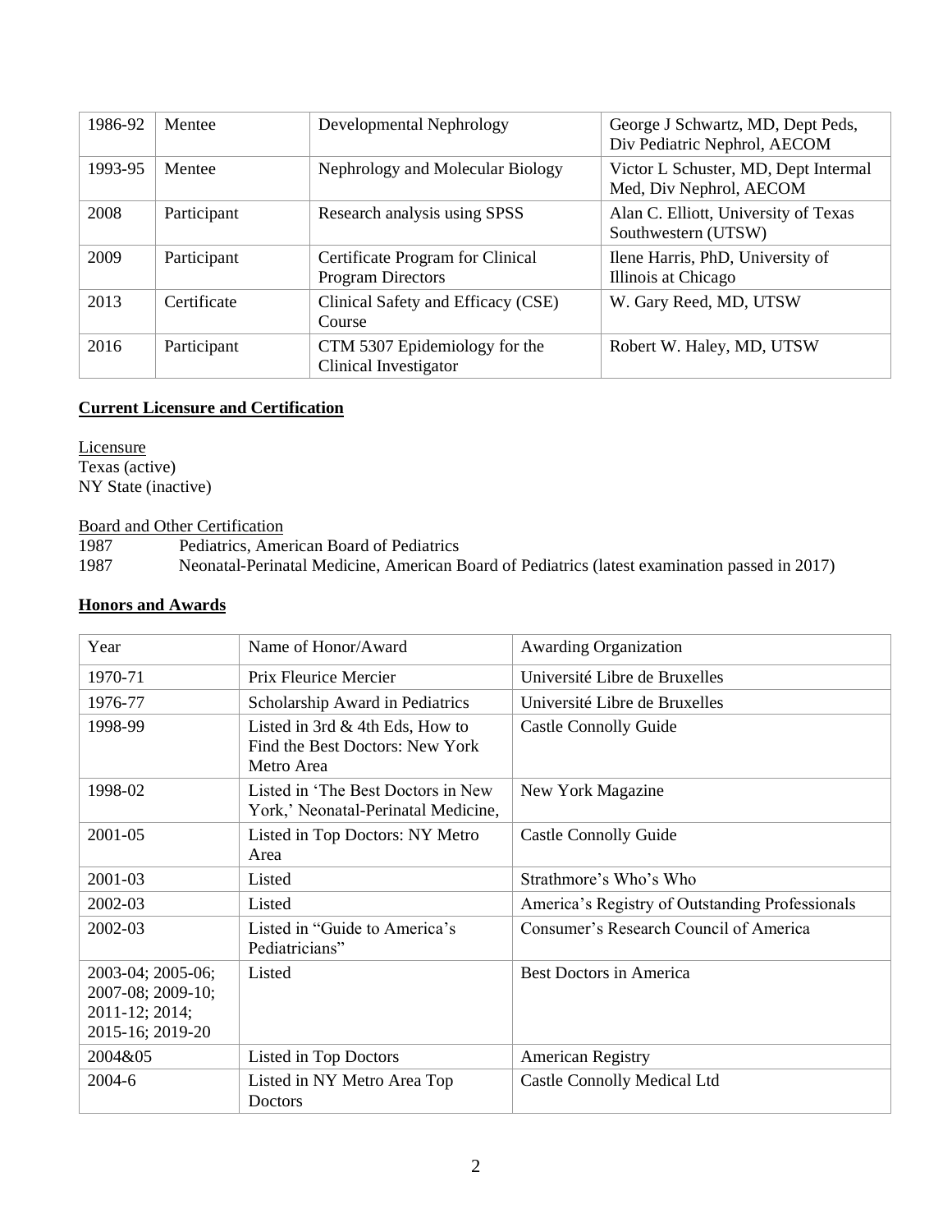| 1986-92 | Mentee | Developmental Nephrology | George J Schwartz, MD, Dept Peds, Div Pediatric Nephrol, AECOM |
|---|---|---|---|
| 1993-95 | Mentee | Nephrology and Molecular Biology | Victor L Schuster, MD, Dept Internal Med, Div Nephrol, AECOM |
| 2008 | Participant | Research analysis using SPSS | Alan C. Elliott, University of Texas Southwestern (UTSW) |
| 2009 | Participant | Certificate Program for Clinical Program Directors | Ilene Harris, PhD, University of Illinois at Chicago |
| 2013 | Certificate | Clinical Safety and Efficacy (CSE) Course | W. Gary Reed, MD, UTSW |
| 2016 | Participant | CTM 5307 Epidemiology for the Clinical Investigator | Robert W. Haley, MD, UTSW |

## **Current Licensure and Certification**

Licensure
Texas (active)
NY State (inactive)

Board and Other Certification

1987 Pediatrics, American Board of Pediatrics
1987 Neonatal-Perinatal Medicine, American Board of Pediatrics (latest examination passed in 2017)

## **Honors and Awards**

| Year | Name of Honor/Award | Awarding Organization |
|---|---|---|
| 1970-71 | Prix Fleurice Mercier | Université Libre de Bruxelles |
| 1976-77 | Scholarship Award in Pediatrics | Université Libre de Bruxelles |
| 1998-99 | Listed in 3rd & 4th Eds, How to Find the Best Doctors: New York Metro Area | Castle Connolly Guide |
| 1998-02 | Listed in 'The Best Doctors in New York,' Neonatal-Perinatal Medicine, | New York Magazine |
| 2001-05 | Listed in Top Doctors: NY Metro Area | Castle Connolly Guide |
| 2001-03 | Listed | Strathmore's Who's Who |
| 2002-03 | Listed | America's Registry of Outstanding Professionals |
| 2002-03 | Listed in "Guide to America's Pediatricians" | Consumer's Research Council of America |
| 2003-04; 2005-06; 2007-08; 2009-10; 2011-12; 2014; 2015-16; 2019-20 | Listed | Best Doctors in America |
| 2004&05 | Listed in Top Doctors | American Registry |
| 2004-6 | Listed in NY Metro Area Top Doctors | Castle Connolly Medical Ltd |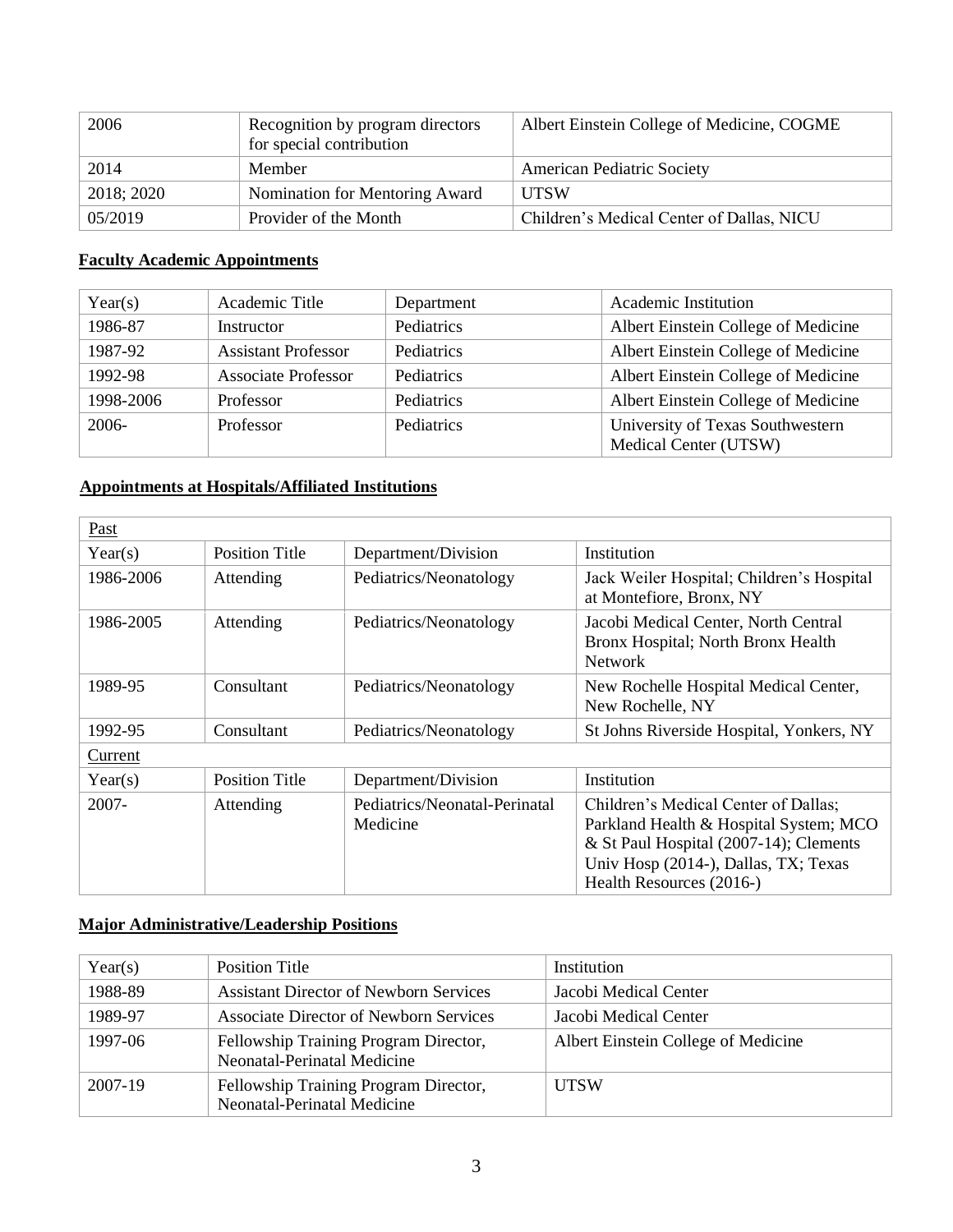| | | |
|---|---|---|
| 2006 | Recognition by program directors for special contribution | Albert Einstein College of Medicine, COGME |
| 2014 | Member | American Pediatric Society |
| 2018; 2020 | Nomination for Mentoring Award | UTSW |
| 05/2019 | Provider of the Month | Children's Medical Center of Dallas, NICU |

**Faculty Academic Appointments**

| Year(s) | Academic Title | Department | Academic Institution |
|---|---|---|---|
| 1986-87 | Instructor | Pediatrics | Albert Einstein College of Medicine |
| 1987-92 | Assistant Professor | Pediatrics | Albert Einstein College of Medicine |
| 1992-98 | Associate Professor | Pediatrics | Albert Einstein College of Medicine |
| 1998-2006 | Professor | Pediatrics | Albert Einstein College of Medicine |
| 2006- | Professor | Pediatrics | University of Texas Southwestern Medical Center (UTSW) |

**Appointments at Hospitals/Affiliated Institutions**

| Past | | | |
|---|---|---|---|
| Year(s) | Position Title | Department/Division | Institution |
| 1986-2006 | Attending | Pediatrics/Neonatology | Jack Weiler Hospital; Children's Hospital at Montefiore, Bronx, NY |
| 1986-2005 | Attending | Pediatrics/Neonatology | Jacobi Medical Center, North Central Bronx Hospital; North Bronx Health Network |
| 1989-95 | Consultant | Pediatrics/Neonatology | New Rochelle Hospital Medical Center, New Rochelle, NY |
| 1992-95 | Consultant | Pediatrics/Neonatology | St Johns Riverside Hospital, Yonkers, NY |
| Current | | | |
| Year(s) | Position Title | Department/Division | Institution |
| 2007- | Attending | Pediatrics/Neonatal-Perinatal Medicine | Children's Medical Center of Dallas; Parkland Health & Hospital System; MCO & St Paul Hospital (2007-14); Clements Univ Hosp (2014-), Dallas, TX; Texas Health Resources (2016-) |

**Major Administrative/Leadership Positions**

| Year(s) | Position Title | Institution |
|---|---|---|
| 1988-89 | Assistant Director of Newborn Services | Jacobi Medical Center |
| 1989-97 | Associate Director of Newborn Services | Jacobi Medical Center |
| 1997-06 | Fellowship Training Program Director, Neonatal-Perinatal Medicine | Albert Einstein College of Medicine |
| 2007-19 | Fellowship Training Program Director, Neonatal-Perinatal Medicine | UTSW |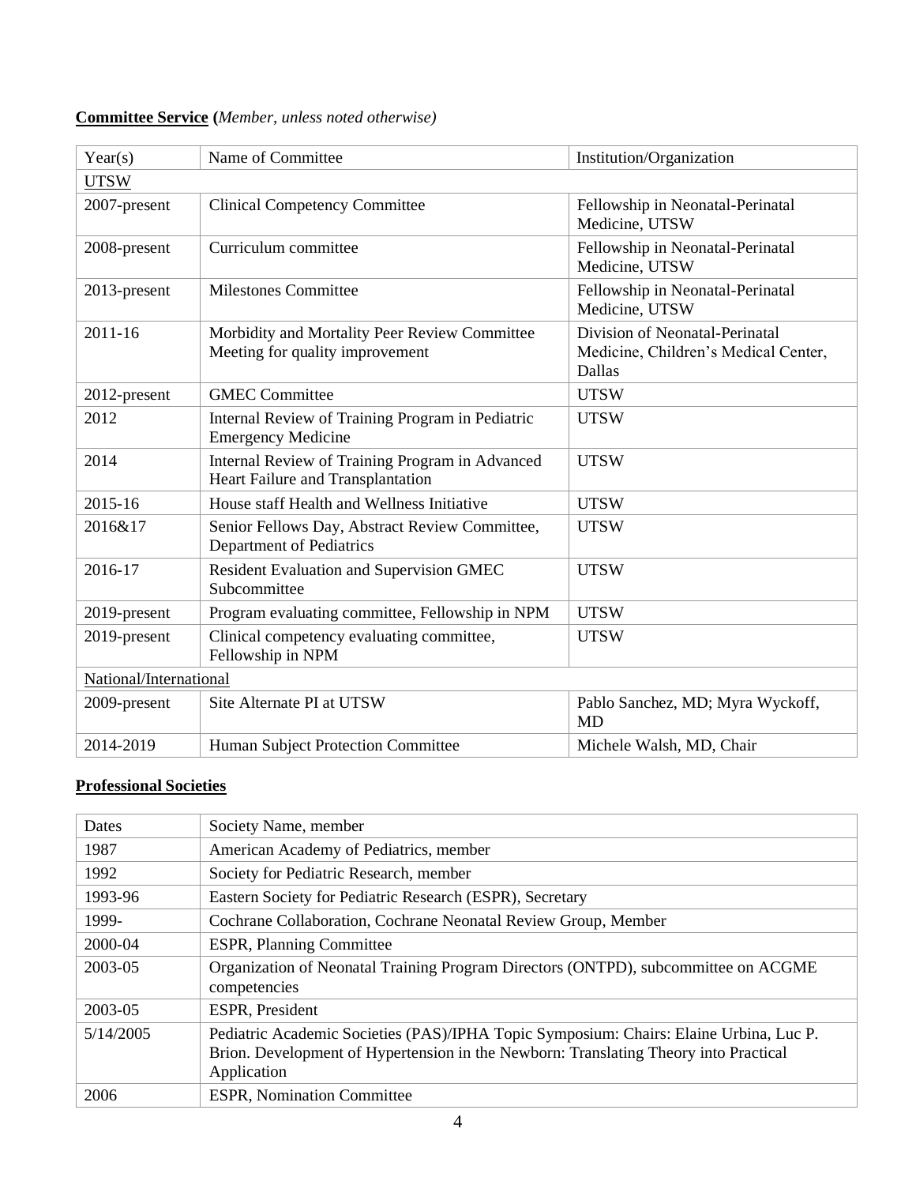**Committee Service** (*Member, unless noted otherwise)*

| Year(s) | Name of Committee | Institution/Organization |
|---|---|---|
| UTSW | | |
| 2007-present | Clinical Competency Committee | Fellowship in Neonatal-Perinatal Medicine, UTSW |
| 2008-present | Curriculum committee | Fellowship in Neonatal-Perinatal Medicine, UTSW |
| 2013-present | Milestones Committee | Fellowship in Neonatal-Perinatal Medicine, UTSW |
| 2011-16 | Morbidity and Mortality Peer Review Committee Meeting for quality improvement | Division of Neonatal-Perinatal Medicine, Children's Medical Center, Dallas |
| 2012-present | GMEC Committee | UTSW |
| 2012 | Internal Review of Training Program in Pediatric Emergency Medicine | UTSW |
| 2014 | Internal Review of Training Program in Advanced Heart Failure and Transplantation | UTSW |
| 2015-16 | House staff Health and Wellness Initiative | UTSW |
| 2016&17 | Senior Fellows Day, Abstract Review Committee, Department of Pediatrics | UTSW |
| 2016-17 | Resident Evaluation and Supervision GMEC Subcommittee | UTSW |
| 2019-present | Program evaluating committee, Fellowship in NPM | UTSW |
| 2019-present | Clinical competency evaluating committee, Fellowship in NPM | UTSW |
| National/International | | |
| 2009-present | Site Alternate PI at UTSW | Pablo Sanchez, MD; Myra Wyckoff, MD |
| 2014-2019 | Human Subject Protection Committee | Michele Walsh, MD, Chair |

**Professional Societies**

| Dates | Society Name, member |
|---|---|
| 1987 | American Academy of Pediatrics, member |
| 1992 | Society for Pediatric Research, member |
| 1993-96 | Eastern Society for Pediatric Research (ESPR), Secretary |
| 1999- | Cochrane Collaboration, Cochrane Neonatal Review Group, Member |
| 2000-04 | ESPR, Planning Committee |
| 2003-05 | Organization of Neonatal Training Program Directors (ONTPD), subcommittee on ACGME competencies |
| 2003-05 | ESPR, President |
| 5/14/2005 | Pediatric Academic Societies (PAS)/IPHA Topic Symposium: Chairs: Elaine Urbina, Luc P. Brion. Development of Hypertension in the Newborn: Translating Theory into Practical Application |
| 2006 | ESPR, Nomination Committee |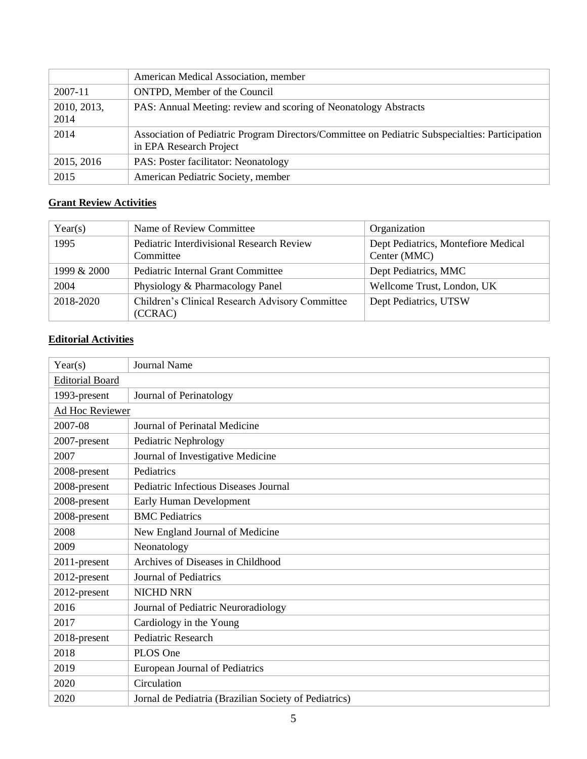|  |  |
|---|---|
|  | American Medical Association, member |
| 2007-11 | ONTPD, Member of the Council |
| 2010, 2013, 2014 | PAS: Annual Meeting: review and scoring of Neonatology Abstracts |
| 2014 | Association of Pediatric Program Directors/Committee on Pediatric Subspecialties: Participation in EPA Research Project |
| 2015, 2016 | PAS: Poster facilitator: Neonatology |
| 2015 | American Pediatric Society, member |

## Grant Review Activities

| Year(s) | Name of Review Committee | Organization |
|---|---|---|
| 1995 | Pediatric Interdivisional Research Review Committee | Dept Pediatrics, Montefiore Medical Center (MMC) |
| 1999 & 2000 | Pediatric Internal Grant Committee | Dept Pediatrics, MMC |
| 2004 | Physiology & Pharmacology Panel | Wellcome Trust, London, UK |
| 2018-2020 | Children's Clinical Research Advisory Committee (CCRAC) | Dept Pediatrics, UTSW |

## Editorial Activities

| Year(s) | Journal Name |
|---|---|
| Editorial Board | |
| 1993-present | Journal of Perinatology |
| Ad Hoc Reviewer | |
| 2007-08 | Journal of Perinatal Medicine |
| 2007-present | Pediatric Nephrology |
| 2007 | Journal of Investigative Medicine |
| 2008-present | Pediatrics |
| 2008-present | Pediatric Infectious Diseases Journal |
| 2008-present | Early Human Development |
| 2008-present | BMC Pediatrics |
| 2008 | New England Journal of Medicine |
| 2009 | Neonatology |
| 2011-present | Archives of Diseases in Childhood |
| 2012-present | Journal of Pediatrics |
| 2012-present | NICHD NRN |
| 2016 | Journal of Pediatric Neuroradiology |
| 2017 | Cardiology in the Young |
| 2018-present | Pediatric Research |
| 2018 | PLOS One |
| 2019 | European Journal of Pediatrics |
| 2020 | Circulation |
| 2020 | Jornal de Pediatria (Brazilian Society of Pediatrics) |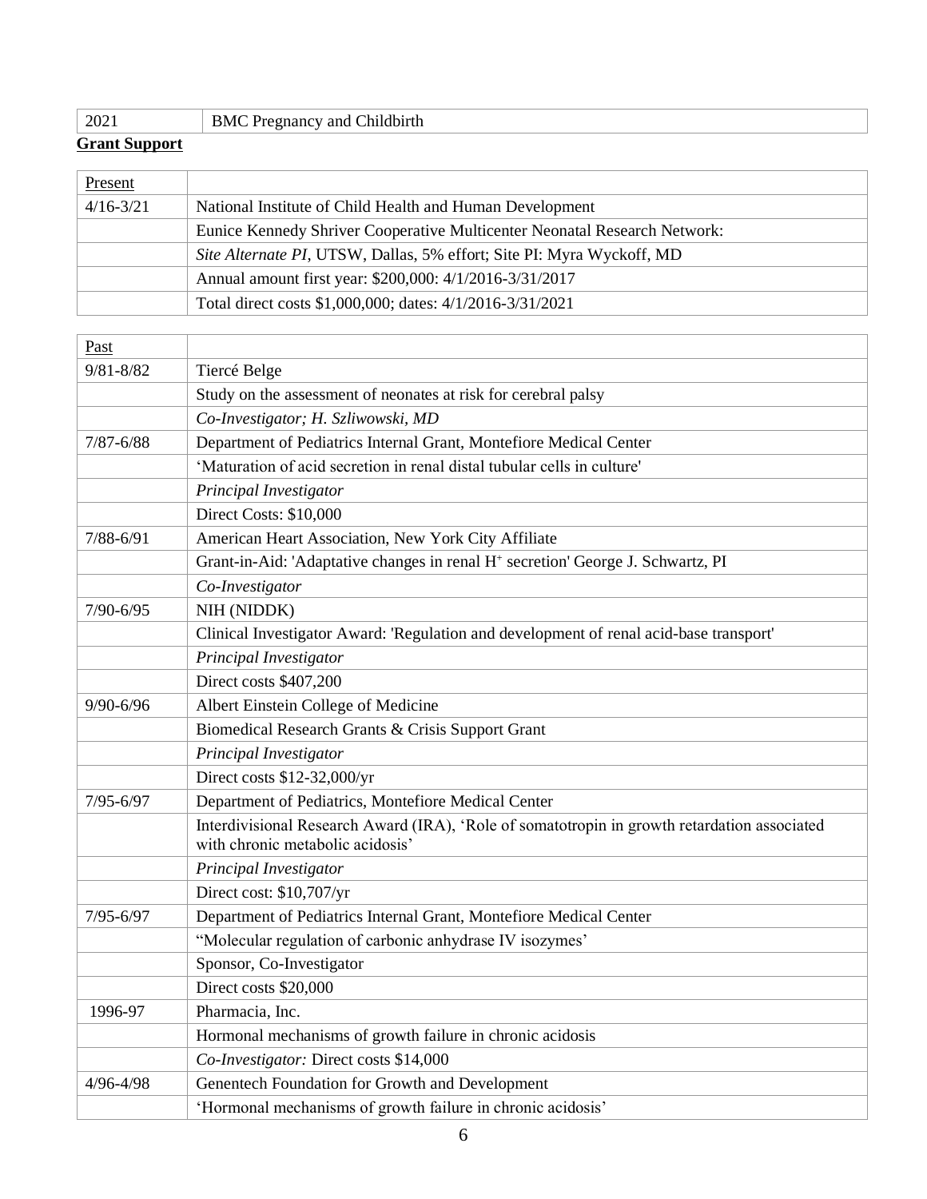| 2021 | BMC Pregnancy and Childbirth |
|---|---|

**Grant Support**

| Present | |
|---|---|
| 4/16-3/21 | National Institute of Child Health and Human Development |
| | Eunice Kennedy Shriver Cooperative Multicenter Neonatal Research Network: |
| | *Site Alternate PI*, UTSW, Dallas, 5% effort; Site PI: Myra Wyckoff, MD |
| | Annual amount first year: $200,000: 4/1/2016-3/31/2017 |
| | Total direct costs $1,000,000; dates: 4/1/2016-3/31/2021 |

| Past | |
|---|---|
| 9/81-8/82 | Tiercé Belge |
| | Study on the assessment of neonates at risk for cerebral palsy |
| | *Co-Investigator; H. Szliwowski, MD* |
| 7/87-6/88 | Department of Pediatrics Internal Grant, Montefiore Medical Center |
| | 'Maturation of acid secretion in renal distal tubular cells in culture' |
| | *Principal Investigator* |
| | Direct Costs: $10,000 |
| 7/88-6/91 | American Heart Association, New York City Affiliate |
| | Grant-in-Aid: 'Adaptative changes in renal $H^+$ secretion' George J. Schwartz, PI |
| | *Co-Investigator* |
| 7/90-6/95 | NIH (NIDDK) |
| | Clinical Investigator Award: 'Regulation and development of renal acid-base transport' |
| | *Principal Investigator* |
| | Direct costs $407,200 |
| 9/90-6/96 | Albert Einstein College of Medicine |
| | Biomedical Research Grants & Crisis Support Grant |
| | *Principal Investigator* |
| | Direct costs $12-32,000/yr |
| 7/95-6/97 | Department of Pediatrics, Montefiore Medical Center |
| | Interdivisional Research Award (IRA), 'Role of somatotropin in growth retardation associated with chronic metabolic acidosis' |
| | *Principal Investigator* |
| | Direct cost: $10,707/yr |
| 7/95-6/97 | Department of Pediatrics Internal Grant, Montefiore Medical Center |
| | "Molecular regulation of carbonic anhydrase IV isozymes' |
| | Sponsor, Co-Investigator |
| | Direct costs $20,000 |
| 1996-97 | Pharmacia, Inc. |
| | Hormonal mechanisms of growth failure in chronic acidosis |
| | *Co-Investigator:* Direct costs $14,000 |
| 4/96-4/98 | Genentech Foundation for Growth and Development |
| | 'Hormonal mechanisms of growth failure in chronic acidosis' |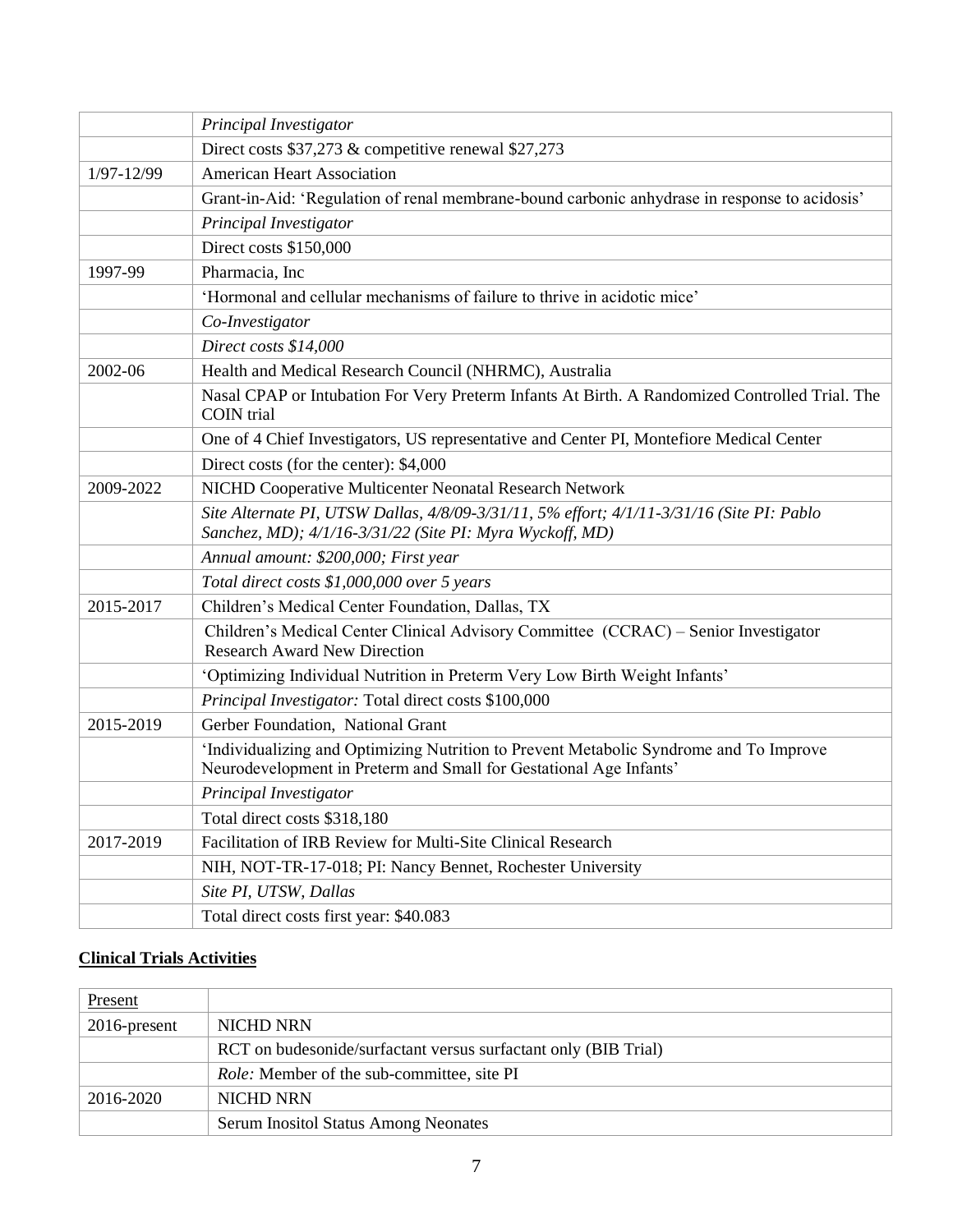| | |
|---|---|
| | *Principal Investigator* |
| | Direct costs $37,273 & competitive renewal $27,273 |
| 1/97-12/99 | American Heart Association |
| | Grant-in-Aid: 'Regulation of renal membrane-bound carbonic anhydrase in response to acidosis' |
| | *Principal Investigator* |
| | Direct costs $150,000 |
| 1997-99 | Pharmacia, Inc |
| | 'Hormonal and cellular mechanisms of failure to thrive in acidotic mice' |
| | *Co-Investigator* |
| | *Direct costs $14,000* |
| 2002-06 | Health and Medical Research Council (NHRMC), Australia |
| | Nasal CPAP or Intubation For Very Preterm Infants At Birth. A Randomized Controlled Trial. The COIN trial |
| | One of 4 Chief Investigators, US representative and Center PI, Montefiore Medical Center |
| | Direct costs (for the center): $4,000 |
| 2009-2022 | NICHD Cooperative Multicenter Neonatal Research Network |
| | *Site Alternate PI, UTSW Dallas, 4/8/09-3/31/11, 5% effort; 4/1/11-3/31/16 (Site PI: Pablo Sanchez, MD); 4/1/16-3/31/22 (Site PI: Myra Wyckoff, MD)* |
| | *Annual amount: $200,000; First year* |
| | *Total direct costs $1,000,000 over 5 years* |
| 2015-2017 | Children's Medical Center Foundation, Dallas, TX |
| | Children's Medical Center Clinical Advisory Committee (CCRAC) – Senior Investigator Research Award New Direction |
| | 'Optimizing Individual Nutrition in Preterm Very Low Birth Weight Infants' |
| | *Principal Investigator:* Total direct costs $100,000 |
| 2015-2019 | Gerber Foundation, National Grant |
| | 'Individualizing and Optimizing Nutrition to Prevent Metabolic Syndrome and To Improve Neurodevelopment in Preterm and Small for Gestational Age Infants' |
| | *Principal Investigator* |
| | Total direct costs $318,180 |
| 2017-2019 | Facilitation of IRB Review for Multi-Site Clinical Research |
| | NIH, NOT-TR-17-018; PI: Nancy Bennet, Rochester University |
| | *Site PI, UTSW, Dallas* |
| | Total direct costs first year: $40.083 |

## **Clinical Trials Activities**

| Present | |
|---|---|
| 2016-present | NICHD NRN |
| | RCT on budesonide/surfactant versus surfactant only (BIB Trial) |
| | *Role:* Member of the sub-committee, site PI |
| 2016-2020 | NICHD NRN |
| | Serum Inositol Status Among Neonates |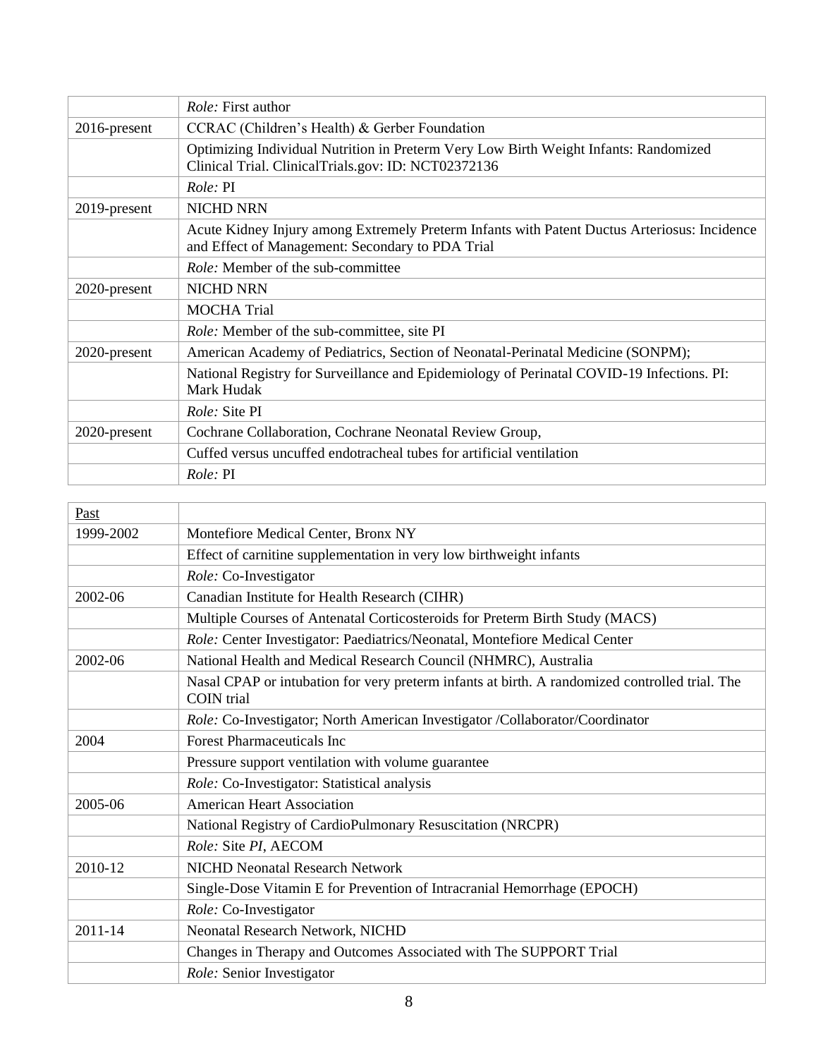|  |  |
|---|---|
|  | *Role:* First author |
| 2016-present | CCRAC (Children's Health) & Gerber Foundation |
|  | Optimizing Individual Nutrition in Preterm Very Low Birth Weight Infants: Randomized Clinical Trial. ClinicalTrials.gov: ID: NCT02372136 |
|  | *Role:* PI |
| 2019-present | NICHD NRN |
|  | Acute Kidney Injury among Extremely Preterm Infants with Patent Ductus Arteriosus: Incidence and Effect of Management: Secondary to PDA Trial |
|  | *Role:* Member of the sub-committee |
| 2020-present | NICHD NRN |
|  | MOCHA Trial |
|  | *Role:* Member of the sub-committee, site PI |
| 2020-present | American Academy of Pediatrics, Section of Neonatal-Perinatal Medicine (SONPM); |
|  | National Registry for Surveillance and Epidemiology of Perinatal COVID-19 Infections. PI: Mark Hudak |
|  | *Role:* Site PI |
| 2020-present | Cochrane Collaboration, Cochrane Neonatal Review Group, |
|  | Cuffed versus uncuffed endotracheal tubes for artificial ventilation |
|  | *Role:* PI |

| Past |  |
|---|---|
| 1999-2002 | Montefiore Medical Center, Bronx NY |
|  | Effect of carnitine supplementation in very low birthweight infants |
|  | *Role:* Co-Investigator |
| 2002-06 | Canadian Institute for Health Research (CIHR) |
|  | Multiple Courses of Antenatal Corticosteroids for Preterm Birth Study (MACS) |
|  | *Role:* Center Investigator: Paediatrics/Neonatal, Montefiore Medical Center |
| 2002-06 | National Health and Medical Research Council (NHMRC), Australia |
|  | Nasal CPAP or intubation for very preterm infants at birth. A randomized controlled trial. The COIN trial |
|  | *Role:* Co-Investigator; North American Investigator /Collaborator/Coordinator |
| 2004 | Forest Pharmaceuticals Inc |
|  | Pressure support ventilation with volume guarantee |
|  | *Role:* Co-Investigator: Statistical analysis |
| 2005-06 | American Heart Association |
|  | National Registry of CardioPulmonary Resuscitation (NRCPR) |
|  | *Role:* Site *PI*, AECOM |
| 2010-12 | NICHD Neonatal Research Network |
|  | Single-Dose Vitamin E for Prevention of Intracranial Hemorrhage (EPOCH) |
|  | *Role:* Co-Investigator |
| 2011-14 | Neonatal Research Network, NICHD |
|  | Changes in Therapy and Outcomes Associated with The SUPPORT Trial |
|  | *Role:* Senior Investigator |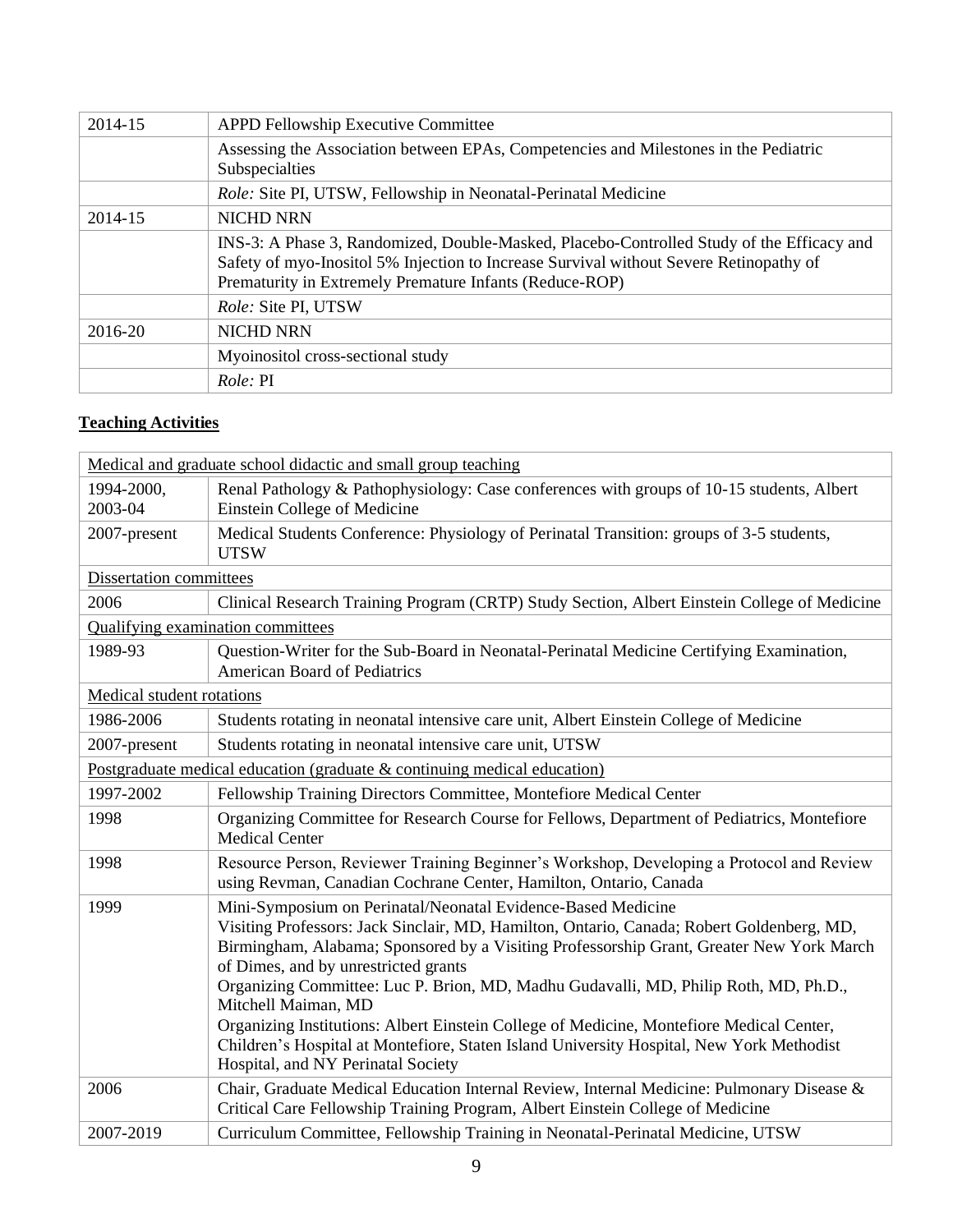| | |
|---|---|
| 2014-15 | APPD Fellowship Executive Committee |
| | Assessing the Association between EPAs, Competencies and Milestones in the Pediatric Subspecialties |
| | *Role:* Site PI, UTSW, Fellowship in Neonatal-Perinatal Medicine |
| 2014-15 | NICHD NRN |
| | INS-3: A Phase 3, Randomized, Double-Masked, Placebo-Controlled Study of the Efficacy and Safety of myo-Inositol 5% Injection to Increase Survival without Severe Retinopathy of Prematurity in Extremely Premature Infants (Reduce-ROP) |
| | *Role:* Site PI, UTSW |
| 2016-20 | NICHD NRN |
| | Myoinositol cross-sectional study |
| | *Role:* PI |

## **Teaching Activities**

| | |
|---|---|
| Medical and graduate school didactic and small group teaching | |
| 1994-2000, 2003-04 | Renal Pathology & Pathophysiology: Case conferences with groups of 10-15 students, Albert Einstein College of Medicine |
| 2007-present | Medical Students Conference: Physiology of Perinatal Transition: groups of 3-5 students, UTSW |
| Dissertation committees | |
| 2006 | Clinical Research Training Program (CRTP) Study Section, Albert Einstein College of Medicine |
| Qualifying examination committees | |
| 1989-93 | Question-Writer for the Sub-Board in Neonatal-Perinatal Medicine Certifying Examination, American Board of Pediatrics |
| Medical student rotations | |
| 1986-2006 | Students rotating in neonatal intensive care unit, Albert Einstein College of Medicine |
| 2007-present | Students rotating in neonatal intensive care unit, UTSW |
| Postgraduate medical education (graduate & continuing medical education) | |
| 1997-2002 | Fellowship Training Directors Committee, Montefiore Medical Center |
| 1998 | Organizing Committee for Research Course for Fellows, Department of Pediatrics, Montefiore Medical Center |
| 1998 | Resource Person, Reviewer Training Beginner's Workshop, Developing a Protocol and Review using Revman, Canadian Cochrane Center, Hamilton, Ontario, Canada |
| 1999 | Mini-Symposium on Perinatal/Neonatal Evidence-Based Medicine<br>Visiting Professors: Jack Sinclair, MD, Hamilton, Ontario, Canada; Robert Goldenberg, MD, Birmingham, Alabama; Sponsored by a Visiting Professorship Grant, Greater New York March of Dimes, and by unrestricted grants<br>Organizing Committee: Luc P. Brion, MD, Madhu Gudavalli, MD, Philip Roth, MD, Ph.D., Mitchell Maiman, MD<br>Organizing Institutions: Albert Einstein College of Medicine, Montefiore Medical Center, Children's Hospital at Montefiore, Staten Island University Hospital, New York Methodist Hospital, and NY Perinatal Society |
| 2006 | Chair, Graduate Medical Education Internal Review, Internal Medicine: Pulmonary Disease & Critical Care Fellowship Training Program, Albert Einstein College of Medicine |
| 2007-2019 | Curriculum Committee, Fellowship Training in Neonatal-Perinatal Medicine, UTSW |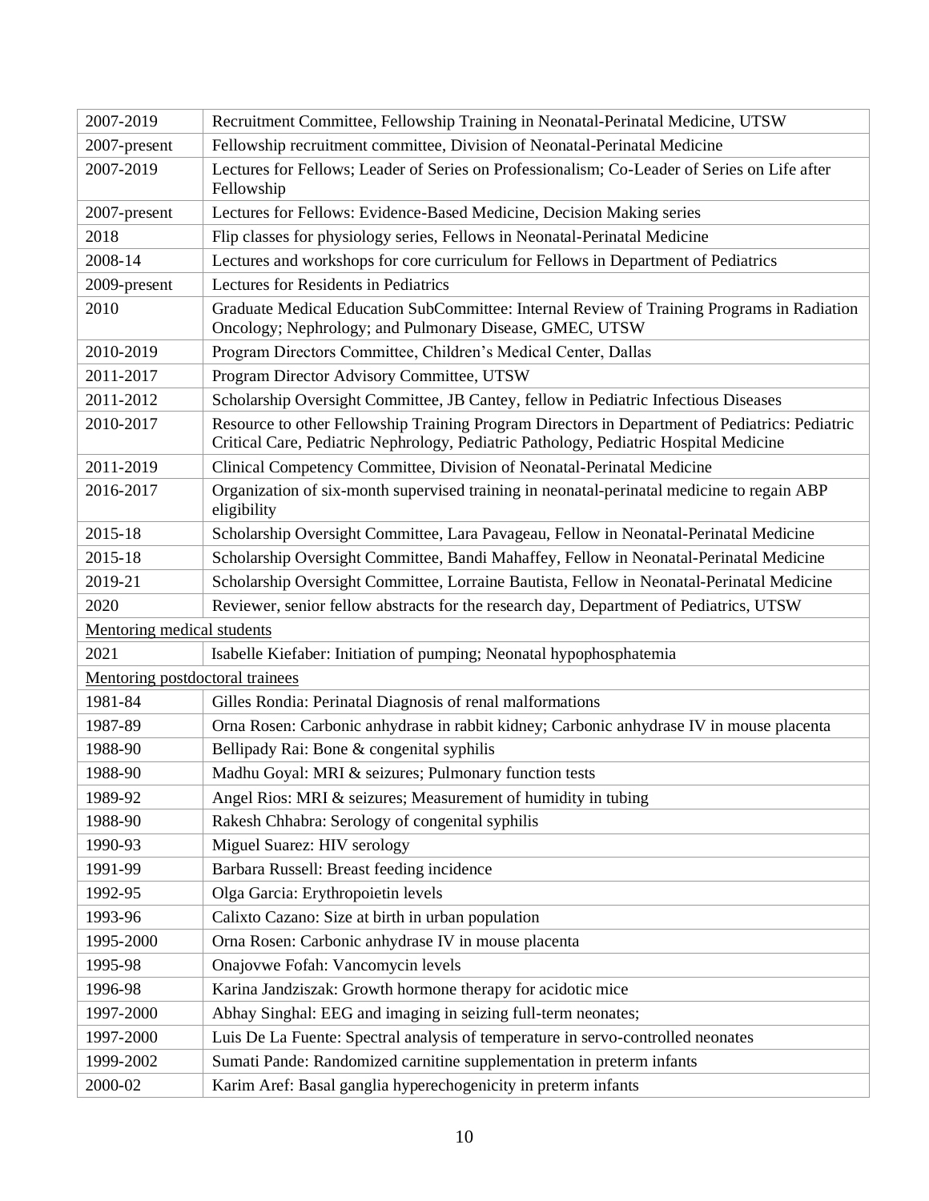| | |
|---|---|
| 2007-2019 | Recruitment Committee, Fellowship Training in Neonatal-Perinatal Medicine, UTSW |
| 2007-present | Fellowship recruitment committee, Division of Neonatal-Perinatal Medicine |
| 2007-2019 | Lectures for Fellows; Leader of Series on Professionalism; Co-Leader of Series on Life after Fellowship |
| 2007-present | Lectures for Fellows: Evidence-Based Medicine, Decision Making series |
| 2018 | Flip classes for physiology series, Fellows in Neonatal-Perinatal Medicine |
| 2008-14 | Lectures and workshops for core curriculum for Fellows in Department of Pediatrics |
| 2009-present | Lectures for Residents in Pediatrics |
| 2010 | Graduate Medical Education SubCommittee: Internal Review of Training Programs in Radiation Oncology; Nephrology; and Pulmonary Disease, GMEC, UTSW |
| 2010-2019 | Program Directors Committee, Children's Medical Center, Dallas |
| 2011-2017 | Program Director Advisory Committee, UTSW |
| 2011-2012 | Scholarship Oversight Committee, JB Cantey, fellow in Pediatric Infectious Diseases |
| 2010-2017 | Resource to other Fellowship Training Program Directors in Department of Pediatrics: Pediatric Critical Care, Pediatric Nephrology, Pediatric Pathology, Pediatric Hospital Medicine |
| 2011-2019 | Clinical Competency Committee, Division of Neonatal-Perinatal Medicine |
| 2016-2017 | Organization of six-month supervised training in neonatal-perinatal medicine to regain ABP eligibility |
| 2015-18 | Scholarship Oversight Committee, Lara Pavageau, Fellow in Neonatal-Perinatal Medicine |
| 2015-18 | Scholarship Oversight Committee, Bandi Mahaffey, Fellow in Neonatal-Perinatal Medicine |
| 2019-21 | Scholarship Oversight Committee, Lorraine Bautista, Fellow in Neonatal-Perinatal Medicine |
| 2020 | Reviewer, senior fellow abstracts for the research day, Department of Pediatrics, UTSW |
| Mentoring medical students | |
| 2021 | Isabelle Kiefaber: Initiation of pumping; Neonatal hypophosphatemia |
| Mentoring postdoctoral trainees | |
| 1981-84 | Gilles Rondia: Perinatal Diagnosis of renal malformations |
| 1987-89 | Orna Rosen: Carbonic anhydrase in rabbit kidney; Carbonic anhydrase IV in mouse placenta |
| 1988-90 | Bellipady Rai: Bone & congenital syphilis |
| 1988-90 | Madhu Goyal: MRI & seizures; Pulmonary function tests |
| 1989-92 | Angel Rios: MRI & seizures; Measurement of humidity in tubing |
| 1988-90 | Rakesh Chhabra: Serology of congenital syphilis |
| 1990-93 | Miguel Suarez: HIV serology |
| 1991-99 | Barbara Russell: Breast feeding incidence |
| 1992-95 | Olga Garcia: Erythropoietin levels |
| 1993-96 | Calixto Cazano: Size at birth in urban population |
| 1995-2000 | Orna Rosen: Carbonic anhydrase IV in mouse placenta |
| 1995-98 | Onajovwe Fofah: Vancomycin levels |
| 1996-98 | Karina Jandziszak: Growth hormone therapy for acidotic mice |
| 1997-2000 | Abhay Singhal: EEG and imaging in seizing full-term neonates; |
| 1997-2000 | Luis De La Fuente: Spectral analysis of temperature in servo-controlled neonates |
| 1999-2002 | Sumati Pande: Randomized carnitine supplementation in preterm infants |
| 2000-02 | Karim Aref: Basal ganglia hyperechogenicity in preterm infants |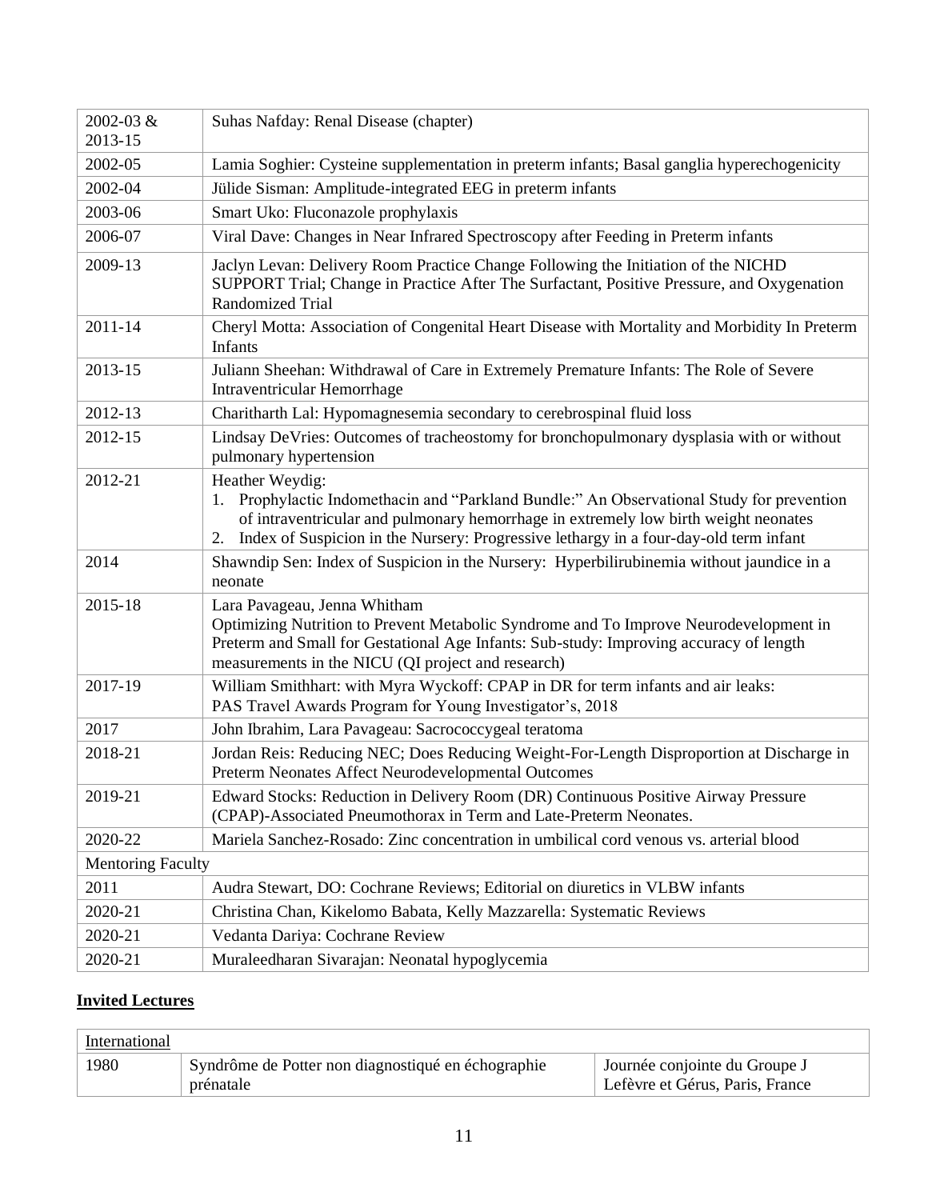| | |
|---|---|
| 2002-03 & 2013-15 | Suhas Nafday: Renal Disease (chapter) |
| 2002-05 | Lamia Soghier: Cysteine supplementation in preterm infants; Basal ganglia hyperechogenicity |
| 2002-04 | Jülide Sisman: Amplitude-integrated EEG in preterm infants |
| 2003-06 | Smart Uko: Fluconazole prophylaxis |
| 2006-07 | Viral Dave: Changes in Near Infrared Spectroscopy after Feeding in Preterm infants |
| 2009-13 | Jaclyn Levan: Delivery Room Practice Change Following the Initiation of the NICHD SUPPORT Trial; Change in Practice After The Surfactant, Positive Pressure, and Oxygenation Randomized Trial |
| 2011-14 | Cheryl Motta: Association of Congenital Heart Disease with Mortality and Morbidity In Preterm Infants |
| 2013-15 | Juliann Sheehan: Withdrawal of Care in Extremely Premature Infants: The Role of Severe Intraventricular Hemorrhage |
| 2012-13 | Charitharth Lal: Hypomagnesemia secondary to cerebrospinal fluid loss |
| 2012-15 | Lindsay DeVries: Outcomes of tracheostomy for bronchopulmonary dysplasia with or without pulmonary hypertension |
| 2012-21 | Heather Weydig:<br>1. Prophylactic Indomethacin and "Parkland Bundle:" An Observational Study for prevention of intraventricular and pulmonary hemorrhage in extremely low birth weight neonates<br>2. Index of Suspicion in the Nursery: Progressive lethargy in a four-day-old term infant |
| 2014 | Shawndip Sen: Index of Suspicion in the Nursery: Hyperbilirubinemia without jaundice in a neonate |
| 2015-18 | Lara Pavageau, Jenna Whitham<br>Optimizing Nutrition to Prevent Metabolic Syndrome and To Improve Neurodevelopment in Preterm and Small for Gestational Age Infants: Sub-study: Improving accuracy of length measurements in the NICU (QI project and research) |
| 2017-19 | William Smithhart: with Myra Wyckoff: CPAP in DR for term infants and air leaks:<br>PAS Travel Awards Program for Young Investigator's, 2018 |
| 2017 | John Ibrahim, Lara Pavageau: Sacrococcygeal teratoma |
| 2018-21 | Jordan Reis: Reducing NEC; Does Reducing Weight-For-Length Disproportion at Discharge in Preterm Neonates Affect Neurodevelopmental Outcomes |
| 2019-21 | Edward Stocks: Reduction in Delivery Room (DR) Continuous Positive Airway Pressure (CPAP)-Associated Pneumothorax in Term and Late-Preterm Neonates. |
| 2020-22 | Mariela Sanchez-Rosado: Zinc concentration in umbilical cord venous vs. arterial blood |
| Mentoring Faculty | |
| 2011 | Audra Stewart, DO: Cochrane Reviews; Editorial on diuretics in VLBW infants |
| 2020-21 | Christina Chan, Kikelomo Babata, Kelly Mazzarella: Systematic Reviews |
| 2020-21 | Vedanta Dariya: Cochrane Review |
| 2020-21 | Muraleedharan Sivarajan: Neonatal hypoglycemia |

## **Invited Lectures**

| International | | |
|---|---|---|
| 1980 | Syndrôme de Potter non diagnostiqué en échographie prénatale | Journée conjointe du Groupe J Lefèvre et Gérus, Paris, France |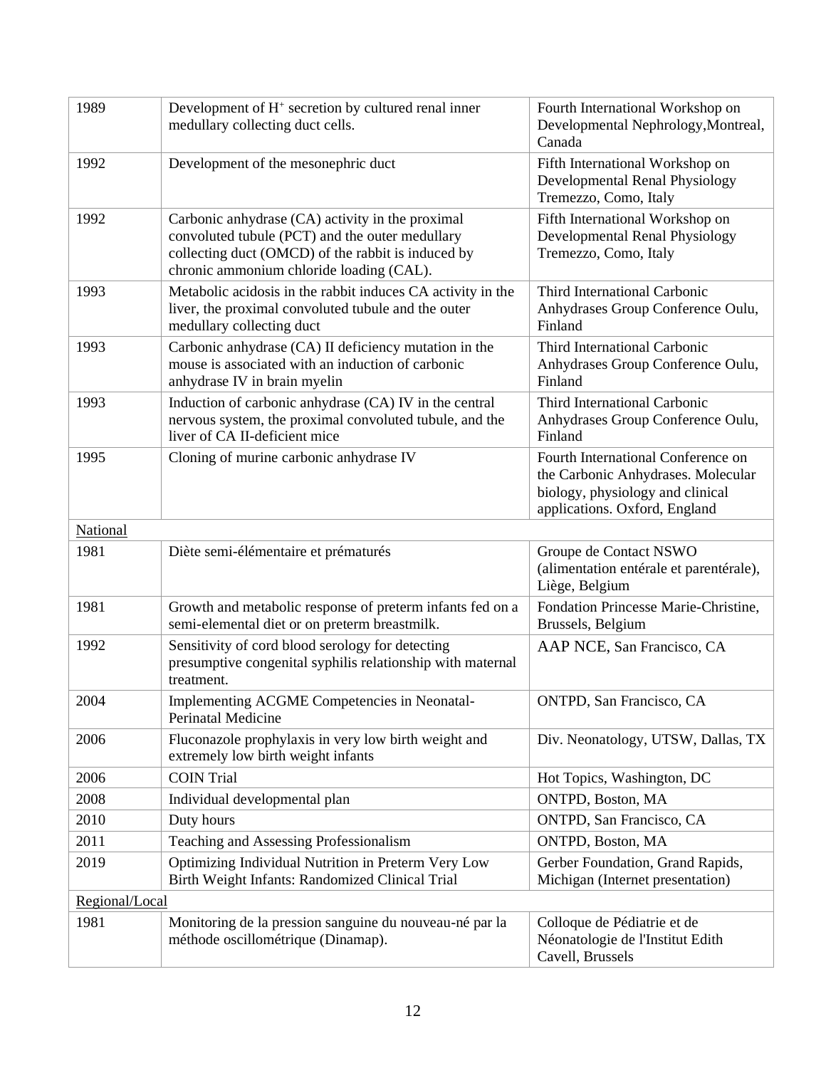| | | |
|---|---|---|
| 1989 | Development of $H^+$ secretion by cultured renal inner medullary collecting duct cells. | Fourth International Workshop on Developmental Nephrology,Montreal, Canada |
| 1992 | Development of the mesonephric duct | Fifth International Workshop on Developmental Renal Physiology Tremezzo, Como, Italy |
| 1992 | Carbonic anhydrase (CA) activity in the proximal convoluted tubule (PCT) and the outer medullary collecting duct (OMCD) of the rabbit is induced by chronic ammonium chloride loading (CAL). | Fifth International Workshop on Developmental Renal Physiology Tremezzo, Como, Italy |
| 1993 | Metabolic acidosis in the rabbit induces CA activity in the liver, the proximal convoluted tubule and the outer medullary collecting duct | Third International Carbonic Anhydrases Group Conference Oulu, Finland |
| 1993 | Carbonic anhydrase (CA) II deficiency mutation in the mouse is associated with an induction of carbonic anhydrase IV in brain myelin | Third International Carbonic Anhydrases Group Conference Oulu, Finland |
| 1993 | Induction of carbonic anhydrase (CA) IV in the central nervous system, the proximal convoluted tubule, and the liver of CA II-deficient mice | Third International Carbonic Anhydrases Group Conference Oulu, Finland |
| 1995 | Cloning of murine carbonic anhydrase IV | Fourth International Conference on the Carbonic Anhydrases. Molecular biology, physiology and clinical applications. Oxford, England |
| National | | |
| 1981 | Diète semi-élémentaire et prématurés | Groupe de Contact NSWO (alimentation entérale et parentérale), Liège, Belgium |
| 1981 | Growth and metabolic response of preterm infants fed on a semi-elemental diet or on preterm breastmilk. | Fondation Princesse Marie-Christine, Brussels, Belgium |
| 1992 | Sensitivity of cord blood serology for detecting presumptive congenital syphilis relationship with maternal treatment. | AAP NCE, San Francisco, CA |
| 2004 | Implementing ACGME Competencies in Neonatal-Perinatal Medicine | ONTPD, San Francisco, CA |
| 2006 | Fluconazole prophylaxis in very low birth weight and extremely low birth weight infants | Div. Neonatology, UTSW, Dallas, TX |
| 2006 | COIN Trial | Hot Topics, Washington, DC |
| 2008 | Individual developmental plan | ONTPD, Boston, MA |
| 2010 | Duty hours | ONTPD, San Francisco, CA |
| 2011 | Teaching and Assessing Professionalism | ONTPD, Boston, MA |
| 2019 | Optimizing Individual Nutrition in Preterm Very Low Birth Weight Infants: Randomized Clinical Trial | Gerber Foundation, Grand Rapids, Michigan (Internet presentation) |
| Regional/Local | | |
| 1981 | Monitoring de la pression sanguine du nouveau-né par la méthode oscillométrique (Dinamap). | Colloque de Pédiatrie et de Néonatologie de l'Institut Edith Cavell, Brussels |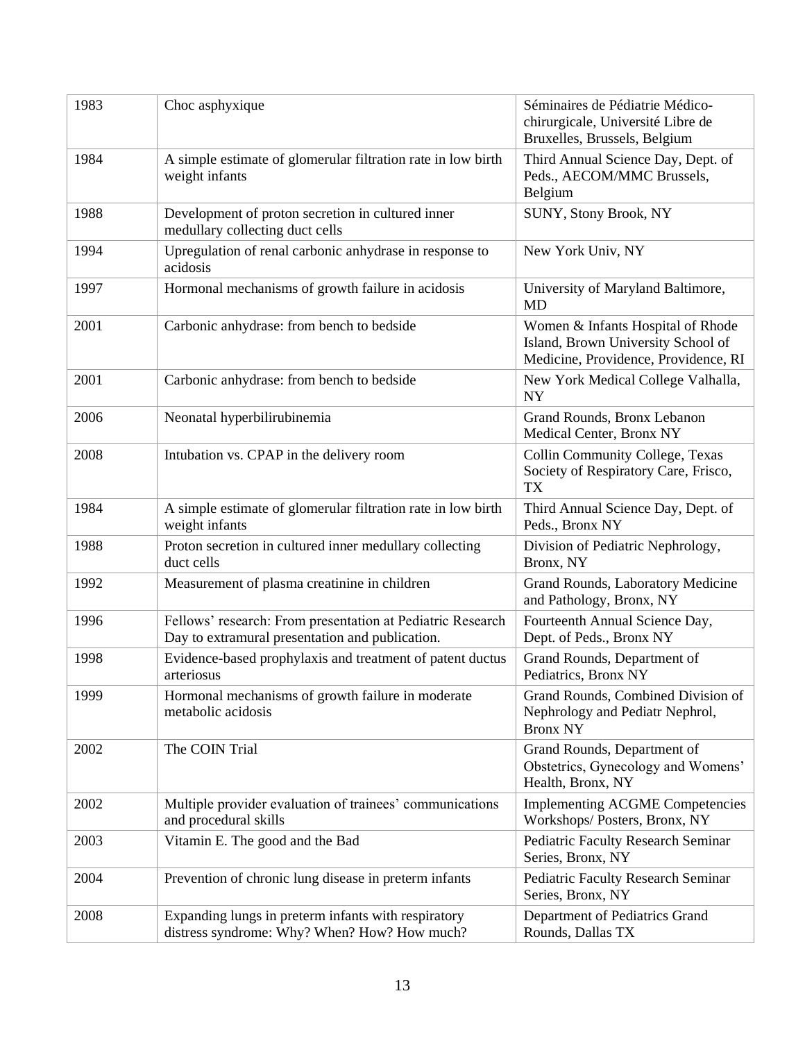| 1983 | Choc asphyxique | Séminaires de Pédiatrie Médico-chirurgicale, Université Libre de Bruxelles, Brussels, Belgium |
|---|---|---|
| 1984 | A simple estimate of glomerular filtration rate in low birth weight infants | Third Annual Science Day, Dept. of Peds., AECOM/MMC Brussels, Belgium |
| 1988 | Development of proton secretion in cultured inner medullary collecting duct cells | SUNY, Stony Brook, NY |
| 1994 | Upregulation of renal carbonic anhydrase in response to acidosis | New York Univ, NY |
| 1997 | Hormonal mechanisms of growth failure in acidosis | University of Maryland Baltimore, MD |
| 2001 | Carbonic anhydrase: from bench to bedside | Women & Infants Hospital of Rhode Island, Brown University School of Medicine, Providence, Providence, RI |
| 2001 | Carbonic anhydrase: from bench to bedside | New York Medical College Valhalla, NY |
| 2006 | Neonatal hyperbilirubinemia | Grand Rounds, Bronx Lebanon Medical Center, Bronx NY |
| 2008 | Intubation vs. CPAP in the delivery room | Collin Community College, Texas Society of Respiratory Care, Frisco, TX |
| 1984 | A simple estimate of glomerular filtration rate in low birth weight infants | Third Annual Science Day, Dept. of Peds., Bronx NY |
| 1988 | Proton secretion in cultured inner medullary collecting duct cells | Division of Pediatric Nephrology, Bronx, NY |
| 1992 | Measurement of plasma creatinine in children | Grand Rounds, Laboratory Medicine and Pathology, Bronx, NY |
| 1996 | Fellows' research: From presentation at Pediatric Research Day to extramural presentation and publication. | Fourteenth Annual Science Day, Dept. of Peds., Bronx NY |
| 1998 | Evidence-based prophylaxis and treatment of patent ductus arteriosus | Grand Rounds, Department of Pediatrics, Bronx NY |
| 1999 | Hormonal mechanisms of growth failure in moderate metabolic acidosis | Grand Rounds, Combined Division of Nephrology and Pediatr Nephrol, Bronx NY |
| 2002 | The COIN Trial | Grand Rounds, Department of Obstetrics, Gynecology and Womens' Health, Bronx, NY |
| 2002 | Multiple provider evaluation of trainees' communications and procedural skills | Implementing ACGME Competencies Workshops/ Posters, Bronx, NY |
| 2003 | Vitamin E. The good and the Bad | Pediatric Faculty Research Seminar Series, Bronx, NY |
| 2004 | Prevention of chronic lung disease in preterm infants | Pediatric Faculty Research Seminar Series, Bronx, NY |
| 2008 | Expanding lungs in preterm infants with respiratory distress syndrome: Why? When? How? How much? | Department of Pediatrics Grand Rounds, Dallas TX |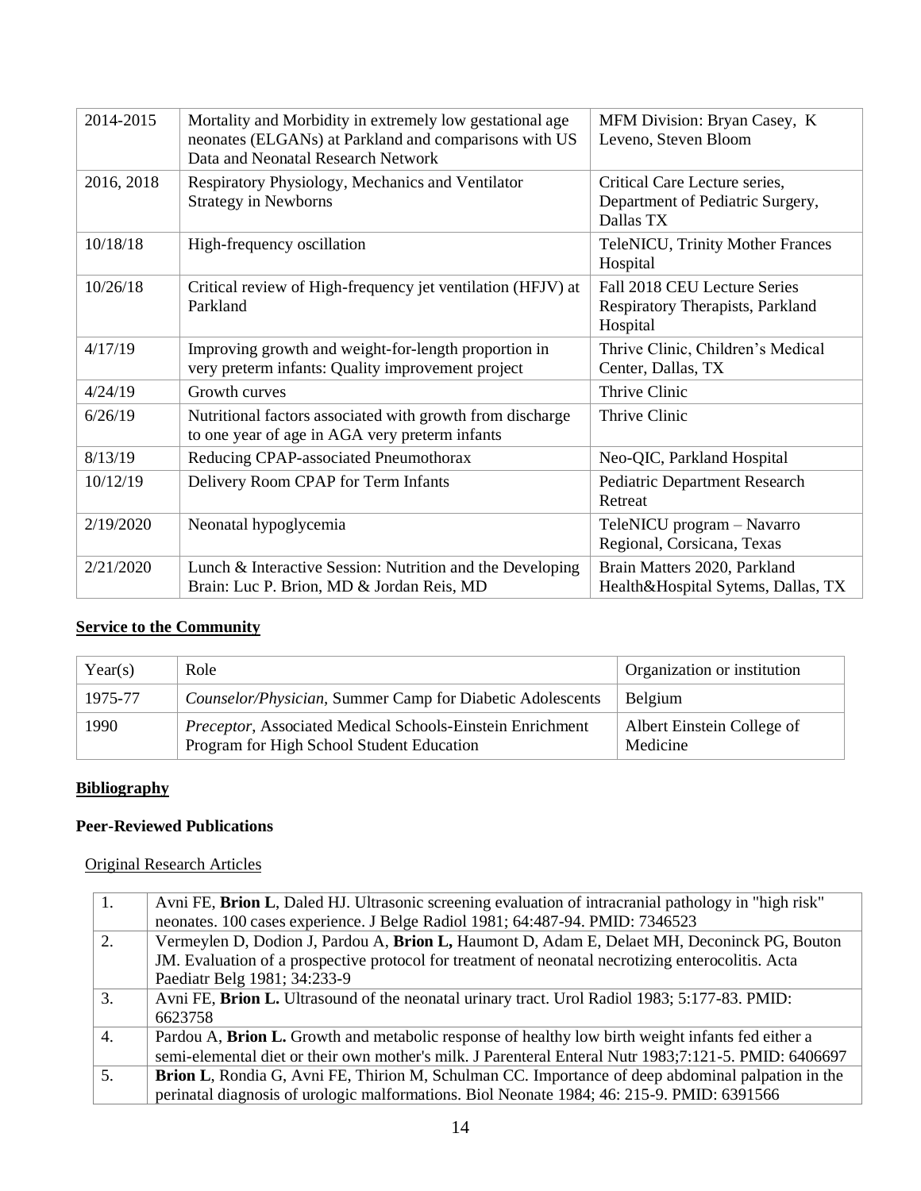| 2014-2015 | Mortality and Morbidity in extremely low gestational age neonates (ELGANs) at Parkland and comparisons with US Data and Neonatal Research Network | MFM Division: Bryan Casey, K Leveno, Steven Bloom |
|---|---|---|
| 2016, 2018 | Respiratory Physiology, Mechanics and Ventilator Strategy in Newborns | Critical Care Lecture series, Department of Pediatric Surgery, Dallas TX |
| 10/18/18 | High-frequency oscillation | TeleNICU, Trinity Mother Frances Hospital |
| 10/26/18 | Critical review of High-frequency jet ventilation (HFJV) at Parkland | Fall 2018 CEU Lecture Series Respiratory Therapists, Parkland Hospital |
| 4/17/19 | Improving growth and weight-for-length proportion in very preterm infants: Quality improvement project | Thrive Clinic, Children's Medical Center, Dallas, TX |
| 4/24/19 | Growth curves | Thrive Clinic |
| 6/26/19 | Nutritional factors associated with growth from discharge to one year of age in AGA very preterm infants | Thrive Clinic |
| 8/13/19 | Reducing CPAP-associated Pneumothorax | Neo-QIC, Parkland Hospital |
| 10/12/19 | Delivery Room CPAP for Term Infants | Pediatric Department Research Retreat |
| 2/19/2020 | Neonatal hypoglycemia | TeleNICU program – Navarro Regional, Corsicana, Texas |
| 2/21/2020 | Lunch & Interactive Session: Nutrition and the Developing Brain: Luc P. Brion, MD & Jordan Reis, MD | Brain Matters 2020, Parkland Health&Hospital Sytems, Dallas, TX |

**Service to the Community**

| Year(s) | Role | Organization or institution |
|---|---|---|
| 1975-77 | *Counselor/Physician,* Summer Camp for Diabetic Adolescents | Belgium |
| 1990 | *Preceptor,* Associated Medical Schools-Einstein Enrichment Program for High School Student Education | Albert Einstein College of Medicine |

## Bibliography

### Peer-Reviewed Publications

Original Research Articles

| 1. | Avni FE, **Brion L**, Daled HJ. Ultrasonic screening evaluation of intracranial pathology in "high risk" neonates. 100 cases experience. J Belge Radiol 1981; 64:487-94. PMID: 7346523 |
|---|---|
| 2. | Vermeylen D, Dodion J, Pardou A, **Brion L,** Haumont D, Adam E, Delaet MH, Deconinck PG, Bouton JM. Evaluation of a prospective protocol for treatment of neonatal necrotizing enterocolitis. Acta Paediatr Belg 1981; 34:233-9 |
| 3. | Avni FE, **Brion L.** Ultrasound of the neonatal urinary tract. Urol Radiol 1983; 5:177-83. PMID: 6623758 |
| 4. | Pardou A, **Brion L.** Growth and metabolic response of healthy low birth weight infants fed either a semi-elemental diet or their own mother's milk. J Parenteral Enteral Nutr 1983;7:121-5. PMID: 6406697 |
| 5. | **Brion L**, Rondia G, Avni FE, Thirion M, Schulman CC. Importance of deep abdominal palpation in the perinatal diagnosis of urologic malformations. Biol Neonate 1984; 46: 215-9. PMID: 6391566 |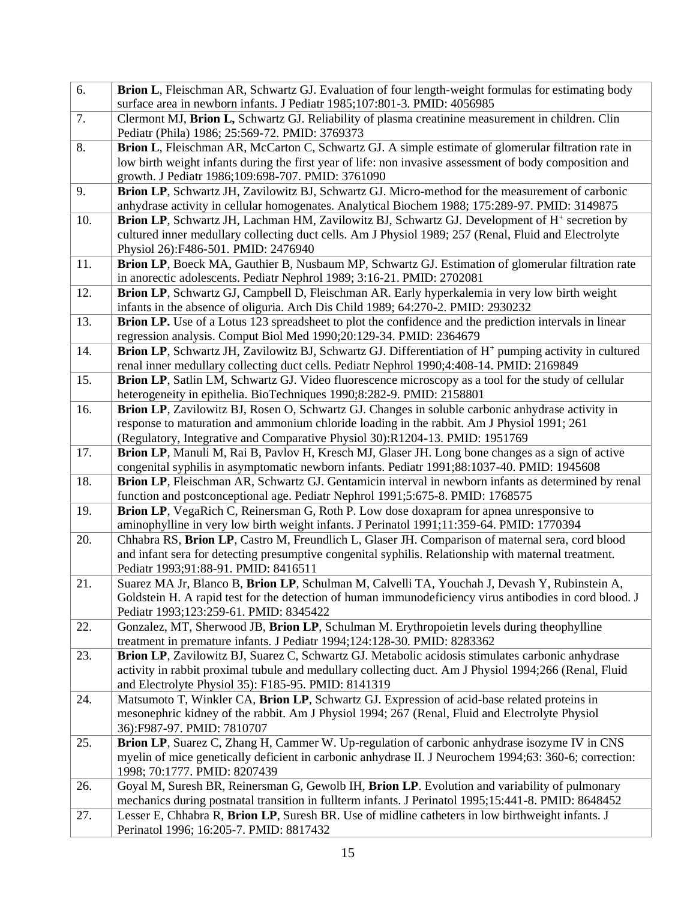| | |
|---|---|
| 6. | **Brion L**, Fleischman AR, Schwartz GJ. Evaluation of four length-weight formulas for estimating body surface area in newborn infants. J Pediatr 1985;107:801-3. PMID: 4056985 |
| 7. | Clermont MJ, **Brion L,** Schwartz GJ. Reliability of plasma creatinine measurement in children. Clin Pediatr (Phila) 1986; 25:569-72. PMID: 3769373 |
| 8. | **Brion L**, Fleischman AR, McCarton C, Schwartz GJ. A simple estimate of glomerular filtration rate in low birth weight infants during the first year of life: non invasive assessment of body composition and growth. J Pediatr 1986;109:698-707. PMID: 3761090 |
| 9. | **Brion LP**, Schwartz JH, Zavilowitz BJ, Schwartz GJ. Micro-method for the measurement of carbonic anhydrase activity in cellular homogenates. Analytical Biochem 1988; 175:289-97. PMID: 3149875 |
| 10. | **Brion LP**, Schwartz JH, Lachman HM, Zavilowitz BJ, Schwartz GJ. Development of $H^+$ secretion by cultured inner medullary collecting duct cells. Am J Physiol 1989; 257 (Renal, Fluid and Electrolyte Physiol 26):F486-501. PMID: 2476940 |
| 11. | **Brion LP**, Boeck MA, Gauthier B, Nusbaum MP, Schwartz GJ. Estimation of glomerular filtration rate in anorectic adolescents. Pediatr Nephrol 1989; 3:16-21. PMID: 2702081 |
| 12. | **Brion LP**, Schwartz GJ, Campbell D, Fleischman AR. Early hyperkalemia in very low birth weight infants in the absence of oliguria. Arch Dis Child 1989; 64:270-2. PMID: 2930232 |
| 13. | **Brion LP.** Use of a Lotus 123 spreadsheet to plot the confidence and the prediction intervals in linear regression analysis. Comput Biol Med 1990;20:129-34. PMID: 2364679 |
| 14. | **Brion LP**, Schwartz JH, Zavilowitz BJ, Schwartz GJ. Differentiation of $H^+$ pumping activity in cultured renal inner medullary collecting duct cells. Pediatr Nephrol 1990;4:408-14. PMID: 2169849 |
| 15. | **Brion LP**, Satlin LM, Schwartz GJ. Video fluorescence microscopy as a tool for the study of cellular heterogeneity in epithelia. BioTechniques 1990;8:282-9. PMID: 2158801 |
| 16. | **Brion LP**, Zavilowitz BJ, Rosen O, Schwartz GJ. Changes in soluble carbonic anhydrase activity in response to maturation and ammonium chloride loading in the rabbit. Am J Physiol 1991; 261 (Regulatory, Integrative and Comparative Physiol 30):R1204-13. PMID: 1951769 |
| 17. | **Brion LP**, Manuli M, Rai B, Pavlov H, Kresch MJ, Glaser JH. Long bone changes as a sign of active congenital syphilis in asymptomatic newborn infants. Pediatr 1991;88:1037-40. PMID: 1945608 |
| 18. | **Brion LP**, Fleischman AR, Schwartz GJ. Gentamicin interval in newborn infants as determined by renal function and postconceptional age. Pediatr Nephrol 1991;5:675-8. PMID: 1768575 |
| 19. | **Brion LP**, VegaRich C, Reinersman G, Roth P. Low dose doxapram for apnea unresponsive to aminophylline in very low birth weight infants. J Perinatol 1991;11:359-64. PMID: 1770394 |
| 20. | Chhabra RS, **Brion LP**, Castro M, Freundlich L, Glaser JH. Comparison of maternal sera, cord blood and infant sera for detecting presumptive congenital syphilis. Relationship with maternal treatment. Pediatr 1993;91:88-91. PMID: 8416511 |
| 21. | Suarez MA Jr, Blanco B, **Brion LP**, Schulman M, Calvelli TA, Youchah J, Devash Y, Rubinstein A, Goldstein H. A rapid test for the detection of human immunodeficiency virus antibodies in cord blood. J Pediatr 1993;123:259-61. PMID: 8345422 |
| 22. | Gonzalez, MT, Sherwood JB, **Brion LP**, Schulman M. Erythropoietin levels during theophylline treatment in premature infants. J Pediatr 1994;124:128-30. PMID: 8283362 |
| 23. | **Brion LP**, Zavilowitz BJ, Suarez C, Schwartz GJ. Metabolic acidosis stimulates carbonic anhydrase activity in rabbit proximal tubule and medullary collecting duct. Am J Physiol 1994;266 (Renal, Fluid and Electrolyte Physiol 35): F185-95. PMID: 8141319 |
| 24. | Matsumoto T, Winkler CA, **Brion LP**, Schwartz GJ. Expression of acid-base related proteins in mesonephric kidney of the rabbit. Am J Physiol 1994; 267 (Renal, Fluid and Electrolyte Physiol 36):F987-97. PMID: 7810707 |
| 25. | **Brion LP**, Suarez C, Zhang H, Cammer W. Up-regulation of carbonic anhydrase isozyme IV in CNS myelin of mice genetically deficient in carbonic anhydrase II. J Neurochem 1994;63: 360-6; correction: 1998; 70:1777. PMID: 8207439 |
| 26. | Goyal M, Suresh BR, Reinersman G, Gewolb IH, **Brion LP**. Evolution and variability of pulmonary mechanics during postnatal transition in fullterm infants. J Perinatol 1995;15:441-8. PMID: 8648452 |
| 27. | Lesser E, Chhabra R, **Brion LP**, Suresh BR. Use of midline catheters in low birthweight infants. J Perinatol 1996; 16:205-7. PMID: 8817432 |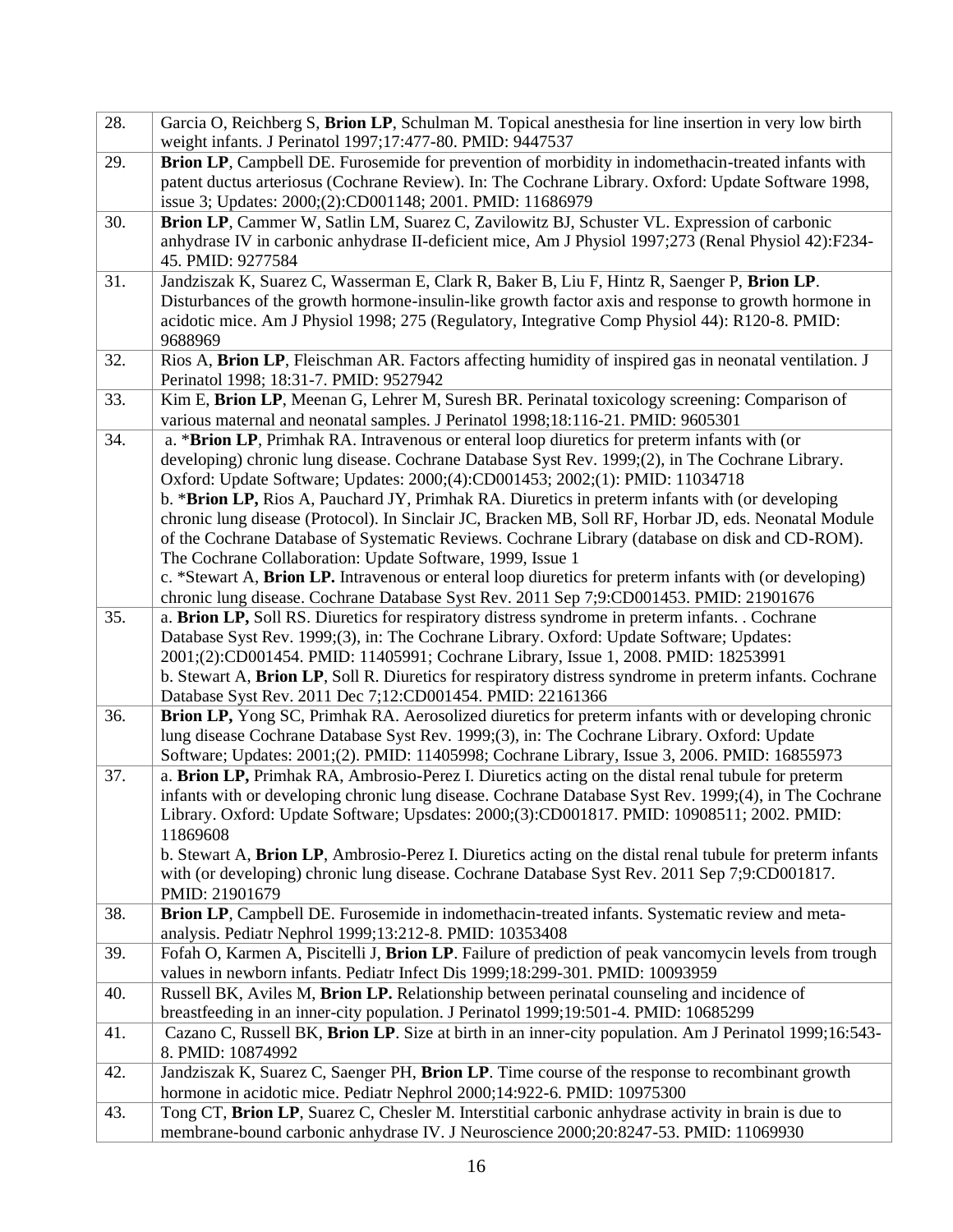| | |
|---|---|
| 28. | Garcia O, Reichberg S, **Brion LP**, Schulman M. Topical anesthesia for line insertion in very low birth weight infants. J Perinatol 1997;17:477-80. PMID: 9447537 |
| 29. | **Brion LP**, Campbell DE. Furosemide for prevention of morbidity in indomethacin-treated infants with patent ductus arteriosus (Cochrane Review). In: The Cochrane Library. Oxford: Update Software 1998, issue 3; Updates: 2000;(2):CD001148; 2001. PMID: 11686979 |
| 30. | **Brion LP**, Cammer W, Satlin LM, Suarez C, Zavilowitz BJ, Schuster VL. Expression of carbonic anhydrase IV in carbonic anhydrase II-deficient mice, Am J Physiol 1997;273 (Renal Physiol 42):F234-45. PMID: 9277584 |
| 31. | Jandziszak K, Suarez C, Wasserman E, Clark R, Baker B, Liu F, Hintz R, Saenger P, **Brion LP**. Disturbances of the growth hormone-insulin-like growth factor axis and response to growth hormone in acidotic mice. Am J Physiol 1998; 275 (Regulatory, Integrative Comp Physiol 44): R120-8. PMID: 9688969 |
| 32. | Rios A, **Brion LP**, Fleischman AR. Factors affecting humidity of inspired gas in neonatal ventilation. J Perinatol 1998; 18:31-7. PMID: 9527942 |
| 33. | Kim E, **Brion LP**, Meenan G, Lehrer M, Suresh BR. Perinatal toxicology screening: Comparison of various maternal and neonatal samples. J Perinatol 1998;18:116-21. PMID: 9605301 |
| 34. | a. ***Brion LP**, Primhak RA. Intravenous or enteral loop diuretics for preterm infants with (or developing) chronic lung disease. Cochrane Database Syst Rev. 1999;(2), in The Cochrane Library. Oxford: Update Software; Updates: 2000;(4):CD001453; 2002;(1): PMID: 11034718<br>b. ***Brion LP,** Rios A, Pauchard JY, Primhak RA. Diuretics in preterm infants with (or developing chronic lung disease (Protocol). In Sinclair JC, Bracken MB, Soll RF, Horbar JD, eds. Neonatal Module of the Cochrane Database of Systematic Reviews. Cochrane Library (database on disk and CD-ROM). The Cochrane Collaboration: Update Software, 1999, Issue 1<br>c. *Stewart A, **Brion LP.** Intravenous or enteral loop diuretics for preterm infants with (or developing) chronic lung disease. Cochrane Database Syst Rev. 2011 Sep 7;9:CD001453. PMID: 21901676 |
| 35. | a. **Brion LP,** Soll RS. Diuretics for respiratory distress syndrome in preterm infants. . Cochrane Database Syst Rev. 1999;(3), in: The Cochrane Library. Oxford: Update Software; Updates: 2001;(2):CD001454. PMID: 11405991; Cochrane Library, Issue 1, 2008. PMID: 18253991<br>b. Stewart A, **Brion LP**, Soll R. Diuretics for respiratory distress syndrome in preterm infants. Cochrane Database Syst Rev. 2011 Dec 7;12:CD001454. PMID: 22161366 |
| 36. | **Brion LP,** Yong SC, Primhak RA. Aerosolized diuretics for preterm infants with or developing chronic lung disease Cochrane Database Syst Rev. 1999;(3), in: The Cochrane Library. Oxford: Update Software; Updates: 2001;(2). PMID: 11405998; Cochrane Library, Issue 3, 2006. PMID: 16855973 |
| 37. | a. **Brion LP,** Primhak RA, Ambrosio-Perez I. Diuretics acting on the distal renal tubule for preterm infants with or developing chronic lung disease. Cochrane Database Syst Rev. 1999;(4), in The Cochrane Library. Oxford: Update Software; Upsdates: 2000;(3):CD001817. PMID: 10908511; 2002. PMID: 11869608<br>b. Stewart A, **Brion LP**, Ambrosio-Perez I. Diuretics acting on the distal renal tubule for preterm infants with (or developing) chronic lung disease. Cochrane Database Syst Rev. 2011 Sep 7;9:CD001817. PMID: 21901679 |
| 38. | **Brion LP**, Campbell DE. Furosemide in indomethacin-treated infants. Systematic review and meta-analysis. Pediatr Nephrol 1999;13:212-8. PMID: 10353408 |
| 39. | Fofah O, Karmen A, Piscitelli J, **Brion LP**. Failure of prediction of peak vancomycin levels from trough values in newborn infants. Pediatr Infect Dis 1999;18:299-301. PMID: 10093959 |
| 40. | Russell BK, Aviles M, **Brion LP.** Relationship between perinatal counseling and incidence of breastfeeding in an inner-city population. J Perinatol 1999;19:501-4. PMID: 10685299 |
| 41. | Cazano C, Russell BK, **Brion LP**. Size at birth in an inner-city population. Am J Perinatol 1999;16:543-8. PMID: 10874992 |
| 42. | Jandziszak K, Suarez C, Saenger PH, **Brion LP**. Time course of the response to recombinant growth hormone in acidotic mice. Pediatr Nephrol 2000;14:922-6. PMID: 10975300 |
| 43. | Tong CT, **Brion LP**, Suarez C, Chesler M. Interstitial carbonic anhydrase activity in brain is due to membrane-bound carbonic anhydrase IV. J Neuroscience 2000;20:8247-53. PMID: 11069930 |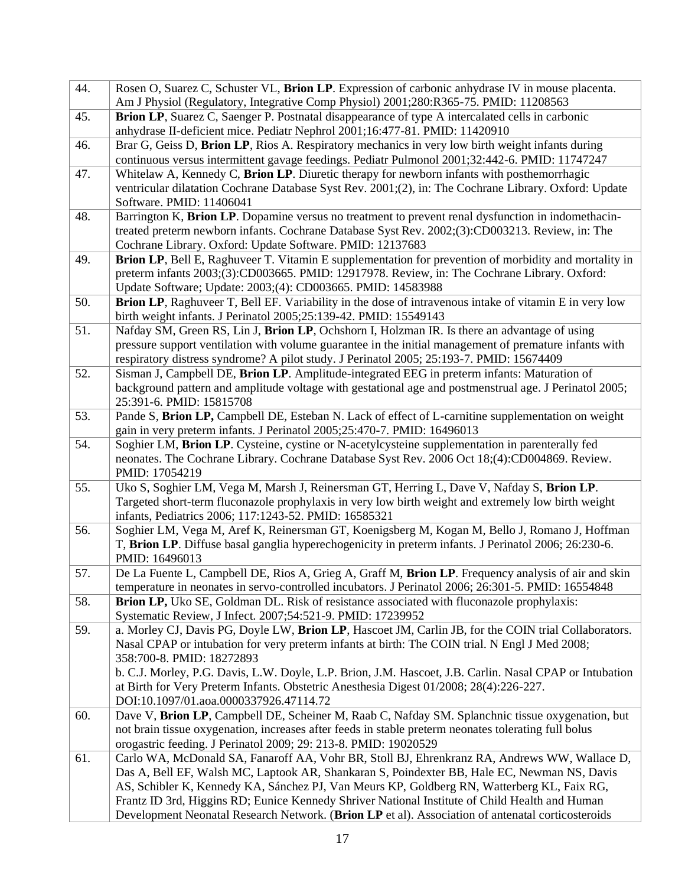| | |
|---|---|
| 44. | Rosen O, Suarez C, Schuster VL, **Brion LP**. Expression of carbonic anhydrase IV in mouse placenta. Am J Physiol (Regulatory, Integrative Comp Physiol) 2001;280:R365-75. PMID: 11208563 |
| 45. | **Brion LP**, Suarez C, Saenger P. Postnatal disappearance of type A intercalated cells in carbonic anhydrase II-deficient mice. Pediatr Nephrol 2001;16:477-81. PMID: 11420910 |
| 46. | Brar G, Geiss D, **Brion LP**, Rios A. Respiratory mechanics in very low birth weight infants during continuous versus intermittent gavage feedings. Pediatr Pulmonol 2001;32:442-6. PMID: 11747247 |
| 47. | Whitelaw A, Kennedy C, **Brion LP**. Diuretic therapy for newborn infants with posthemorrhagic ventricular dilatation Cochrane Database Syst Rev. 2001;(2), in: The Cochrane Library. Oxford: Update Software. PMID: 11406041 |
| 48. | Barrington K, **Brion LP**. Dopamine versus no treatment to prevent renal dysfunction in indomethacin-treated preterm newborn infants. Cochrane Database Syst Rev. 2002;(3):CD003213. Review, in: The Cochrane Library. Oxford: Update Software. PMID: 12137683 |
| 49. | **Brion LP**, Bell E, Raghuveer T. Vitamin E supplementation for prevention of morbidity and mortality in preterm infants 2003;(3):CD003665. PMID: 12917978. Review, in: The Cochrane Library. Oxford: Update Software; Update: 2003;(4): CD003665. PMID: 14583988 |
| 50. | **Brion LP**, Raghuveer T, Bell EF. Variability in the dose of intravenous intake of vitamin E in very low birth weight infants. J Perinatol 2005;25:139-42. PMID: 15549143 |
| 51. | Nafday SM, Green RS, Lin J, **Brion LP**, Ochshorn I, Holzman IR. Is there an advantage of using pressure support ventilation with volume guarantee in the initial management of premature infants with respiratory distress syndrome? A pilot study. J Perinatol 2005; 25:193-7. PMID: 15674409 |
| 52. | Sisman J, Campbell DE, **Brion LP**. Amplitude-integrated EEG in preterm infants: Maturation of background pattern and amplitude voltage with gestational age and postmenstrual age. J Perinatol 2005; 25:391-6. PMID: 15815708 |
| 53. | Pande S, **Brion LP,** Campbell DE, Esteban N. Lack of effect of L-carnitine supplementation on weight gain in very preterm infants. J Perinatol 2005;25:470-7. PMID: 16496013 |
| 54. | Soghier LM, **Brion LP**. Cysteine, cystine or N-acetylcysteine supplementation in parenterally fed neonates. The Cochrane Library. Cochrane Database Syst Rev. 2006 Oct 18;(4):CD004869. Review. PMID: 17054219 |
| 55. | Uko S, Soghier LM, Vega M, Marsh J, Reinersman GT, Herring L, Dave V, Nafday S, **Brion LP**. Targeted short-term fluconazole prophylaxis in very low birth weight and extremely low birth weight infants, Pediatrics 2006; 117:1243-52. PMID: 16585321 |
| 56. | Soghier LM, Vega M, Aref K, Reinersman GT, Koenigsberg M, Kogan M, Bello J, Romano J, Hoffman T, **Brion LP**. Diffuse basal ganglia hyperechogenicity in preterm infants. J Perinatol 2006; 26:230-6. PMID: 16496013 |
| 57. | De La Fuente L, Campbell DE, Rios A, Grieg A, Graff M, **Brion LP**. Frequency analysis of air and skin temperature in neonates in servo-controlled incubators. J Perinatol 2006; 26:301-5. PMID: 16554848 |
| 58. | **Brion LP,** Uko SE, Goldman DL. Risk of resistance associated with fluconazole prophylaxis: Systematic Review, J Infect. 2007;54:521-9. PMID: 17239952 |
| 59. | a. Morley CJ, Davis PG, Doyle LW, **Brion LP**, Hascoet JM, Carlin JB, for the COIN trial Collaborators. Nasal CPAP or intubation for very preterm infants at birth: The COIN trial. N Engl J Med 2008; 358:700-8. PMID: 18272893<br>b. C.J. Morley, P.G. Davis, L.W. Doyle, L.P. Brion, J.M. Hascoet, J.B. Carlin. Nasal CPAP or Intubation at Birth for Very Preterm Infants. Obstetric Anesthesia Digest 01/2008; 28(4):226-227. DOI:10.1097/01.aoa.0000337926.47114.72 |
| 60. | Dave V, **Brion LP**, Campbell DE, Scheiner M, Raab C, Nafday SM. Splanchnic tissue oxygenation, but not brain tissue oxygenation, increases after feeds in stable preterm neonates tolerating full bolus orogastric feeding. J Perinatol 2009; 29: 213-8. PMID: 19020529 |
| 61. | Carlo WA, McDonald SA, Fanaroff AA, Vohr BR, Stoll BJ, Ehrenkranz RA, Andrews WW, Wallace D, Das A, Bell EF, Walsh MC, Laptook AR, Shankaran S, Poindexter BB, Hale EC, Newman NS, Davis AS, Schibler K, Kennedy KA, Sánchez PJ, Van Meurs KP, Goldberg RN, Watterberg KL, Faix RG, Frantz ID 3rd, Higgins RD; Eunice Kennedy Shriver National Institute of Child Health and Human Development Neonatal Research Network. (**Brion LP** et al). Association of antenatal corticosteroids |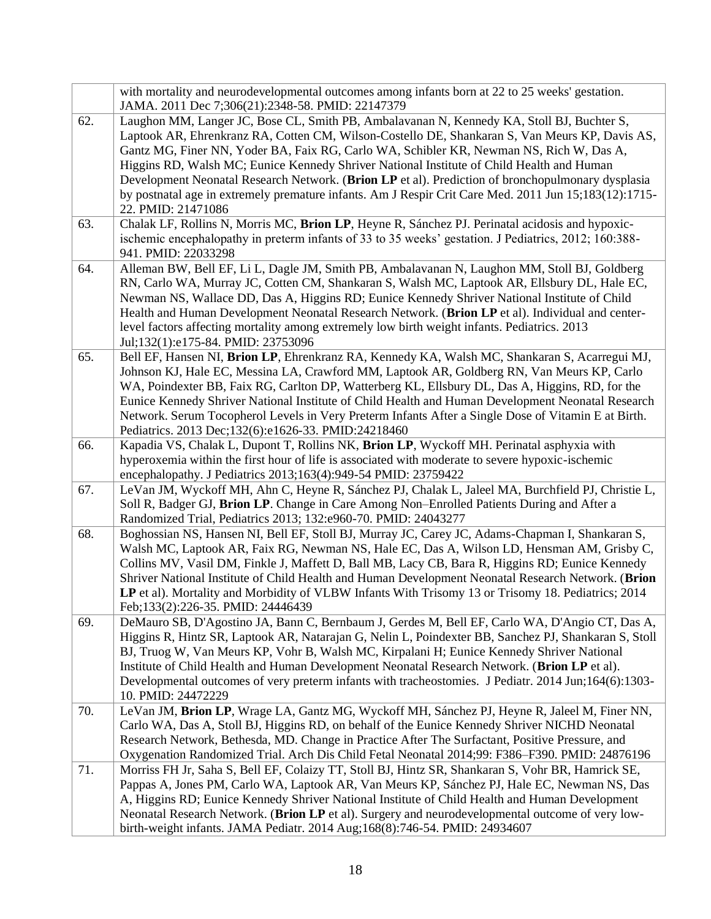| | |
|---|---|
| | with mortality and neurodevelopmental outcomes among infants born at 22 to 25 weeks' gestation. JAMA. 2011 Dec 7;306(21):2348-58. PMID: 22147379 |
| 62. | Laughon MM, Langer JC, Bose CL, Smith PB, Ambalavanan N, Kennedy KA, Stoll BJ, Buchter S, Laptook AR, Ehrenkranz RA, Cotten CM, Wilson-Costello DE, Shankaran S, Van Meurs KP, Davis AS, Gantz MG, Finer NN, Yoder BA, Faix RG, Carlo WA, Schibler KR, Newman NS, Rich W, Das A, Higgins RD, Walsh MC; Eunice Kennedy Shriver National Institute of Child Health and Human Development Neonatal Research Network. (**Brion LP** et al). Prediction of bronchopulmonary dysplasia by postnatal age in extremely premature infants. Am J Respir Crit Care Med. 2011 Jun 15;183(12):1715-22. PMID: 21471086 |
| 63. | Chalak LF, Rollins N, Morris MC, **Brion LP**, Heyne R, Sánchez PJ. Perinatal acidosis and hypoxic-ischemic encephalopathy in preterm infants of 33 to 35 weeks' gestation. J Pediatrics, 2012; 160:388-941. PMID: 22033298 |
| 64. | Alleman BW, Bell EF, Li L, Dagle JM, Smith PB, Ambalavanan N, Laughon MM, Stoll BJ, Goldberg RN, Carlo WA, Murray JC, Cotten CM, Shankaran S, Walsh MC, Laptook AR, Ellsbury DL, Hale EC, Newman NS, Wallace DD, Das A, Higgins RD; Eunice Kennedy Shriver National Institute of Child Health and Human Development Neonatal Research Network. (**Brion LP** et al). Individual and center-level factors affecting mortality among extremely low birth weight infants. Pediatrics. 2013 Jul;132(1):e175-84. PMID: 23753096 |
| 65. | Bell EF, Hansen NI, **Brion LP**, Ehrenkranz RA, Kennedy KA, Walsh MC, Shankaran S, Acarregui MJ, Johnson KJ, Hale EC, Messina LA, Crawford MM, Laptook AR, Goldberg RN, Van Meurs KP, Carlo WA, Poindexter BB, Faix RG, Carlton DP, Watterberg KL, Ellsbury DL, Das A, Higgins, RD, for the Eunice Kennedy Shriver National Institute of Child Health and Human Development Neonatal Research Network. Serum Tocopherol Levels in Very Preterm Infants After a Single Dose of Vitamin E at Birth. Pediatrics. 2013 Dec;132(6):e1626-33. PMID:24218460 |
| 66. | Kapadia VS, Chalak L, Dupont T, Rollins NK, **Brion LP**, Wyckoff MH. Perinatal asphyxia with hyperoxemia within the first hour of life is associated with moderate to severe hypoxic-ischemic encephalopathy. J Pediatrics 2013;163(4):949-54 PMID: 23759422 |
| 67. | LeVan JM, Wyckoff MH, Ahn C, Heyne R, Sánchez PJ, Chalak L, Jaleel MA, Burchfield PJ, Christie L, Soll R, Badger GJ, **Brion LP**. Change in Care Among Non–Enrolled Patients During and After a Randomized Trial, Pediatrics 2013; 132:e960-70. PMID: 24043277 |
| 68. | Boghossian NS, Hansen NI, Bell EF, Stoll BJ, Murray JC, Carey JC, Adams-Chapman I, Shankaran S, Walsh MC, Laptook AR, Faix RG, Newman NS, Hale EC, Das A, Wilson LD, Hensman AM, Grisby C, Collins MV, Vasil DM, Finkle J, Maffett D, Ball MB, Lacy CB, Bara R, Higgins RD; Eunice Kennedy Shriver National Institute of Child Health and Human Development Neonatal Research Network. (**Brion LP** et al). Mortality and Morbidity of VLBW Infants With Trisomy 13 or Trisomy 18. Pediatrics; 2014 Feb;133(2):226-35. PMID: 24446439 |
| 69. | DeMauro SB, D'Agostino JA, Bann C, Bernbaum J, Gerdes M, Bell EF, Carlo WA, D'Angio CT, Das A, Higgins R, Hintz SR, Laptook AR, Natarajan G, Nelin L, Poindexter BB, Sanchez PJ, Shankaran S, Stoll BJ, Truog W, Van Meurs KP, Vohr B, Walsh MC, Kirpalani H; Eunice Kennedy Shriver National Institute of Child Health and Human Development Neonatal Research Network. (**Brion LP** et al). Developmental outcomes of very preterm infants with tracheostomies. J Pediatr. 2014 Jun;164(6):1303-10. PMID: 24472229 |
| 70. | LeVan JM, **Brion LP**, Wrage LA, Gantz MG, Wyckoff MH, Sánchez PJ, Heyne R, Jaleel M, Finer NN, Carlo WA, Das A, Stoll BJ, Higgins RD, on behalf of the Eunice Kennedy Shriver NICHD Neonatal Research Network, Bethesda, MD. Change in Practice After The Surfactant, Positive Pressure, and Oxygenation Randomized Trial. Arch Dis Child Fetal Neonatal 2014;99: F386–F390. PMID: 24876196 |
| 71. | Morriss FH Jr, Saha S, Bell EF, Colaizy TT, Stoll BJ, Hintz SR, Shankaran S, Vohr BR, Hamrick SE, Pappas A, Jones PM, Carlo WA, Laptook AR, Van Meurs KP, Sánchez PJ, Hale EC, Newman NS, Das A, Higgins RD; Eunice Kennedy Shriver National Institute of Child Health and Human Development Neonatal Research Network. (**Brion LP** et al). Surgery and neurodevelopmental outcome of very low-birth-weight infants. JAMA Pediatr. 2014 Aug;168(8):746-54. PMID: 24934607 |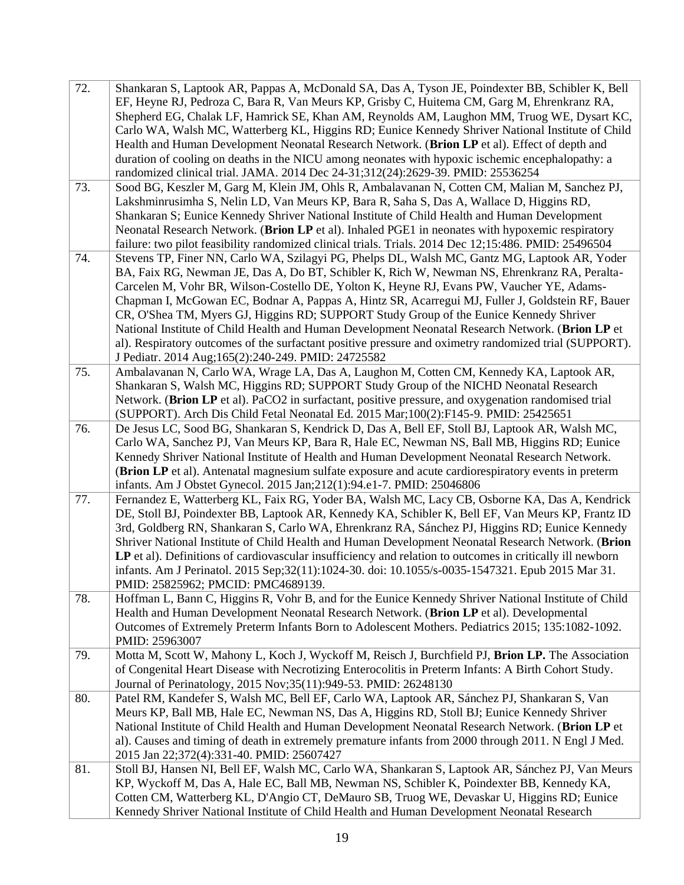| | |
|---|---|
| 72. | Shankaran S, Laptook AR, Pappas A, McDonald SA, Das A, Tyson JE, Poindexter BB, Schibler K, Bell EF, Heyne RJ, Pedroza C, Bara R, Van Meurs KP, Grisby C, Huitema CM, Garg M, Ehrenkranz RA, Shepherd EG, Chalak LF, Hamrick SE, Khan AM, Reynolds AM, Laughon MM, Truog WE, Dysart KC, Carlo WA, Walsh MC, Watterberg KL, Higgins RD; Eunice Kennedy Shriver National Institute of Child Health and Human Development Neonatal Research Network. (**Brion LP** et al). Effect of depth and duration of cooling on deaths in the NICU among neonates with hypoxic ischemic encephalopathy: a randomized clinical trial. JAMA. 2014 Dec 24-31;312(24):2629-39. PMID: 25536254 |
| 73. | Sood BG, Keszler M, Garg M, Klein JM, Ohls R, Ambalavanan N, Cotten CM, Malian M, Sanchez PJ, Lakshminrusimha S, Nelin LD, Van Meurs KP, Bara R, Saha S, Das A, Wallace D, Higgins RD, Shankaran S; Eunice Kennedy Shriver National Institute of Child Health and Human Development Neonatal Research Network. (**Brion LP** et al). Inhaled PGE1 in neonates with hypoxemic respiratory failure: two pilot feasibility randomized clinical trials. Trials. 2014 Dec 12;15:486. PMID: 25496504 |
| 74. | Stevens TP, Finer NN, Carlo WA, Szilagyi PG, Phelps DL, Walsh MC, Gantz MG, Laptook AR, Yoder BA, Faix RG, Newman JE, Das A, Do BT, Schibler K, Rich W, Newman NS, Ehrenkranz RA, Peralta-Carcelen M, Vohr BR, Wilson-Costello DE, Yolton K, Heyne RJ, Evans PW, Vaucher YE, Adams-Chapman I, McGowan EC, Bodnar A, Pappas A, Hintz SR, Acarregui MJ, Fuller J, Goldstein RF, Bauer CR, O'Shea TM, Myers GJ, Higgins RD; SUPPORT Study Group of the Eunice Kennedy Shriver National Institute of Child Health and Human Development Neonatal Research Network. (**Brion LP** et al). Respiratory outcomes of the surfactant positive pressure and oximetry randomized trial (SUPPORT). J Pediatr. 2014 Aug;165(2):240-249. PMID: 24725582 |
| 75. | Ambalavanan N, Carlo WA, Wrage LA, Das A, Laughon M, Cotten CM, Kennedy KA, Laptook AR, Shankaran S, Walsh MC, Higgins RD; SUPPORT Study Group of the NICHD Neonatal Research Network. (**Brion LP** et al). PaCO2 in surfactant, positive pressure, and oxygenation randomised trial (SUPPORT). Arch Dis Child Fetal Neonatal Ed. 2015 Mar;100(2):F145-9. PMID: 25425651 |
| 76. | De Jesus LC, Sood BG, Shankaran S, Kendrick D, Das A, Bell EF, Stoll BJ, Laptook AR, Walsh MC, Carlo WA, Sanchez PJ, Van Meurs KP, Bara R, Hale EC, Newman NS, Ball MB, Higgins RD; Eunice Kennedy Shriver National Institute of Health and Human Development Neonatal Research Network. (**Brion LP** et al). Antenatal magnesium sulfate exposure and acute cardiorespiratory events in preterm infants. Am J Obstet Gynecol. 2015 Jan;212(1):94.e1-7. PMID: 25046806 |
| 77. | Fernandez E, Watterberg KL, Faix RG, Yoder BA, Walsh MC, Lacy CB, Osborne KA, Das A, Kendrick DE, Stoll BJ, Poindexter BB, Laptook AR, Kennedy KA, Schibler K, Bell EF, Van Meurs KP, Frantz ID 3rd, Goldberg RN, Shankaran S, Carlo WA, Ehrenkranz RA, Sánchez PJ, Higgins RD; Eunice Kennedy Shriver National Institute of Child Health and Human Development Neonatal Research Network. (**Brion LP** et al). Definitions of cardiovascular insufficiency and relation to outcomes in critically ill newborn infants. Am J Perinatol. 2015 Sep;32(11):1024-30. doi: 10.1055/s-0035-1547321. Epub 2015 Mar 31. PMID: 25825962; PMCID: PMC4689139. |
| 78. | Hoffman L, Bann C, Higgins R, Vohr B, and for the Eunice Kennedy Shriver National Institute of Child Health and Human Development Neonatal Research Network. (**Brion LP** et al). Developmental Outcomes of Extremely Preterm Infants Born to Adolescent Mothers. Pediatrics 2015; 135:1082-1092. PMID: 25963007 |
| 79. | Motta M, Scott W, Mahony L, Koch J, Wyckoff M, Reisch J, Burchfield PJ, **Brion LP.** The Association of Congenital Heart Disease with Necrotizing Enterocolitis in Preterm Infants: A Birth Cohort Study. Journal of Perinatology, 2015 Nov;35(11):949-53. PMID: 26248130 |
| 80. | Patel RM, Kandefer S, Walsh MC, Bell EF, Carlo WA, Laptook AR, Sánchez PJ, Shankaran S, Van Meurs KP, Ball MB, Hale EC, Newman NS, Das A, Higgins RD, Stoll BJ; Eunice Kennedy Shriver National Institute of Child Health and Human Development Neonatal Research Network. (**Brion LP** et al). Causes and timing of death in extremely premature infants from 2000 through 2011. N Engl J Med. 2015 Jan 22;372(4):331-40. PMID: 25607427 |
| 81. | Stoll BJ, Hansen NI, Bell EF, Walsh MC, Carlo WA, Shankaran S, Laptook AR, Sánchez PJ, Van Meurs KP, Wyckoff M, Das A, Hale EC, Ball MB, Newman NS, Schibler K, Poindexter BB, Kennedy KA, Cotten CM, Watterberg KL, D'Angio CT, DeMauro SB, Truog WE, Devaskar U, Higgins RD; Eunice Kennedy Shriver National Institute of Child Health and Human Development Neonatal Research |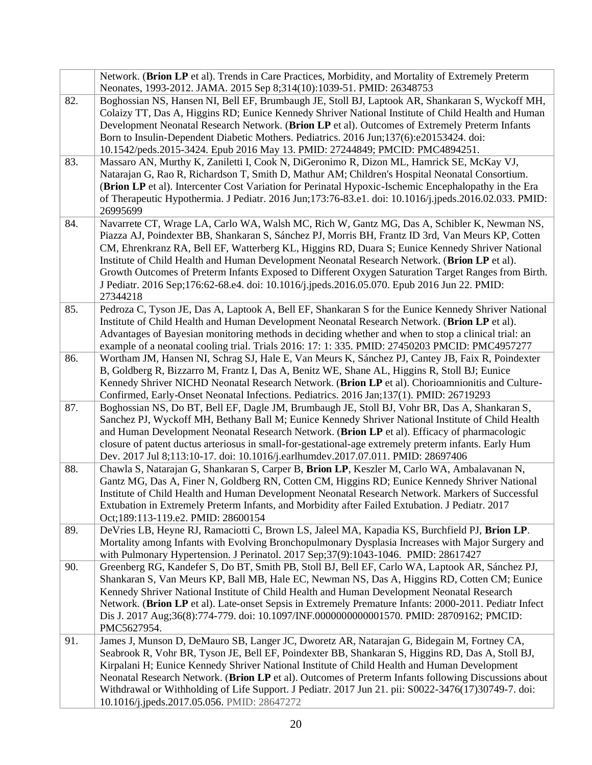| | |
|---|---|
| | Network. (**Brion LP** et al). Trends in Care Practices, Morbidity, and Mortality of Extremely Preterm Neonates, 1993-2012. JAMA. 2015 Sep 8;314(10):1039-51. PMID: 26348753 |
| 82. | Boghossian NS, Hansen NI, Bell EF, Brumbaugh JE, Stoll BJ, Laptook AR, Shankaran S, Wyckoff MH, Colaizy TT, Das A, Higgins RD; Eunice Kennedy Shriver National Institute of Child Health and Human Development Neonatal Research Network. (**Brion LP** et al). Outcomes of Extremely Preterm Infants Born to Insulin-Dependent Diabetic Mothers. Pediatrics. 2016 Jun;137(6):e20153424. doi: 10.1542/peds.2015-3424. Epub 2016 May 13. PMID: 27244849; PMCID: PMC4894251. |
| 83. | Massaro AN, Murthy K, Zaniletti I, Cook N, DiGeronimo R, Dizon ML, Hamrick SE, McKay VJ, Natarajan G, Rao R, Richardson T, Smith D, Mathur AM; Children's Hospital Neonatal Consortium. (**Brion LP** et al). Intercenter Cost Variation for Perinatal Hypoxic-Ischemic Encephalopathy in the Era of Therapeutic Hypothermia. J Pediatr. 2016 Jun;173:76-83.e1. doi: 10.1016/j.jpeds.2016.02.033. PMID: 26995699 |
| 84. | Navarrete CT, Wrage LA, Carlo WA, Walsh MC, Rich W, Gantz MG, Das A, Schibler K, Newman NS, Piazza AJ, Poindexter BB, Shankaran S, Sánchez PJ, Morris BH, Frantz ID 3rd, Van Meurs KP, Cotten CM, Ehrenkranz RA, Bell EF, Watterberg KL, Higgins RD, Duara S; Eunice Kennedy Shriver National Institute of Child Health and Human Development Neonatal Research Network. (**Brion LP** et al). Growth Outcomes of Preterm Infants Exposed to Different Oxygen Saturation Target Ranges from Birth. J Pediatr. 2016 Sep;176:62-68.e4. doi: 10.1016/j.jpeds.2016.05.070. Epub 2016 Jun 22. PMID: 27344218 |
| 85. | Pedroza C, Tyson JE, Das A, Laptook A, Bell EF, Shankaran S for the Eunice Kennedy Shriver National Institute of Child Health and Human Development Neonatal Research Network. (**Brion LP** et al). Advantages of Bayesian monitoring methods in deciding whether and when to stop a clinical trial: an example of a neonatal cooling trial. Trials 2016: 17: 1: 335. PMID: 27450203 PMCID: PMC4957277 |
| 86. | Wortham JM, Hansen NI, Schrag SJ, Hale E, Van Meurs K, Sánchez PJ, Cantey JB, Faix R, Poindexter B, Goldberg R, Bizzarro M, Frantz I, Das A, Benitz WE, Shane AL, Higgins R, Stoll BJ; Eunice Kennedy Shriver NICHD Neonatal Research Network. (**Brion LP** et al). Chorioamnionitis and Culture-Confirmed, Early-Onset Neonatal Infections. Pediatrics. 2016 Jan;137(1). PMID: 26719293 |
| 87. | Boghossian NS, Do BT, Bell EF, Dagle JM, Brumbaugh JE, Stoll BJ, Vohr BR, Das A, Shankaran S, Sanchez PJ, Wyckoff MH, Bethany Ball M; Eunice Kennedy Shriver National Institute of Child Health and Human Development Neonatal Research Network. (**Brion LP** et al). Efficacy of pharmacologic closure of patent ductus arteriosus in small-for-gestational-age extremely preterm infants. Early Hum Dev. 2017 Jul 8;113:10-17. doi: 10.1016/j.earlhumdev.2017.07.011. PMID: 28697406 |
| 88. | Chawla S, Natarajan G, Shankaran S, Carper B, **Brion LP**, Keszler M, Carlo WA, Ambalavanan N, Gantz MG, Das A, Finer N, Goldberg RN, Cotten CM, Higgins RD; Eunice Kennedy Shriver National Institute of Child Health and Human Development Neonatal Research Network. Markers of Successful Extubation in Extremely Preterm Infants, and Morbidity after Failed Extubation. J Pediatr. 2017 Oct;189:113-119.e2. PMID: 28600154 |
| 89. | DeVries LB, Heyne RJ, Ramaciotti C, Brown LS, Jaleel MA, Kapadia KS, Burchfield PJ, **Brion LP**. Mortality among Infants with Evolving Bronchopulmonary Dysplasia Increases with Major Surgery and with Pulmonary Hypertension. J Perinatol. 2017 Sep;37(9):1043-1046. PMID: 28617427 |
| 90. | Greenberg RG, Kandefer S, Do BT, Smith PB, Stoll BJ, Bell EF, Carlo WA, Laptook AR, Sánchez PJ, Shankaran S, Van Meurs KP, Ball MB, Hale EC, Newman NS, Das A, Higgins RD, Cotten CM; Eunice Kennedy Shriver National Institute of Child Health and Human Development Neonatal Research Network. (**Brion LP** et al). Late-onset Sepsis in Extremely Premature Infants: 2000-2011. Pediatr Infect Dis J. 2017 Aug;36(8):774-779. doi: 10.1097/INF.0000000000001570. PMID: 28709162; PMCID: PMC5627954. |
| 91. | James J, Munson D, DeMauro SB, Langer JC, Dworetz AR, Natarajan G, Bidegain M, Fortney CA, Seabrook R, Vohr BR, Tyson JE, Bell EF, Poindexter BB, Shankaran S, Higgins RD, Das A, Stoll BJ, Kirpalani H; Eunice Kennedy Shriver National Institute of Child Health and Human Development Neonatal Research Network. (**Brion LP** et al). Outcomes of Preterm Infants following Discussions about Withdrawal or Withholding of Life Support. J Pediatr. 2017 Jun 21. pii: S0022-3476(17)30749-7. doi: 10.1016/j.jpeds.2017.05.056. PMID: 28647272 |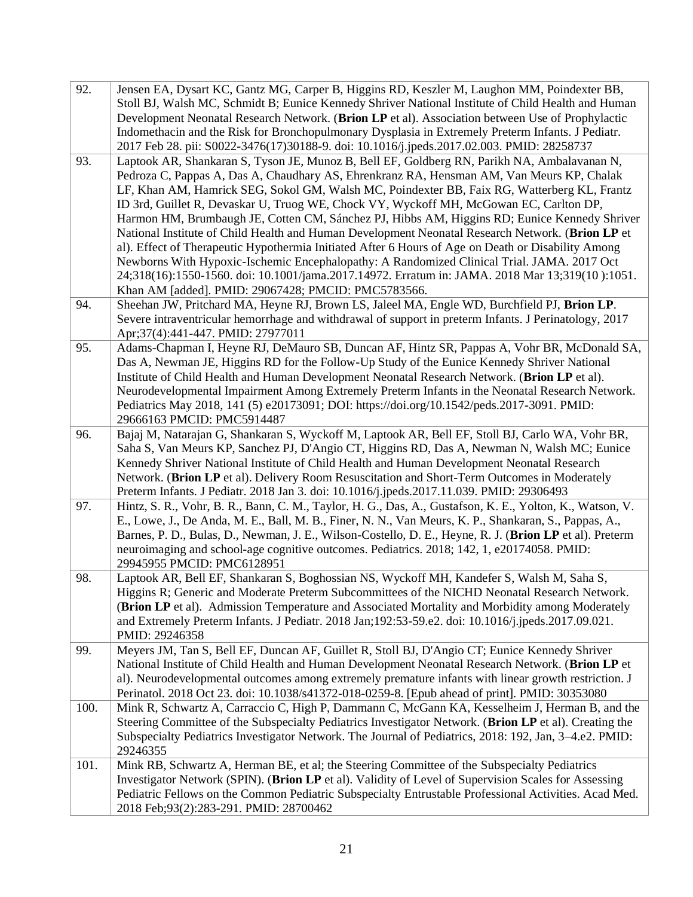| | |
|---|---|
| 92. | Jensen EA, Dysart KC, Gantz MG, Carper B, Higgins RD, Keszler M, Laughon MM, Poindexter BB, Stoll BJ, Walsh MC, Schmidt B; Eunice Kennedy Shriver National Institute of Child Health and Human Development Neonatal Research Network. (**Brion LP** et al). Association between Use of Prophylactic Indomethacin and the Risk for Bronchopulmonary Dysplasia in Extremely Preterm Infants. J Pediatr. 2017 Feb 28. pii: S0022-3476(17)30188-9. doi: 10.1016/j.jpeds.2017.02.003. PMID: 28258737 |
| 93. | Laptook AR, Shankaran S, Tyson JE, Munoz B, Bell EF, Goldberg RN, Parikh NA, Ambalavanan N, Pedroza C, Pappas A, Das A, Chaudhary AS, Ehrenkranz RA, Hensman AM, Van Meurs KP, Chalak LF, Khan AM, Hamrick SEG, Sokol GM, Walsh MC, Poindexter BB, Faix RG, Watterberg KL, Frantz ID 3rd, Guillet R, Devaskar U, Truog WE, Chock VY, Wyckoff MH, McGowan EC, Carlton DP, Harmon HM, Brumbaugh JE, Cotten CM, Sánchez PJ, Hibbs AM, Higgins RD; Eunice Kennedy Shriver National Institute of Child Health and Human Development Neonatal Research Network. (**Brion LP** et al). Effect of Therapeutic Hypothermia Initiated After 6 Hours of Age on Death or Disability Among Newborns With Hypoxic-Ischemic Encephalopathy: A Randomized Clinical Trial. JAMA. 2017 Oct 24;318(16):1550-1560. doi: 10.1001/jama.2017.14972. Erratum in: JAMA. 2018 Mar 13;319(10 ):1051. Khan AM [added]. PMID: 29067428; PMCID: PMC5783566. |
| 94. | Sheehan JW, Pritchard MA, Heyne RJ, Brown LS, Jaleel MA, Engle WD, Burchfield PJ, **Brion LP**. Severe intraventricular hemorrhage and withdrawal of support in preterm Infants. J Perinatology, 2017 Apr;37(4):441-447. PMID: 27977011 |
| 95. | Adams-Chapman I, Heyne RJ, DeMauro SB, Duncan AF, Hintz SR, Pappas A, Vohr BR, McDonald SA, Das A, Newman JE, Higgins RD for the Follow-Up Study of the Eunice Kennedy Shriver National Institute of Child Health and Human Development Neonatal Research Network. (**Brion LP** et al). Neurodevelopmental Impairment Among Extremely Preterm Infants in the Neonatal Research Network. Pediatrics May 2018, 141 (5) e20173091; DOI: https://doi.org/10.1542/peds.2017-3091. PMID: 29666163 PMCID: PMC5914487 |
| 96. | Bajaj M, Natarajan G, Shankaran S, Wyckoff M, Laptook AR, Bell EF, Stoll BJ, Carlo WA, Vohr BR, Saha S, Van Meurs KP, Sanchez PJ, D'Angio CT, Higgins RD, Das A, Newman N, Walsh MC; Eunice Kennedy Shriver National Institute of Child Health and Human Development Neonatal Research Network. (**Brion LP** et al). Delivery Room Resuscitation and Short-Term Outcomes in Moderately Preterm Infants. J Pediatr. 2018 Jan 3. doi: 10.1016/j.jpeds.2017.11.039. PMID: 29306493 |
| 97. | Hintz, S. R., Vohr, B. R., Bann, C. M., Taylor, H. G., Das, A., Gustafson, K. E., Yolton, K., Watson, V. E., Lowe, J., De Anda, M. E., Ball, M. B., Finer, N. N., Van Meurs, K. P., Shankaran, S., Pappas, A., Barnes, P. D., Bulas, D., Newman, J. E., Wilson-Costello, D. E., Heyne, R. J. (**Brion LP** et al). Preterm neuroimaging and school-age cognitive outcomes. Pediatrics. 2018; 142, 1, e20174058. PMID: 29945955 PMCID: PMC6128951 |
| 98. | Laptook AR, Bell EF, Shankaran S, Boghossian NS, Wyckoff MH, Kandefer S, Walsh M, Saha S, Higgins R; Generic and Moderate Preterm Subcommittees of the NICHD Neonatal Research Network. (**Brion LP** et al). Admission Temperature and Associated Mortality and Morbidity among Moderately and Extremely Preterm Infants. J Pediatr. 2018 Jan;192:53-59.e2. doi: 10.1016/j.jpeds.2017.09.021. PMID: 29246358 |
| 99. | Meyers JM, Tan S, Bell EF, Duncan AF, Guillet R, Stoll BJ, D'Angio CT; Eunice Kennedy Shriver National Institute of Child Health and Human Development Neonatal Research Network. (**Brion LP** et al). Neurodevelopmental outcomes among extremely premature infants with linear growth restriction. J Perinatol. 2018 Oct 23. doi: 10.1038/s41372-018-0259-8. [Epub ahead of print]. PMID: 30353080 |
| 100. | Mink R, Schwartz A, Carraccio C, High P, Dammann C, McGann KA, Kesselheim J, Herman B, and the Steering Committee of the Subspecialty Pediatrics Investigator Network. (**Brion LP** et al). Creating the Subspecialty Pediatrics Investigator Network. The Journal of Pediatrics, 2018: 192, Jan, 3–4.e2. PMID: 29246355 |
| 101. | Mink RB, Schwartz A, Herman BE, et al; the Steering Committee of the Subspecialty Pediatrics Investigator Network (SPIN). (**Brion LP** et al). Validity of Level of Supervision Scales for Assessing Pediatric Fellows on the Common Pediatric Subspecialty Entrustable Professional Activities. Acad Med. 2018 Feb;93(2):283-291. PMID: 28700462 |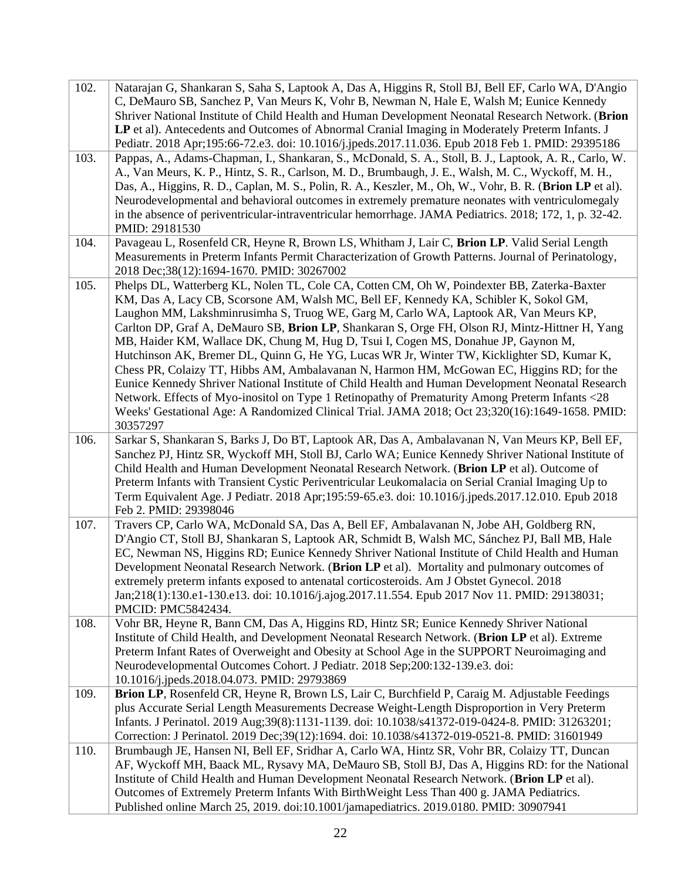| | |
|---|---|
| 102. | Natarajan G, Shankaran S, Saha S, Laptook A, Das A, Higgins R, Stoll BJ, Bell EF, Carlo WA, D'Angio C, DeMauro SB, Sanchez P, Van Meurs K, Vohr B, Newman N, Hale E, Walsh M; Eunice Kennedy Shriver National Institute of Child Health and Human Development Neonatal Research Network. (**Brion LP** et al). Antecedents and Outcomes of Abnormal Cranial Imaging in Moderately Preterm Infants. J Pediatr. 2018 Apr;195:66-72.e3. doi: 10.1016/j.jpeds.2017.11.036. Epub 2018 Feb 1. PMID: 29395186 |
| 103. | Pappas, A., Adams-Chapman, I., Shankaran, S., McDonald, S. A., Stoll, B. J., Laptook, A. R., Carlo, W. A., Van Meurs, K. P., Hintz, S. R., Carlson, M. D., Brumbaugh, J. E., Walsh, M. C., Wyckoff, M. H., Das, A., Higgins, R. D., Caplan, M. S., Polin, R. A., Keszler, M., Oh, W., Vohr, B. R. (**Brion LP** et al). Neurodevelopmental and behavioral outcomes in extremely premature neonates with ventriculomegaly in the absence of periventricular-intraventricular hemorrhage. JAMA Pediatrics. 2018; 172, 1, p. 32-42. PMID: 29181530 |
| 104. | Pavageau L, Rosenfeld CR, Heyne R, Brown LS, Whitham J, Lair C, **Brion LP**. Valid Serial Length Measurements in Preterm Infants Permit Characterization of Growth Patterns. Journal of Perinatology, 2018 Dec;38(12):1694-1670. PMID: 30267002 |
| 105. | Phelps DL, Watterberg KL, Nolen TL, Cole CA, Cotten CM, Oh W, Poindexter BB, Zaterka-Baxter KM, Das A, Lacy CB, Scorsone AM, Walsh MC, Bell EF, Kennedy KA, Schibler K, Sokol GM, Laughon MM, Lakshminrusimha S, Truog WE, Garg M, Carlo WA, Laptook AR, Van Meurs KP, Carlton DP, Graf A, DeMauro SB, **Brion LP**, Shankaran S, Orge FH, Olson RJ, Mintz-Hittner H, Yang MB, Haider KM, Wallace DK, Chung M, Hug D, Tsui I, Cogen MS, Donahue JP, Gaynon M, Hutchinson AK, Bremer DL, Quinn G, He YG, Lucas WR Jr, Winter TW, Kicklighter SD, Kumar K, Chess PR, Colaizy TT, Hibbs AM, Ambalavanan N, Harmon HM, McGowan EC, Higgins RD; for the Eunice Kennedy Shriver National Institute of Child Health and Human Development Neonatal Research Network. Effects of Myo-inositol on Type 1 Retinopathy of Prematurity Among Preterm Infants <28 Weeks' Gestational Age: A Randomized Clinical Trial. JAMA 2018; Oct 23;320(16):1649-1658. PMID: 30357297 |
| 106. | Sarkar S, Shankaran S, Barks J, Do BT, Laptook AR, Das A, Ambalavanan N, Van Meurs KP, Bell EF, Sanchez PJ, Hintz SR, Wyckoff MH, Stoll BJ, Carlo WA; Eunice Kennedy Shriver National Institute of Child Health and Human Development Neonatal Research Network. (**Brion LP** et al). Outcome of Preterm Infants with Transient Cystic Periventricular Leukomalacia on Serial Cranial Imaging Up to Term Equivalent Age. J Pediatr. 2018 Apr;195:59-65.e3. doi: 10.1016/j.jpeds.2017.12.010. Epub 2018 Feb 2. PMID: 29398046 |
| 107. | Travers CP, Carlo WA, McDonald SA, Das A, Bell EF, Ambalavanan N, Jobe AH, Goldberg RN, D'Angio CT, Stoll BJ, Shankaran S, Laptook AR, Schmidt B, Walsh MC, Sánchez PJ, Ball MB, Hale EC, Newman NS, Higgins RD; Eunice Kennedy Shriver National Institute of Child Health and Human Development Neonatal Research Network. (**Brion LP** et al). Mortality and pulmonary outcomes of extremely preterm infants exposed to antenatal corticosteroids. Am J Obstet Gynecol. 2018 Jan;218(1):130.e1-130.e13. doi: 10.1016/j.ajog.2017.11.554. Epub 2017 Nov 11. PMID: 29138031; PMCID: PMC5842434. |
| 108. | Vohr BR, Heyne R, Bann CM, Das A, Higgins RD, Hintz SR; Eunice Kennedy Shriver National Institute of Child Health, and Development Neonatal Research Network. (**Brion LP** et al). Extreme Preterm Infant Rates of Overweight and Obesity at School Age in the SUPPORT Neuroimaging and Neurodevelopmental Outcomes Cohort. J Pediatr. 2018 Sep;200:132-139.e3. doi: 10.1016/j.jpeds.2018.04.073. PMID: 29793869 |
| 109. | **Brion LP**, Rosenfeld CR, Heyne R, Brown LS, Lair C, Burchfield P, Caraig M. Adjustable Feedings plus Accurate Serial Length Measurements Decrease Weight-Length Disproportion in Very Preterm Infants. J Perinatol. 2019 Aug;39(8):1131-1139. doi: 10.1038/s41372-019-0424-8. PMID: 31263201; Correction: J Perinatol. 2019 Dec;39(12):1694. doi: 10.1038/s41372-019-0521-8. PMID: 31601949 |
| 110. | Brumbaugh JE, Hansen NI, Bell EF, Sridhar A, Carlo WA, Hintz SR, Vohr BR, Colaizy TT, Duncan AF, Wyckoff MH, Baack ML, Rysavy MA, DeMauro SB, Stoll BJ, Das A, Higgins RD: for the National Institute of Child Health and Human Development Neonatal Research Network. (**Brion LP** et al). Outcomes of Extremely Preterm Infants With BirthWeight Less Than 400 g. JAMA Pediatrics. Published online March 25, 2019. doi:10.1001/jamapediatrics. 2019.0180. PMID: 30907941 |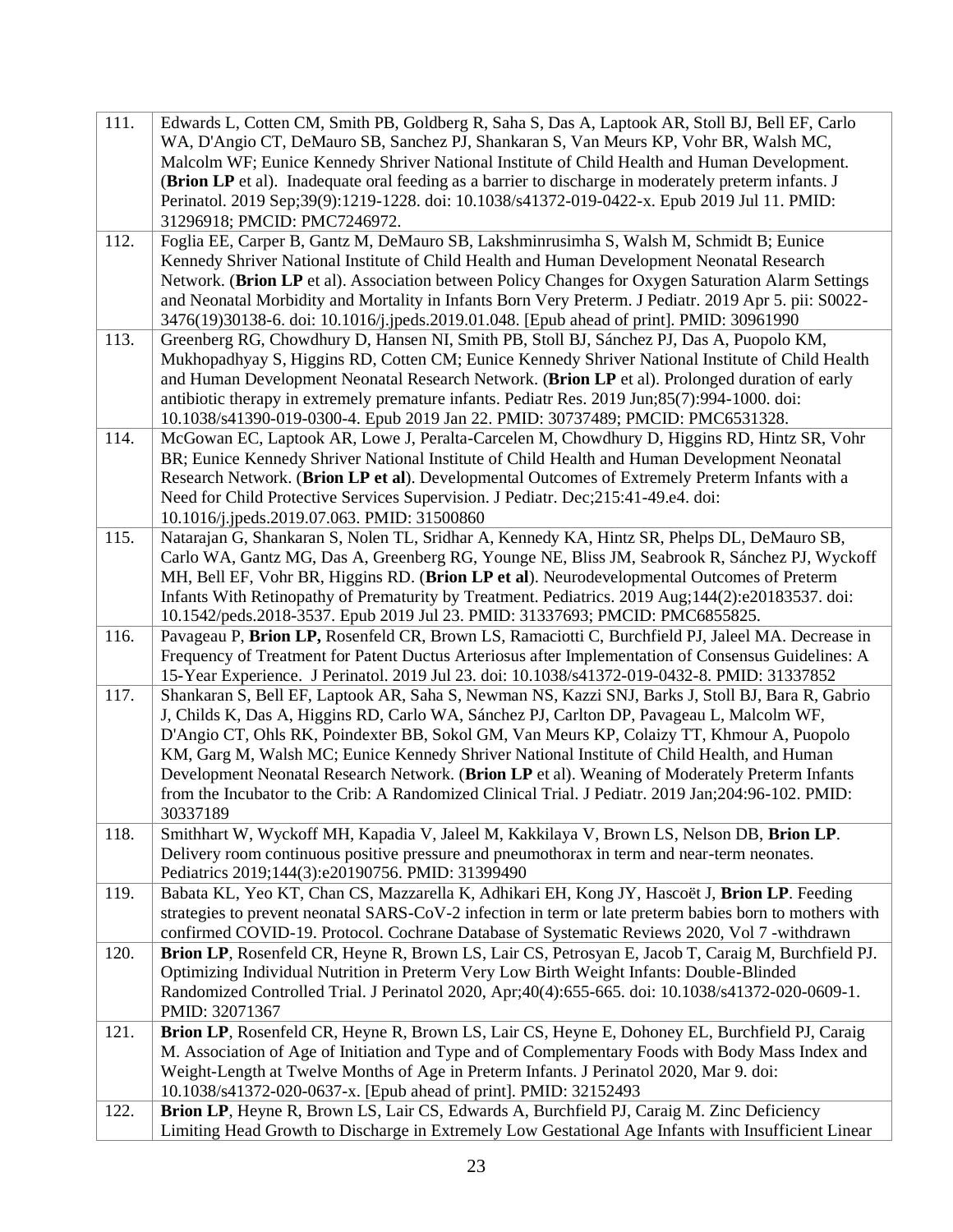| | |
|---|---|
| 111. | Edwards L, Cotten CM, Smith PB, Goldberg R, Saha S, Das A, Laptook AR, Stoll BJ, Bell EF, Carlo WA, D'Angio CT, DeMauro SB, Sanchez PJ, Shankaran S, Van Meurs KP, Vohr BR, Walsh MC, Malcolm WF; Eunice Kennedy Shriver National Institute of Child Health and Human Development. (**Brion LP** et al). Inadequate oral feeding as a barrier to discharge in moderately preterm infants. J Perinatol. 2019 Sep;39(9):1219-1228. doi: 10.1038/s41372-019-0422-x. Epub 2019 Jul 11. PMID: 31296918; PMCID: PMC7246972. |
| 112. | Foglia EE, Carper B, Gantz M, DeMauro SB, Lakshminrusimha S, Walsh M, Schmidt B; Eunice Kennedy Shriver National Institute of Child Health and Human Development Neonatal Research Network. (**Brion LP** et al). Association between Policy Changes for Oxygen Saturation Alarm Settings and Neonatal Morbidity and Mortality in Infants Born Very Preterm. J Pediatr. 2019 Apr 5. pii: S0022-3476(19)30138-6. doi: 10.1016/j.jpeds.2019.01.048. [Epub ahead of print]. PMID: 30961990 |
| 113. | Greenberg RG, Chowdhury D, Hansen NI, Smith PB, Stoll BJ, Sánchez PJ, Das A, Puopolo KM, Mukhopadhyay S, Higgins RD, Cotten CM; Eunice Kennedy Shriver National Institute of Child Health and Human Development Neonatal Research Network. (**Brion LP** et al). Prolonged duration of early antibiotic therapy in extremely premature infants. Pediatr Res. 2019 Jun;85(7):994-1000. doi: 10.1038/s41390-019-0300-4. Epub 2019 Jan 22. PMID: 30737489; PMCID: PMC6531328. |
| 114. | McGowan EC, Laptook AR, Lowe J, Peralta-Carcelen M, Chowdhury D, Higgins RD, Hintz SR, Vohr BR; Eunice Kennedy Shriver National Institute of Child Health and Human Development Neonatal Research Network. (**Brion LP et al**). Developmental Outcomes of Extremely Preterm Infants with a Need for Child Protective Services Supervision. J Pediatr. Dec;215:41-49.e4. doi: 10.1016/j.jpeds.2019.07.063. PMID: 31500860 |
| 115. | Natarajan G, Shankaran S, Nolen TL, Sridhar A, Kennedy KA, Hintz SR, Phelps DL, DeMauro SB, Carlo WA, Gantz MG, Das A, Greenberg RG, Younge NE, Bliss JM, Seabrook R, Sánchez PJ, Wyckoff MH, Bell EF, Vohr BR, Higgins RD. (**Brion LP et al**). Neurodevelopmental Outcomes of Preterm Infants With Retinopathy of Prematurity by Treatment. Pediatrics. 2019 Aug;144(2):e20183537. doi: 10.1542/peds.2018-3537. Epub 2019 Jul 23. PMID: 31337693; PMCID: PMC6855825. |
| 116. | Pavageau P, **Brion LP,** Rosenfeld CR, Brown LS, Ramaciotti C, Burchfield PJ, Jaleel MA. Decrease in Frequency of Treatment for Patent Ductus Arteriosus after Implementation of Consensus Guidelines: A 15-Year Experience. J Perinatol. 2019 Jul 23. doi: 10.1038/s41372-019-0432-8. PMID: 31337852 |
| 117. | Shankaran S, Bell EF, Laptook AR, Saha S, Newman NS, Kazzi SNJ, Barks J, Stoll BJ, Bara R, Gabrio J, Childs K, Das A, Higgins RD, Carlo WA, Sánchez PJ, Carlton DP, Pavageau L, Malcolm WF, D'Angio CT, Ohls RK, Poindexter BB, Sokol GM, Van Meurs KP, Colaizy TT, Khmour A, Puopolo KM, Garg M, Walsh MC; Eunice Kennedy Shriver National Institute of Child Health, and Human Development Neonatal Research Network. (**Brion LP** et al). Weaning of Moderately Preterm Infants from the Incubator to the Crib: A Randomized Clinical Trial. J Pediatr. 2019 Jan;204:96-102. PMID: 30337189 |
| 118. | Smithhart W, Wyckoff MH, Kapadia V, Jaleel M, Kakkilaya V, Brown LS, Nelson DB, **Brion LP**. Delivery room continuous positive pressure and pneumothorax in term and near-term neonates. Pediatrics 2019;144(3):e20190756. PMID: 31399490 |
| 119. | Babata KL, Yeo KT, Chan CS, Mazzarella K, Adhikari EH, Kong JY, Hascoët J, **Brion LP**. Feeding strategies to prevent neonatal SARS-CoV-2 infection in term or late preterm babies born to mothers with confirmed COVID-19. Protocol. Cochrane Database of Systematic Reviews 2020, Vol 7 -withdrawn |
| 120. | **Brion LP**, Rosenfeld CR, Heyne R, Brown LS, Lair CS, Petrosyan E, Jacob T, Caraig M, Burchfield PJ. Optimizing Individual Nutrition in Preterm Very Low Birth Weight Infants: Double-Blinded Randomized Controlled Trial. J Perinatol 2020, Apr;40(4):655-665. doi: 10.1038/s41372-020-0609-1. PMID: 32071367 |
| 121. | **Brion LP**, Rosenfeld CR, Heyne R, Brown LS, Lair CS, Heyne E, Dohoney EL, Burchfield PJ, Caraig M. Association of Age of Initiation and Type and of Complementary Foods with Body Mass Index and Weight-Length at Twelve Months of Age in Preterm Infants. J Perinatol 2020, Mar 9. doi: 10.1038/s41372-020-0637-x. [Epub ahead of print]. PMID: 32152493 |
| 122. | **Brion LP**, Heyne R, Brown LS, Lair CS, Edwards A, Burchfield PJ, Caraig M. Zinc Deficiency Limiting Head Growth to Discharge in Extremely Low Gestational Age Infants with Insufficient Linear |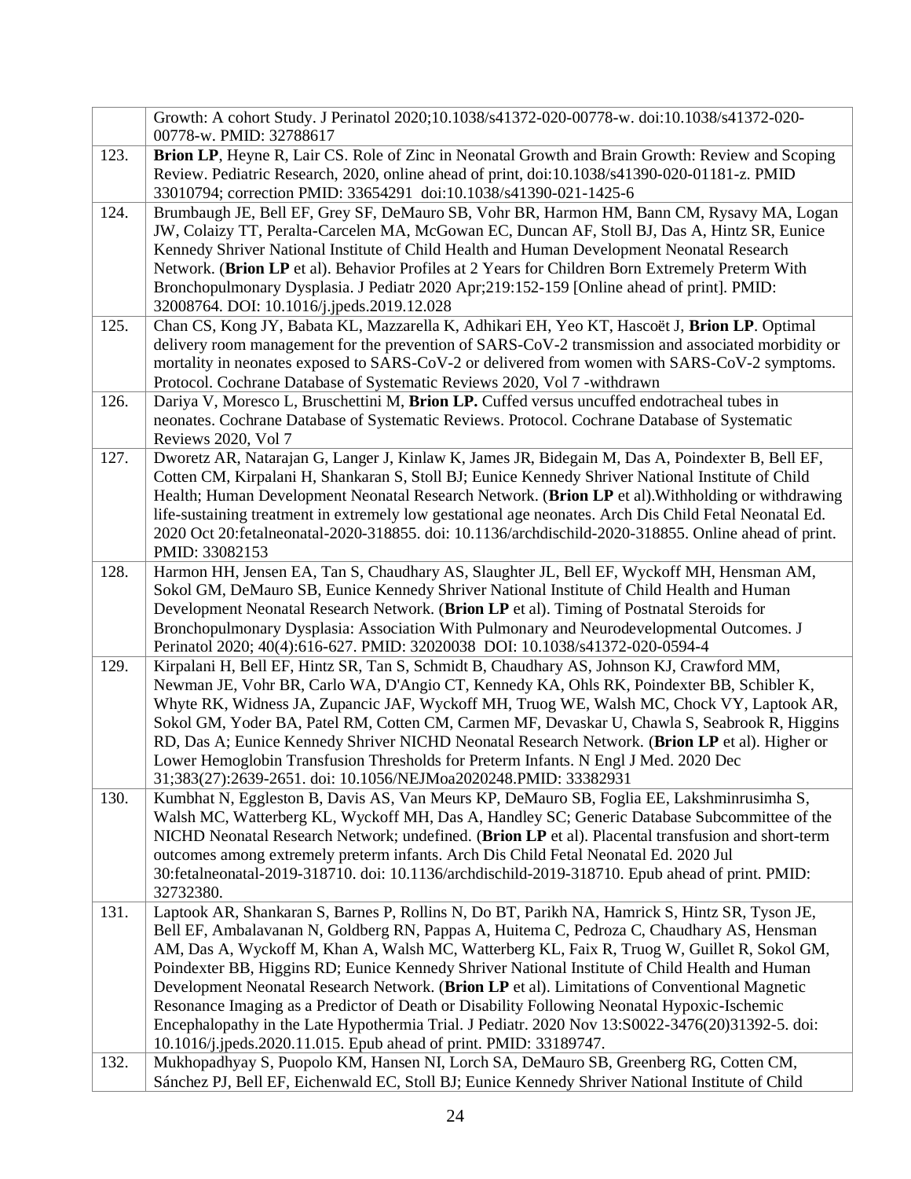|  |  |
|---|---|
|  | Growth: A cohort Study. J Perinatol 2020;10.1038/s41372-020-00778-w. doi:10.1038/s41372-020-00778-w. PMID: 32788617 |
| 123. | **Brion LP**, Heyne R, Lair CS. Role of Zinc in Neonatal Growth and Brain Growth: Review and Scoping Review. Pediatric Research, 2020, online ahead of print, doi:10.1038/s41390-020-01181-z. PMID 33010794; correction PMID: 33654291 doi:10.1038/s41390-021-1425-6 |
| 124. | Brumbaugh JE, Bell EF, Grey SF, DeMauro SB, Vohr BR, Harmon HM, Bann CM, Rysavy MA, Logan JW, Colaizy TT, Peralta-Carcelen MA, McGowan EC, Duncan AF, Stoll BJ, Das A, Hintz SR, Eunice Kennedy Shriver National Institute of Child Health and Human Development Neonatal Research Network. (**Brion LP** et al). Behavior Profiles at 2 Years for Children Born Extremely Preterm With Bronchopulmonary Dysplasia. J Pediatr 2020 Apr;219:152-159 [Online ahead of print]. PMID: 32008764. DOI: 10.1016/j.jpeds.2019.12.028 |
| 125. | Chan CS, Kong JY, Babata KL, Mazzarella K, Adhikari EH, Yeo KT, Hascoët J, **Brion LP**. Optimal delivery room management for the prevention of SARS-CoV-2 transmission and associated morbidity or mortality in neonates exposed to SARS-CoV-2 or delivered from women with SARS-CoV-2 symptoms. Protocol. Cochrane Database of Systematic Reviews 2020, Vol 7 -withdrawn |
| 126. | Dariya V, Moresco L, Bruschettini M, **Brion LP.** Cuffed versus uncuffed endotracheal tubes in neonates. Cochrane Database of Systematic Reviews. Protocol. Cochrane Database of Systematic Reviews 2020, Vol 7 |
| 127. | Dworetz AR, Natarajan G, Langer J, Kinlaw K, James JR, Bidegain M, Das A, Poindexter B, Bell EF, Cotten CM, Kirpalani H, Shankaran S, Stoll BJ; Eunice Kennedy Shriver National Institute of Child Health; Human Development Neonatal Research Network. (**Brion LP** et al).Withholding or withdrawing life-sustaining treatment in extremely low gestational age neonates. Arch Dis Child Fetal Neonatal Ed. 2020 Oct 20:fetalneonatal-2020-318855. doi: 10.1136/archdischild-2020-318855. Online ahead of print. PMID: 33082153 |
| 128. | Harmon HH, Jensen EA, Tan S, Chaudhary AS, Slaughter JL, Bell EF, Wyckoff MH, Hensman AM, Sokol GM, DeMauro SB, Eunice Kennedy Shriver National Institute of Child Health and Human Development Neonatal Research Network. (**Brion LP** et al). Timing of Postnatal Steroids for Bronchopulmonary Dysplasia: Association With Pulmonary and Neurodevelopmental Outcomes. J Perinatol 2020; 40(4):616-627. PMID: 32020038 DOI: 10.1038/s41372-020-0594-4 |
| 129. | Kirpalani H, Bell EF, Hintz SR, Tan S, Schmidt B, Chaudhary AS, Johnson KJ, Crawford MM, Newman JE, Vohr BR, Carlo WA, D'Angio CT, Kennedy KA, Ohls RK, Poindexter BB, Schibler K, Whyte RK, Widness JA, Zupancic JAF, Wyckoff MH, Truog WE, Walsh MC, Chock VY, Laptook AR, Sokol GM, Yoder BA, Patel RM, Cotten CM, Carmen MF, Devaskar U, Chawla S, Seabrook R, Higgins RD, Das A; Eunice Kennedy Shriver NICHD Neonatal Research Network. (**Brion LP** et al). Higher or Lower Hemoglobin Transfusion Thresholds for Preterm Infants. N Engl J Med. 2020 Dec 31;383(27):2639-2651. doi: 10.1056/NEJMoa2020248.PMID: 33382931 |
| 130. | Kumbhat N, Eggleston B, Davis AS, Van Meurs KP, DeMauro SB, Foglia EE, Lakshminrusimha S, Walsh MC, Watterberg KL, Wyckoff MH, Das A, Handley SC; Generic Database Subcommittee of the NICHD Neonatal Research Network; undefined. (**Brion LP** et al). Placental transfusion and short-term outcomes among extremely preterm infants. Arch Dis Child Fetal Neonatal Ed. 2020 Jul 30:fetalneonatal-2019-318710. doi: 10.1136/archdischild-2019-318710. Epub ahead of print. PMID: 32732380. |
| 131. | Laptook AR, Shankaran S, Barnes P, Rollins N, Do BT, Parikh NA, Hamrick S, Hintz SR, Tyson JE, Bell EF, Ambalavanan N, Goldberg RN, Pappas A, Huitema C, Pedroza C, Chaudhary AS, Hensman AM, Das A, Wyckoff M, Khan A, Walsh MC, Watterberg KL, Faix R, Truog W, Guillet R, Sokol GM, Poindexter BB, Higgins RD; Eunice Kennedy Shriver National Institute of Child Health and Human Development Neonatal Research Network. (**Brion LP** et al). Limitations of Conventional Magnetic Resonance Imaging as a Predictor of Death or Disability Following Neonatal Hypoxic-Ischemic Encephalopathy in the Late Hypothermia Trial. J Pediatr. 2020 Nov 13:S0022-3476(20)31392-5. doi: 10.1016/j.jpeds.2020.11.015. Epub ahead of print. PMID: 33189747. |
| 132. | Mukhopadhyay S, Puopolo KM, Hansen NI, Lorch SA, DeMauro SB, Greenberg RG, Cotten CM, Sánchez PJ, Bell EF, Eichenwald EC, Stoll BJ; Eunice Kennedy Shriver National Institute of Child |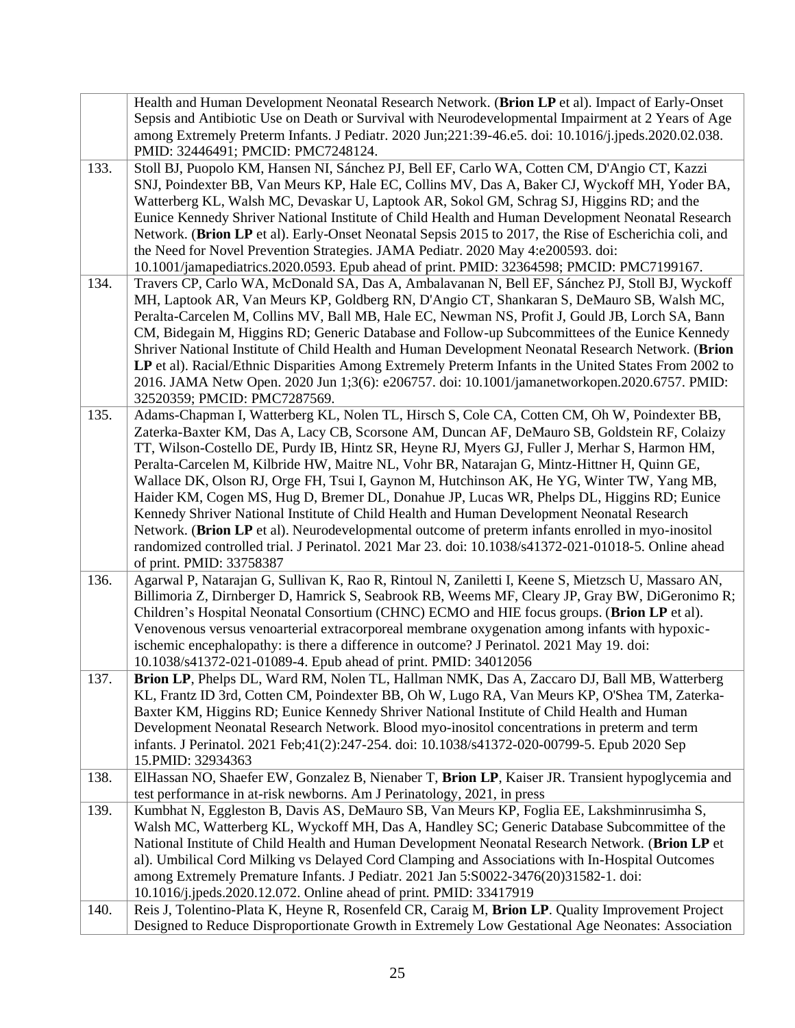| | |
|---|---|
| | Health and Human Development Neonatal Research Network. (**Brion LP** et al). Impact of Early-Onset Sepsis and Antibiotic Use on Death or Survival with Neurodevelopmental Impairment at 2 Years of Age among Extremely Preterm Infants. J Pediatr. 2020 Jun;221:39-46.e5. doi: 10.1016/j.jpeds.2020.02.038. PMID: 32446491; PMCID: PMC7248124. |
| 133. | Stoll BJ, Puopolo KM, Hansen NI, Sánchez PJ, Bell EF, Carlo WA, Cotten CM, D'Angio CT, Kazzi SNJ, Poindexter BB, Van Meurs KP, Hale EC, Collins MV, Das A, Baker CJ, Wyckoff MH, Yoder BA, Watterberg KL, Walsh MC, Devaskar U, Laptook AR, Sokol GM, Schrag SJ, Higgins RD; and the Eunice Kennedy Shriver National Institute of Child Health and Human Development Neonatal Research Network. (**Brion LP** et al). Early-Onset Neonatal Sepsis 2015 to 2017, the Rise of Escherichia coli, and the Need for Novel Prevention Strategies. JAMA Pediatr. 2020 May 4:e200593. doi: 10.1001/jamapediatrics.2020.0593. Epub ahead of print. PMID: 32364598; PMCID: PMC7199167. |
| 134. | Travers CP, Carlo WA, McDonald SA, Das A, Ambalavanan N, Bell EF, Sánchez PJ, Stoll BJ, Wyckoff MH, Laptook AR, Van Meurs KP, Goldberg RN, D'Angio CT, Shankaran S, DeMauro SB, Walsh MC, Peralta-Carcelen M, Collins MV, Ball MB, Hale EC, Newman NS, Profit J, Gould JB, Lorch SA, Bann CM, Bidegain M, Higgins RD; Generic Database and Follow-up Subcommittees of the Eunice Kennedy Shriver National Institute of Child Health and Human Development Neonatal Research Network. (**Brion LP** et al). Racial/Ethnic Disparities Among Extremely Preterm Infants in the United States From 2002 to 2016. JAMA Netw Open. 2020 Jun 1;3(6): e206757. doi: 10.1001/jamanetworkopen.2020.6757. PMID: 32520359; PMCID: PMC7287569. |
| 135. | Adams-Chapman I, Watterberg KL, Nolen TL, Hirsch S, Cole CA, Cotten CM, Oh W, Poindexter BB, Zaterka-Baxter KM, Das A, Lacy CB, Scorsone AM, Duncan AF, DeMauro SB, Goldstein RF, Colaizy TT, Wilson-Costello DE, Purdy IB, Hintz SR, Heyne RJ, Myers GJ, Fuller J, Merhar S, Harmon HM, Peralta-Carcelen M, Kilbride HW, Maitre NL, Vohr BR, Natarajan G, Mintz-Hittner H, Quinn GE, Wallace DK, Olson RJ, Orge FH, Tsui I, Gaynon M, Hutchinson AK, He YG, Winter TW, Yang MB, Haider KM, Cogen MS, Hug D, Bremer DL, Donahue JP, Lucas WR, Phelps DL, Higgins RD; Eunice Kennedy Shriver National Institute of Child Health and Human Development Neonatal Research Network. (**Brion LP** et al). Neurodevelopmental outcome of preterm infants enrolled in myo-inositol randomized controlled trial. J Perinatol. 2021 Mar 23. doi: 10.1038/s41372-021-01018-5. Online ahead of print. PMID: 33758387 |
| 136. | Agarwal P, Natarajan G, Sullivan K, Rao R, Rintoul N, Zaniletti I, Keene S, Mietzsch U, Massaro AN, Billimoria Z, Dirnberger D, Hamrick S, Seabrook RB, Weems MF, Cleary JP, Gray BW, DiGeronimo R; Children's Hospital Neonatal Consortium (CHNC) ECMO and HIE focus groups. (**Brion LP** et al). Venovenous versus venoarterial extracorporeal membrane oxygenation among infants with hypoxic-ischemic encephalopathy: is there a difference in outcome? J Perinatol. 2021 May 19. doi: 10.1038/s41372-021-01089-4. Epub ahead of print. PMID: 34012056 |
| 137. | **Brion LP**, Phelps DL, Ward RM, Nolen TL, Hallman NMK, Das A, Zaccaro DJ, Ball MB, Watterberg KL, Frantz ID 3rd, Cotten CM, Poindexter BB, Oh W, Lugo RA, Van Meurs KP, O'Shea TM, Zaterka-Baxter KM, Higgins RD; Eunice Kennedy Shriver National Institute of Child Health and Human Development Neonatal Research Network. Blood myo-inositol concentrations in preterm and term infants. J Perinatol. 2021 Feb;41(2):247-254. doi: 10.1038/s41372-020-00799-5. Epub 2020 Sep 15.PMID: 32934363 |
| 138. | ElHassan NO, Shaefer EW, Gonzalez B, Nienaber T, **Brion LP**, Kaiser JR. Transient hypoglycemia and test performance in at-risk newborns. Am J Perinatology, 2021, in press |
| 139. | Kumbhat N, Eggleston B, Davis AS, DeMauro SB, Van Meurs KP, Foglia EE, Lakshminrusimha S, Walsh MC, Watterberg KL, Wyckoff MH, Das A, Handley SC; Generic Database Subcommittee of the National Institute of Child Health and Human Development Neonatal Research Network. (**Brion LP** et al). Umbilical Cord Milking vs Delayed Cord Clamping and Associations with In-Hospital Outcomes among Extremely Premature Infants. J Pediatr. 2021 Jan 5:S0022-3476(20)31582-1. doi: 10.1016/j.jpeds.2020.12.072. Online ahead of print. PMID: 33417919 |
| 140. | Reis J, Tolentino-Plata K, Heyne R, Rosenfeld CR, Caraig M, **Brion LP**. Quality Improvement Project Designed to Reduce Disproportionate Growth in Extremely Low Gestational Age Neonates: Association |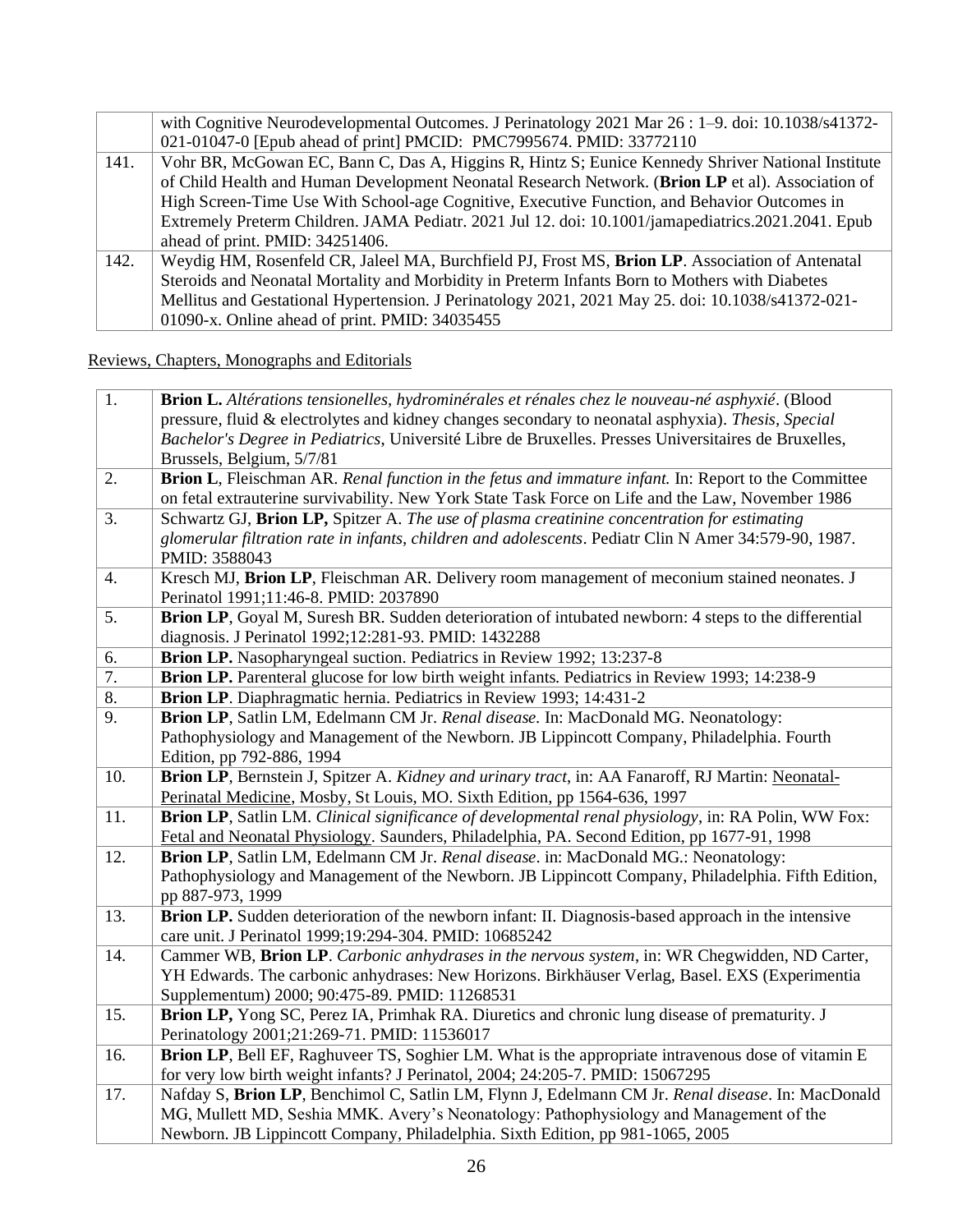| | |
|---|---|
| | with Cognitive Neurodevelopmental Outcomes. J Perinatology 2021 Mar 26 : 1–9. doi: 10.1038/s41372-021-01047-0 [Epub ahead of print] PMCID: PMC7995674. PMID: 33772110 |
| 141. | Vohr BR, McGowan EC, Bann C, Das A, Higgins R, Hintz S; Eunice Kennedy Shriver National Institute of Child Health and Human Development Neonatal Research Network. (**Brion LP** et al). Association of High Screen-Time Use With School-age Cognitive, Executive Function, and Behavior Outcomes in Extremely Preterm Children. JAMA Pediatr. 2021 Jul 12. doi: 10.1001/jamapediatrics.2021.2041. Epub ahead of print. PMID: 34251406. |
| 142. | Weydig HM, Rosenfeld CR, Jaleel MA, Burchfield PJ, Frost MS, **Brion LP**. Association of Antenatal Steroids and Neonatal Mortality and Morbidity in Preterm Infants Born to Mothers with Diabetes Mellitus and Gestational Hypertension. J Perinatology 2021, 2021 May 25. doi: 10.1038/s41372-021-01090-x. Online ahead of print. PMID: 34035455 |

Reviews, Chapters, Monographs and Editorials

| | |
|---|---|
| 1. | **Brion L.** *Altérations tensionelles, hydrominérales et rénales chez le nouveau-né asphyxié*. (Blood pressure, fluid & electrolytes and kidney changes secondary to neonatal asphyxia). *Thesis, Special Bachelor's Degree in Pediatrics*, Université Libre de Bruxelles. Presses Universitaires de Bruxelles, Brussels, Belgium, 5/7/81 |
| 2. | **Brion L**, Fleischman AR. *Renal function in the fetus and immature infant.* In: Report to the Committee on fetal extrauterine survivability. New York State Task Force on Life and the Law, November 1986 |
| 3. | Schwartz GJ, **Brion LP,** Spitzer A. *The use of plasma creatinine concentration for estimating glomerular filtration rate in infants, children and adolescents*. Pediatr Clin N Amer 34:579-90, 1987. PMID: 3588043 |
| 4. | Kresch MJ, **Brion LP**, Fleischman AR. Delivery room management of meconium stained neonates. J Perinatol 1991;11:46-8. PMID: 2037890 |
| 5. | **Brion LP**, Goyal M, Suresh BR. Sudden deterioration of intubated newborn: 4 steps to the differential diagnosis. J Perinatol 1992;12:281-93. PMID: 1432288 |
| 6. | **Brion LP.** Nasopharyngeal suction. Pediatrics in Review 1992; 13:237-8 |
| 7. | **Brion LP.** Parenteral glucose for low birth weight infants. Pediatrics in Review 1993; 14:238-9 |
| 8. | **Brion LP**. Diaphragmatic hernia. Pediatrics in Review 1993; 14:431-2 |
| 9. | **Brion LP**, Satlin LM, Edelmann CM Jr. *Renal disease.* In: MacDonald MG. Neonatology: Pathophysiology and Management of the Newborn. JB Lippincott Company, Philadelphia. Fourth Edition, pp 792-886, 1994 |
| 10. | **Brion LP**, Bernstein J, Spitzer A. *Kidney and urinary tract*, in: AA Fanaroff, RJ Martin: Neonatal-Perinatal Medicine, Mosby, St Louis, MO. Sixth Edition, pp 1564-636, 1997 |
| 11. | **Brion LP**, Satlin LM. *Clinical significance of developmental renal physiology*, in: RA Polin, WW Fox: Fetal and Neonatal Physiology. Saunders, Philadelphia, PA. Second Edition, pp 1677-91, 1998 |
| 12. | **Brion LP**, Satlin LM, Edelmann CM Jr. *Renal disease*. in: MacDonald MG.: Neonatology: Pathophysiology and Management of the Newborn. JB Lippincott Company, Philadelphia. Fifth Edition, pp 887-973, 1999 |
| 13. | **Brion LP.** Sudden deterioration of the newborn infant: II. Diagnosis-based approach in the intensive care unit. J Perinatol 1999;19:294-304. PMID: 10685242 |
| 14. | Cammer WB, **Brion LP**. *Carbonic anhydrases in the nervous system*, in: WR Chegwidden, ND Carter, YH Edwards. The carbonic anhydrases: New Horizons. Birkhäuser Verlag, Basel. EXS (Experimentia Supplementum) 2000; 90:475-89. PMID: 11268531 |
| 15. | **Brion LP,** Yong SC, Perez IA, Primhak RA. Diuretics and chronic lung disease of prematurity. J Perinatology 2001;21:269-71. PMID: 11536017 |
| 16. | **Brion LP**, Bell EF, Raghuveer TS, Soghier LM. What is the appropriate intravenous dose of vitamin E for very low birth weight infants? J Perinatol, 2004; 24:205-7. PMID: 15067295 |
| 17. | Nafday S, **Brion LP**, Benchimol C, Satlin LM, Flynn J, Edelmann CM Jr. *Renal disease*. In: MacDonald MG, Mullett MD, Seshia MMK. Avery's Neonatology: Pathophysiology and Management of the Newborn. JB Lippincott Company, Philadelphia. Sixth Edition, pp 981-1065, 2005 |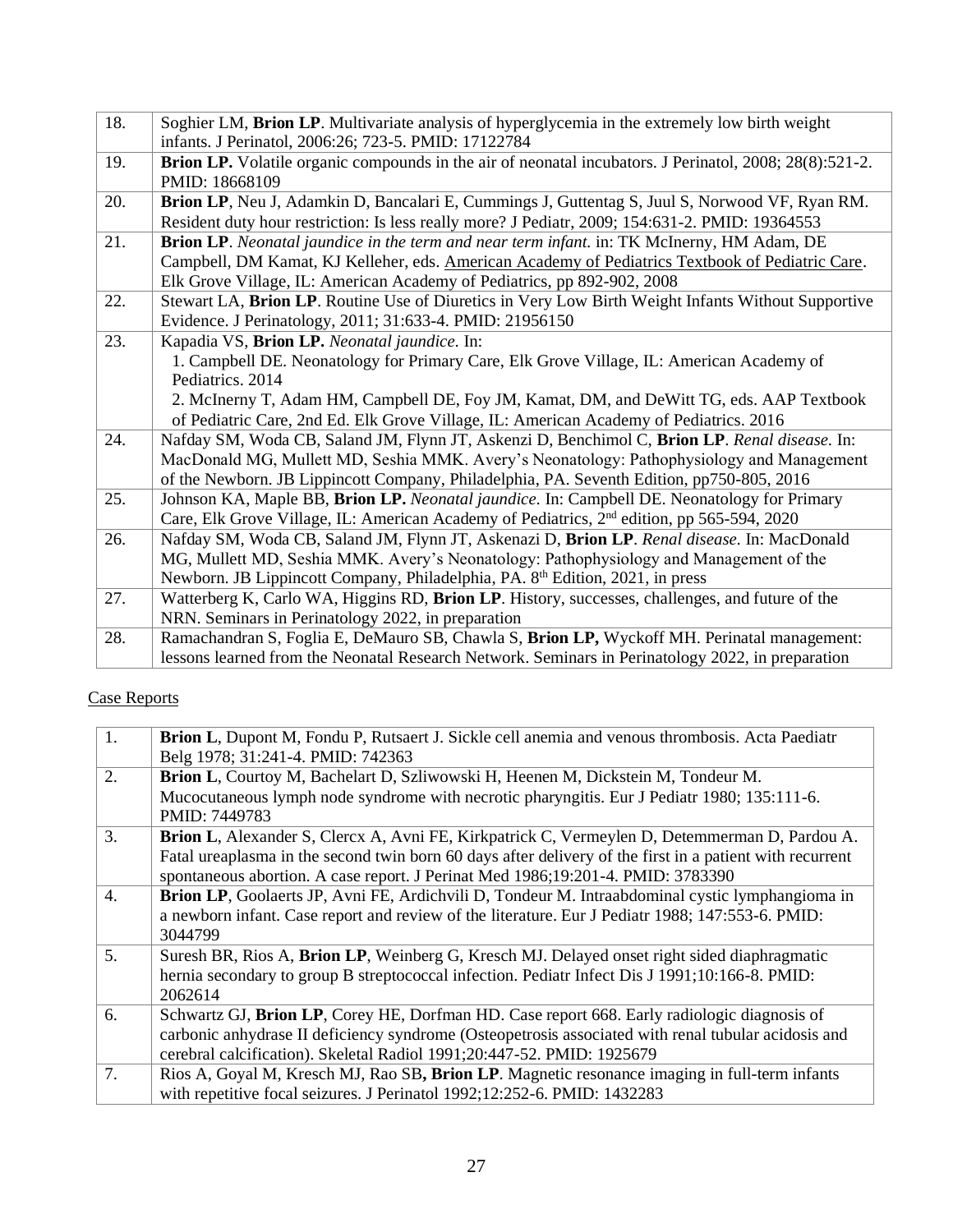| | |
|---|---|
| 18. | Soghier LM, **Brion LP**. Multivariate analysis of hyperglycemia in the extremely low birth weight infants. J Perinatol, 2006:26; 723-5. PMID: 17122784 |
| 19. | **Brion LP.** Volatile organic compounds in the air of neonatal incubators. J Perinatol, 2008; 28(8):521-2. PMID: 18668109 |
| 20. | **Brion LP**, Neu J, Adamkin D, Bancalari E, Cummings J, Guttentag S, Juul S, Norwood VF, Ryan RM. Resident duty hour restriction: Is less really more? J Pediatr, 2009; 154:631-2. PMID: 19364553 |
| 21. | **Brion LP**. *Neonatal jaundice in the term and near term infant.* in: TK McInerny, HM Adam, DE Campbell, DM Kamat, KJ Kelleher, eds. American Academy of Pediatrics Textbook of Pediatric Care. Elk Grove Village, IL: American Academy of Pediatrics, pp 892-902, 2008 |
| 22. | Stewart LA, **Brion LP**. Routine Use of Diuretics in Very Low Birth Weight Infants Without Supportive Evidence. J Perinatology, 2011; 31:633-4. PMID: 21956150 |
| 23. | Kapadia VS, **Brion LP.** *Neonatal jaundice.* In: 1. Campbell DE. Neonatology for Primary Care, Elk Grove Village, IL: American Academy of Pediatrics. 2014 2. McInerny T, Adam HM, Campbell DE, Foy JM, Kamat, DM, and DeWitt TG, eds. AAP Textbook of Pediatric Care, 2nd Ed. Elk Grove Village, IL: American Academy of Pediatrics. 2016 |
| 24. | Nafday SM, Woda CB, Saland JM, Flynn JT, Askenzi D, Benchimol C, **Brion LP**. *Renal disease.* In: MacDonald MG, Mullett MD, Seshia MMK. Avery's Neonatology: Pathophysiology and Management of the Newborn. JB Lippincott Company, Philadelphia, PA. Seventh Edition, pp750-805, 2016 |
| 25. | Johnson KA, Maple BB, **Brion LP.** *Neonatal jaundice.* In: Campbell DE. Neonatology for Primary Care, Elk Grove Village, IL: American Academy of Pediatrics, 2nd edition, pp 565-594, 2020 |
| 26. | Nafday SM, Woda CB, Saland JM, Flynn JT, Askenazi D, **Brion LP**. *Renal disease.* In: MacDonald MG, Mullett MD, Seshia MMK. Avery's Neonatology: Pathophysiology and Management of the Newborn. JB Lippincott Company, Philadelphia, PA. 8th Edition, 2021, in press |
| 27. | Watterberg K, Carlo WA, Higgins RD, **Brion LP**. History, successes, challenges, and future of the NRN. Seminars in Perinatology 2022, in preparation |
| 28. | Ramachandran S, Foglia E, DeMauro SB, Chawla S, **Brion LP,** Wyckoff MH. Perinatal management: lessons learned from the Neonatal Research Network. Seminars in Perinatology 2022, in preparation |

Case Reports

| | |
|---|---|
| 1. | **Brion L**, Dupont M, Fondu P, Rutsaert J. Sickle cell anemia and venous thrombosis. Acta Paediatr Belg 1978; 31:241-4. PMID: 742363 |
| 2. | **Brion L**, Courtoy M, Bachelart D, Szliwowski H, Heenen M, Dickstein M, Tondeur M. Mucocutaneous lymph node syndrome with necrotic pharyngitis. Eur J Pediatr 1980; 135:111-6. PMID: 7449783 |
| 3. | **Brion L**, Alexander S, Clercx A, Avni FE, Kirkpatrick C, Vermeylen D, Detemmerman D, Pardou A. Fatal ureaplasma in the second twin born 60 days after delivery of the first in a patient with recurrent spontaneous abortion. A case report. J Perinat Med 1986;19:201-4. PMID: 3783390 |
| 4. | **Brion LP**, Goolaerts JP, Avni FE, Ardichvili D, Tondeur M. Intraabdominal cystic lymphangioma in a newborn infant. Case report and review of the literature. Eur J Pediatr 1988; 147:553-6. PMID: 3044799 |
| 5. | Suresh BR, Rios A, **Brion LP**, Weinberg G, Kresch MJ. Delayed onset right sided diaphragmatic hernia secondary to group B streptococcal infection. Pediatr Infect Dis J 1991;10:166-8. PMID: 2062614 |
| 6. | Schwartz GJ, **Brion LP**, Corey HE, Dorfman HD. Case report 668. Early radiologic diagnosis of carbonic anhydrase II deficiency syndrome (Osteopetrosis associated with renal tubular acidosis and cerebral calcification). Skeletal Radiol 1991;20:447-52. PMID: 1925679 |
| 7. | Rios A, Goyal M, Kresch MJ, Rao SB**, Brion LP**. Magnetic resonance imaging in full-term infants with repetitive focal seizures. J Perinatol 1992;12:252-6. PMID: 1432283 |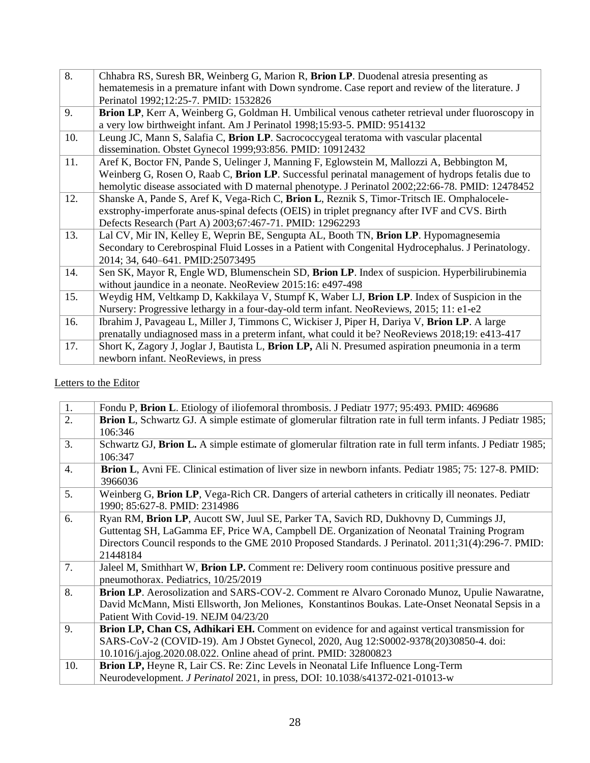| | |
|---|---|
| 8. | Chhabra RS, Suresh BR, Weinberg G, Marion R, **Brion LP**. Duodenal atresia presenting as hematemesis in a premature infant with Down syndrome. Case report and review of the literature. J Perinatol 1992;12:25-7. PMID: 1532826 |
| 9. | **Brion LP**, Kerr A, Weinberg G, Goldman H. Umbilical venous catheter retrieval under fluoroscopy in a very low birthweight infant. Am J Perinatol 1998;15:93-5. PMID: 9514132 |
| 10. | Leung JC, Mann S, Salafia C, **Brion LP**. Sacrococcygeal teratoma with vascular placental dissemination. Obstet Gynecol 1999;93:856. PMID: 10912432 |
| 11. | Aref K, Boctor FN, Pande S, Uelinger J, Manning F, Eglowstein M, Mallozzi A, Bebbington M, Weinberg G, Rosen O, Raab C, **Brion LP**. Successful perinatal management of hydrops fetalis due to hemolytic disease associated with D maternal phenotype. J Perinatol 2002;22:66-78. PMID: 12478452 |
| 12. | Shanske A, Pande S, Aref K, Vega-Rich C, **Brion L**, Reznik S, Timor-Tritsch IE. Omphalocele-exstrophy-imperforate anus-spinal defects (OEIS) in triplet pregnancy after IVF and CVS. Birth Defects Research (Part A) 2003;67:467-71. PMID: 12962293 |
| 13. | Lal CV, Mir IN, Kelley E, Weprin BE, Sengupta AL, Booth TN, **Brion LP**. Hypomagnesemia Secondary to Cerebrospinal Fluid Losses in a Patient with Congenital Hydrocephalus. J Perinatology. 2014; 34, 640–641. PMID:25073495 |
| 14. | Sen SK, Mayor R, Engle WD, Blumenschein SD, **Brion LP**. Index of suspicion. Hyperbilirubinemia without jaundice in a neonate. NeoReview 2015:16: e497-498 |
| 15. | Weydig HM, Veltkamp D, Kakkilaya V, Stumpf K, Waber LJ, **Brion LP**. Index of Suspicion in the Nursery: Progressive lethargy in a four-day-old term infant. NeoReviews, 2015; 11: e1-e2 |
| 16. | Ibrahim J, Pavageau L, Miller J, Timmons C, Wickiser J, Piper H, Dariya V, **Brion LP**. A large prenatally undiagnosed mass in a preterm infant, what could it be? NeoReviews 2018;19: e413-417 |
| 17. | Short K, Zagory J, Joglar J, Bautista L, **Brion LP,** Ali N. Presumed aspiration pneumonia in a term newborn infant. NeoReviews, in press |

Letters to the Editor

| | |
|---|---|
| 1. | Fondu P, **Brion L**. Etiology of iliofemoral thrombosis. J Pediatr 1977; 95:493. PMID: 469686 |
| 2. | **Brion L**, Schwartz GJ. A simple estimate of glomerular filtration rate in full term infants. J Pediatr 1985; 106:346 |
| 3. | Schwartz GJ, **Brion L.** A simple estimate of glomerular filtration rate in full term infants. J Pediatr 1985; 106:347 |
| 4. | **Brion L**, Avni FE. Clinical estimation of liver size in newborn infants. Pediatr 1985; 75: 127-8. PMID: 3966036 |
| 5. | Weinberg G, **Brion LP**, Vega-Rich CR. Dangers of arterial catheters in critically ill neonates. Pediatr 1990; 85:627-8. PMID: 2314986 |
| 6. | Ryan RM, **Brion LP**, Aucott SW, Juul SE, Parker TA, Savich RD, Dukhovny D, Cummings JJ, Guttentag SH, LaGamma EF, Price WA, Campbell DE. Organization of Neonatal Training Program Directors Council responds to the GME 2010 Proposed Standards. J Perinatol. 2011;31(4):296-7. PMID: 21448184 |
| 7. | Jaleel M, Smithhart W, **Brion LP.** Comment re: Delivery room continuous positive pressure and pneumothorax. Pediatrics, 10/25/2019 |
| 8. | **Brion LP**. Aerosolization and SARS-COV-2. Comment re Alvaro Coronado Munoz, Upulie Nawaratne, David McMann, Misti Ellsworth, Jon Meliones, Konstantinos Boukas. Late-Onset Neonatal Sepsis in a Patient With Covid-19. NEJM 04/23/20 |
| 9. | **Brion LP, Chan CS, Adhikari EH.** Comment on evidence for and against vertical transmission for SARS-CoV-2 (COVID-19). Am J Obstet Gynecol, 2020, Aug 12:S0002-9378(20)30850-4. doi: 10.1016/j.ajog.2020.08.022. Online ahead of print. PMID: 32800823 |
| 10. | **Brion LP,** Heyne R, Lair CS. Re: Zinc Levels in Neonatal Life Influence Long-Term Neurodevelopment. *J Perinatol* 2021, in press, DOI: 10.1038/s41372-021-01013-w |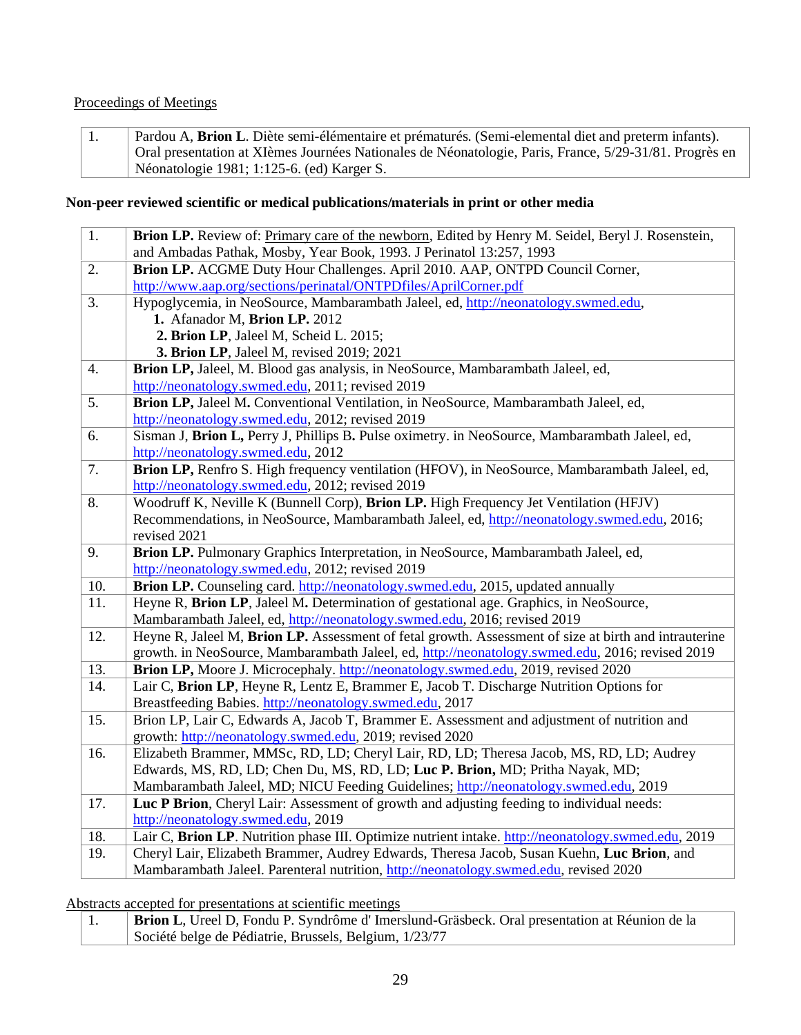Proceedings of Meetings

| | |
|---|---|
| 1. | Pardou A, **Brion L**. Diète semi-élémentaire et prématurés. (Semi-elemental diet and preterm infants). Oral presentation at XIèmes Journées Nationales de Néonatologie, Paris, France, 5/29-31/81. Progrès en Néonatologie 1981; 1:125-6. (ed) Karger S. |

**Non-peer reviewed scientific or medical publications/materials in print or other media**

| | |
|---|---|
| 1. | **Brion LP.** Review of: Primary care of the newborn, Edited by Henry M. Seidel, Beryl J. Rosenstein, and Ambadas Pathak, Mosby, Year Book, 1993. J Perinatol 13:257, 1993 |
| 2. | **Brion LP.** ACGME Duty Hour Challenges. April 2010. AAP, ONTPD Council Corner, http://www.aap.org/sections/perinatal/ONTPDfiles/AprilCorner.pdf |
| 3. | Hypoglycemia, in NeoSource, Mambarambath Jaleel, ed, http://neonatology.swmed.edu, 1. Afanador M, **Brion LP.** 2012 2. **Brion LP**, Jaleel M, Scheid L. 2015; 3. **Brion LP**, Jaleel M, revised 2019; 2021 |
| 4. | **Brion LP,** Jaleel, M. Blood gas analysis, in NeoSource, Mambarambath Jaleel, ed, http://neonatology.swmed.edu, 2011; revised 2019 |
| 5. | **Brion LP,** Jaleel M**.** Conventional Ventilation, in NeoSource, Mambarambath Jaleel, ed, http://neonatology.swmed.edu, 2012; revised 2019 |
| 6. | Sisman J, **Brion L,** Perry J, Phillips B**.** Pulse oximetry. in NeoSource, Mambarambath Jaleel, ed, http://neonatology.swmed.edu, 2012 |
| 7. | **Brion LP,** Renfro S. High frequency ventilation (HFOV), in NeoSource, Mambarambath Jaleel, ed, http://neonatology.swmed.edu, 2012; revised 2019 |
| 8. | Woodruff K, Neville K (Bunnell Corp), **Brion LP.** High Frequency Jet Ventilation (HFJV) Recommendations, in NeoSource, Mambarambath Jaleel, ed, http://neonatology.swmed.edu, 2016; revised 2021 |
| 9. | **Brion LP.** Pulmonary Graphics Interpretation, in NeoSource, Mambarambath Jaleel, ed, http://neonatology.swmed.edu, 2012; revised 2019 |
| 10. | **Brion LP.** Counseling card. http://neonatology.swmed.edu, 2015, updated annually |
| 11. | Heyne R, **Brion LP**, Jaleel M**.** Determination of gestational age. Graphics, in NeoSource, Mambarambath Jaleel, ed, http://neonatology.swmed.edu, 2016; revised 2019 |
| 12. | Heyne R, Jaleel M, **Brion LP.** Assessment of fetal growth. Assessment of size at birth and intrauterine growth. in NeoSource, Mambarambath Jaleel, ed, http://neonatology.swmed.edu, 2016; revised 2019 |
| 13. | **Brion LP,** Moore J. Microcephaly. http://neonatology.swmed.edu, 2019, revised 2020 |
| 14. | Lair C, **Brion LP**, Heyne R, Lentz E, Brammer E, Jacob T. Discharge Nutrition Options for Breastfeeding Babies. http://neonatology.swmed.edu, 2017 |
| 15. | Brion LP, Lair C, Edwards A, Jacob T, Brammer E. Assessment and adjustment of nutrition and growth: http://neonatology.swmed.edu, 2019; revised 2020 |
| 16. | Elizabeth Brammer, MMSc, RD, LD; Cheryl Lair, RD, LD; Theresa Jacob, MS, RD, LD; Audrey Edwards, MS, RD, LD; Chen Du, MS, RD, LD; **Luc P. Brion,** MD; Pritha Nayak, MD; Mambarambath Jaleel, MD; NICU Feeding Guidelines; http://neonatology.swmed.edu, 2019 |
| 17. | **Luc P Brion**, Cheryl Lair: Assessment of growth and adjusting feeding to individual needs: http://neonatology.swmed.edu, 2019 |
| 18. | Lair C, **Brion LP**. Nutrition phase III. Optimize nutrient intake. http://neonatology.swmed.edu, 2019 |
| 19. | Cheryl Lair, Elizabeth Brammer, Audrey Edwards, Theresa Jacob, Susan Kuehn, **Luc Brion**, and Mambarambath Jaleel. Parenteral nutrition, http://neonatology.swmed.edu, revised 2020 |

Abstracts accepted for presentations at scientific meetings

| | |
|---|---|
| 1. | **Brion L**, Ureel D, Fondu P. Syndrôme d' Imerslund-Gräsbeck. Oral presentation at Réunion de la Société belge de Pédiatrie, Brussels, Belgium, 1/23/77 |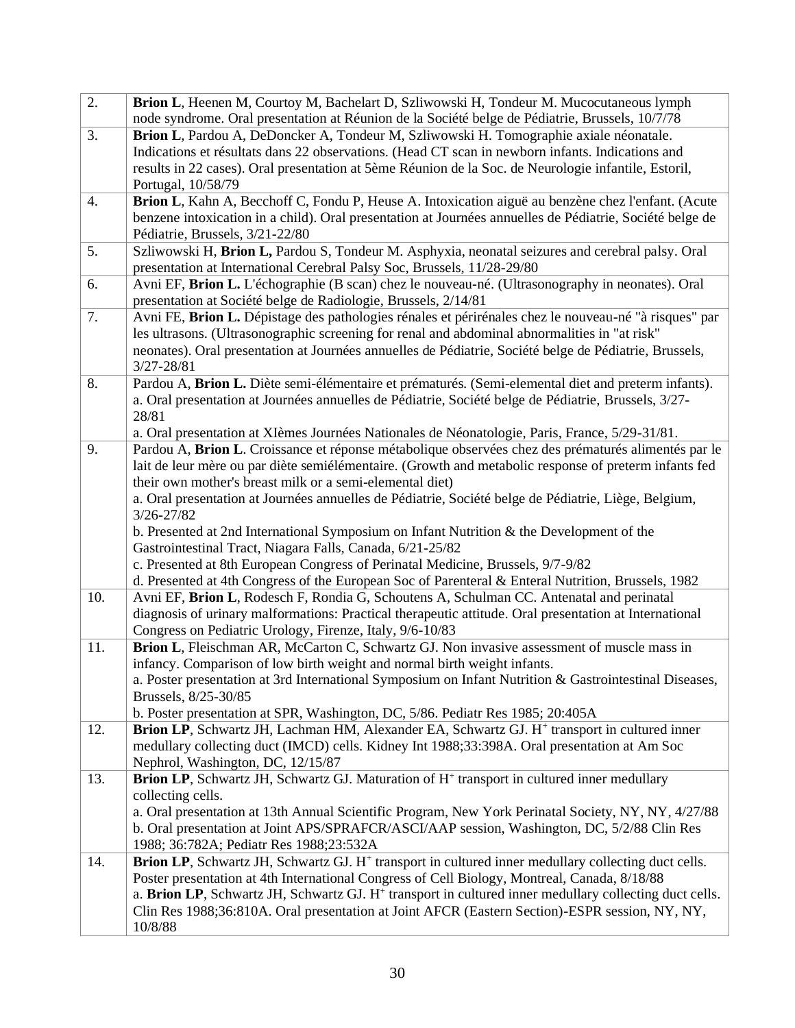| | |
|---|---|
| 2. | **Brion L**, Heenen M, Courtoy M, Bachelart D, Szliwowski H, Tondeur M. Mucocutaneous lymph node syndrome. Oral presentation at Réunion de la Société belge de Pédiatrie, Brussels, 10/7/78 |
| 3. | **Brion L**, Pardou A, DeDoncker A, Tondeur M, Szliwowski H. Tomographie axiale néonatale. Indications et résultats dans 22 observations. (Head CT scan in newborn infants. Indications and results in 22 cases). Oral presentation at 5ème Réunion de la Soc. de Neurologie infantile, Estoril, Portugal, 10/58/79 |
| 4. | **Brion L**, Kahn A, Becchoff C, Fondu P, Heuse A. Intoxication aiguë au benzène chez l'enfant. (Acute benzene intoxication in a child). Oral presentation at Journées annuelles de Pédiatrie, Société belge de Pédiatrie, Brussels, 3/21-22/80 |
| 5. | Szliwowski H, **Brion L,** Pardou S, Tondeur M. Asphyxia, neonatal seizures and cerebral palsy. Oral presentation at International Cerebral Palsy Soc, Brussels, 11/28-29/80 |
| 6. | Avni EF, **Brion L.** L'échographie (B scan) chez le nouveau-né. (Ultrasonography in neonates). Oral presentation at Société belge de Radiologie, Brussels, 2/14/81 |
| 7. | Avni FE, **Brion L.** Dépistage des pathologies rénales et périrénales chez le nouveau-né "à risques" par les ultrasons. (Ultrasonographic screening for renal and abdominal abnormalities in "at risk" neonates). Oral presentation at Journées annuelles de Pédiatrie, Société belge de Pédiatrie, Brussels, 3/27-28/81 |
| 8. | Pardou A, **Brion L.** Diète semi-élémentaire et prématurés. (Semi-elemental diet and preterm infants).<br>a. Oral presentation at Journées annuelles de Pédiatrie, Société belge de Pédiatrie, Brussels, 3/27-28/81<br>a. Oral presentation at XIèmes Journées Nationales de Néonatologie, Paris, France, 5/29-31/81. |
| 9. | Pardou A, **Brion L**. Croissance et réponse métabolique observées chez des prématurés alimentés par le lait de leur mère ou par diète semiélémentaire. (Growth and metabolic response of preterm infants fed their own mother's breast milk or a semi-elemental diet)<br>a. Oral presentation at Journées annuelles de Pédiatrie, Société belge de Pédiatrie, Liège, Belgium, 3/26-27/82<br>b. Presented at 2nd International Symposium on Infant Nutrition & the Development of the Gastrointestinal Tract, Niagara Falls, Canada, 6/21-25/82<br>c. Presented at 8th European Congress of Perinatal Medicine, Brussels, 9/7-9/82<br>d. Presented at 4th Congress of the European Soc of Parenteral & Enteral Nutrition, Brussels, 1982 |
| 10. | Avni EF, **Brion L**, Rodesch F, Rondia G, Schoutens A, Schulman CC. Antenatal and perinatal diagnosis of urinary malformations: Practical therapeutic attitude. Oral presentation at International Congress on Pediatric Urology, Firenze, Italy, 9/6-10/83 |
| 11. | **Brion L**, Fleischman AR, McCarton C, Schwartz GJ. Non invasive assessment of muscle mass in infancy. Comparison of low birth weight and normal birth weight infants.<br>a. Poster presentation at 3rd International Symposium on Infant Nutrition & Gastrointestinal Diseases, Brussels, 8/25-30/85<br>b. Poster presentation at SPR, Washington, DC, 5/86. Pediatr Res 1985; 20:405A |
| 12. | **Brion LP**, Schwartz JH, Lachman HM, Alexander EA, Schwartz GJ. $H^+$ transport in cultured inner medullary collecting duct (IMCD) cells. Kidney Int 1988;33:398A. Oral presentation at Am Soc Nephrol, Washington, DC, 12/15/87 |
| 13. | **Brion LP**, Schwartz JH, Schwartz GJ. Maturation of $H^+$ transport in cultured inner medullary collecting cells.<br>a. Oral presentation at 13th Annual Scientific Program, New York Perinatal Society, NY, NY, 4/27/88<br>b. Oral presentation at Joint APS/SPRAFCR/ASCI/AAP session, Washington, DC, 5/2/88 Clin Res 1988; 36:782A; Pediatr Res 1988;23:532A |
| 14. | **Brion LP**, Schwartz JH, Schwartz GJ. $H^+$ transport in cultured inner medullary collecting duct cells. Poster presentation at 4th International Congress of Cell Biology, Montreal, Canada, 8/18/88<br>a. **Brion LP**, Schwartz JH, Schwartz GJ. $H^+$ transport in cultured inner medullary collecting duct cells. Clin Res 1988;36:810A. Oral presentation at Joint AFCR (Eastern Section)-ESPR session, NY, NY, 10/8/88 |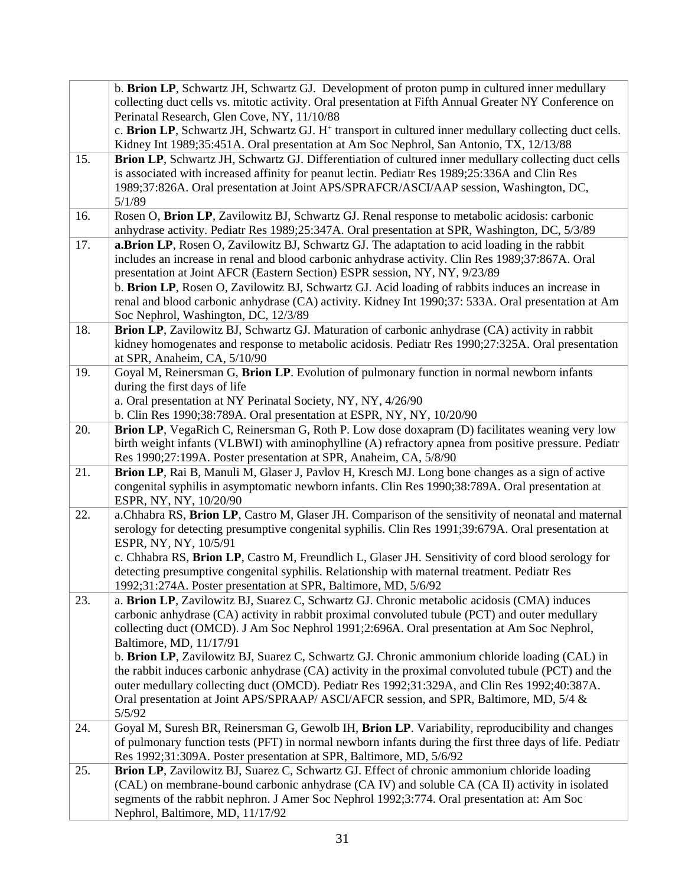| | |
|---|---|
| | b. **Brion LP**, Schwartz JH, Schwartz GJ. Development of proton pump in cultured inner medullary collecting duct cells vs. mitotic activity. Oral presentation at Fifth Annual Greater NY Conference on Perinatal Research, Glen Cove, NY, 11/10/88<br>c. **Brion LP**, Schwartz JH, Schwartz GJ. $H^+$ transport in cultured inner medullary collecting duct cells. Kidney Int 1989;35:451A. Oral presentation at Am Soc Nephrol, San Antonio, TX, 12/13/88 |
| 15. | **Brion LP**, Schwartz JH, Schwartz GJ. Differentiation of cultured inner medullary collecting duct cells is associated with increased affinity for peanut lectin. Pediatr Res 1989;25:336A and Clin Res 1989;37:826A. Oral presentation at Joint APS/SPRAFCR/ASCI/AAP session, Washington, DC, 5/1/89 |
| 16. | Rosen O, **Brion LP**, Zavilowitz BJ, Schwartz GJ. Renal response to metabolic acidosis: carbonic anhydrase activity. Pediatr Res 1989;25:347A. Oral presentation at SPR, Washington, DC, 5/3/89 |
| 17. | **a.Brion LP**, Rosen O, Zavilowitz BJ, Schwartz GJ. The adaptation to acid loading in the rabbit includes an increase in renal and blood carbonic anhydrase activity. Clin Res 1989;37:867A. Oral presentation at Joint AFCR (Eastern Section) ESPR session, NY, NY, 9/23/89<br>b. **Brion LP**, Rosen O, Zavilowitz BJ, Schwartz GJ. Acid loading of rabbits induces an increase in renal and blood carbonic anhydrase (CA) activity. Kidney Int 1990;37: 533A. Oral presentation at Am Soc Nephrol, Washington, DC, 12/3/89 |
| 18. | **Brion LP**, Zavilowitz BJ, Schwartz GJ. Maturation of carbonic anhydrase (CA) activity in rabbit kidney homogenates and response to metabolic acidosis. Pediatr Res 1990;27:325A. Oral presentation at SPR, Anaheim, CA, 5/10/90 |
| 19. | Goyal M, Reinersman G, **Brion LP**. Evolution of pulmonary function in normal newborn infants during the first days of life<br>a. Oral presentation at NY Perinatal Society, NY, NY, 4/26/90<br>b. Clin Res 1990;38:789A. Oral presentation at ESPR, NY, NY, 10/20/90 |
| 20. | **Brion LP**, VegaRich C, Reinersman G, Roth P. Low dose doxapram (D) facilitates weaning very low birth weight infants (VLBWI) with aminophylline (A) refractory apnea from positive pressure. Pediatr Res 1990;27:199A. Poster presentation at SPR, Anaheim, CA, 5/8/90 |
| 21. | **Brion LP**, Rai B, Manuli M, Glaser J, Pavlov H, Kresch MJ. Long bone changes as a sign of active congenital syphilis in asymptomatic newborn infants. Clin Res 1990;38:789A. Oral presentation at ESPR, NY, NY, 10/20/90 |
| 22. | a.Chhabra RS, **Brion LP**, Castro M, Glaser JH. Comparison of the sensitivity of neonatal and maternal serology for detecting presumptive congenital syphilis. Clin Res 1991;39:679A. Oral presentation at ESPR, NY, NY, 10/5/91<br>c. Chhabra RS, **Brion LP**, Castro M, Freundlich L, Glaser JH. Sensitivity of cord blood serology for detecting presumptive congenital syphilis. Relationship with maternal treatment. Pediatr Res 1992;31:274A. Poster presentation at SPR, Baltimore, MD, 5/6/92 |
| 23. | a. **Brion LP**, Zavilowitz BJ, Suarez C, Schwartz GJ. Chronic metabolic acidosis (CMA) induces carbonic anhydrase (CA) activity in rabbit proximal convoluted tubule (PCT) and outer medullary collecting duct (OMCD). J Am Soc Nephrol 1991;2:696A. Oral presentation at Am Soc Nephrol, Baltimore, MD, 11/17/91<br>b. **Brion LP**, Zavilowitz BJ, Suarez C, Schwartz GJ. Chronic ammonium chloride loading (CAL) in the rabbit induces carbonic anhydrase (CA) activity in the proximal convoluted tubule (PCT) and the outer medullary collecting duct (OMCD). Pediatr Res 1992;31:329A, and Clin Res 1992;40:387A. Oral presentation at Joint APS/SPRAAP/ ASCI/AFCR session, and SPR, Baltimore, MD, 5/4 & 5/5/92 |
| 24. | Goyal M, Suresh BR, Reinersman G, Gewolb IH, **Brion LP**. Variability, reproducibility and changes of pulmonary function tests (PFT) in normal newborn infants during the first three days of life. Pediatr Res 1992;31:309A. Poster presentation at SPR, Baltimore, MD, 5/6/92 |
| 25. | **Brion LP**, Zavilowitz BJ, Suarez C, Schwartz GJ. Effect of chronic ammonium chloride loading (CAL) on membrane-bound carbonic anhydrase (CA IV) and soluble CA (CA II) activity in isolated segments of the rabbit nephron. J Amer Soc Nephrol 1992;3:774. Oral presentation at: Am Soc Nephrol, Baltimore, MD, 11/17/92 |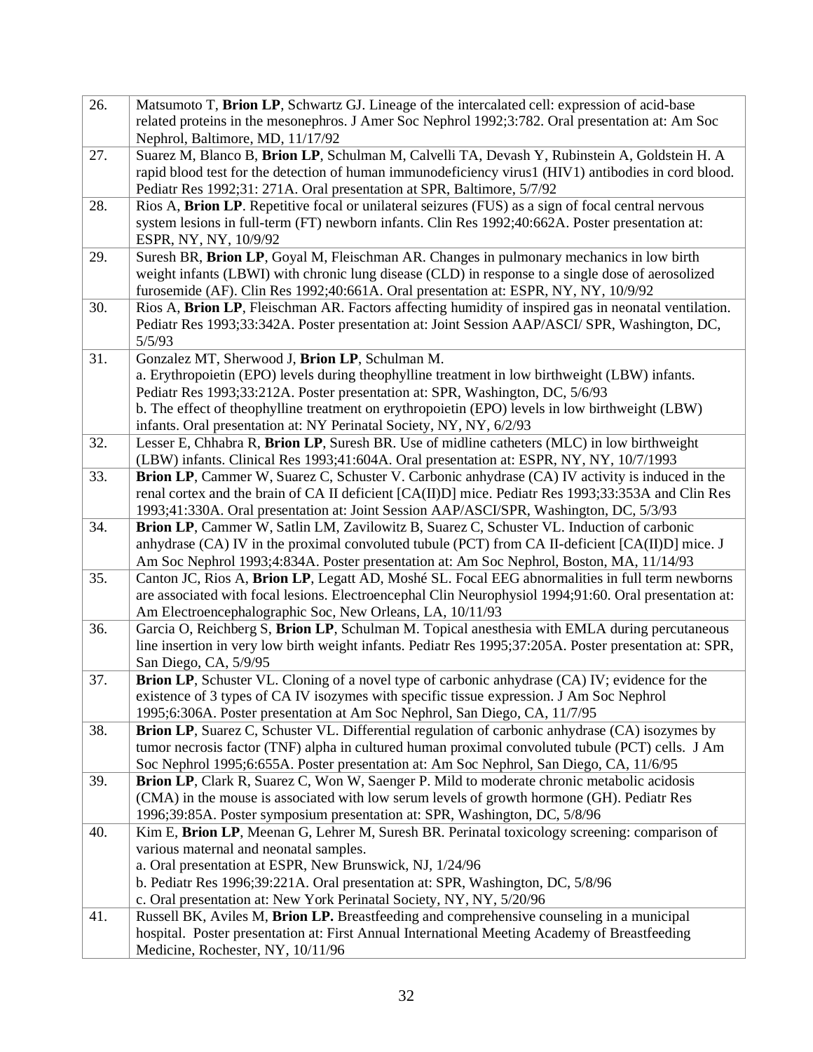| | |
|---|---|
| 26. | Matsumoto T, **Brion LP**, Schwartz GJ. Lineage of the intercalated cell: expression of acid-base related proteins in the mesonephros. J Amer Soc Nephrol 1992;3:782. Oral presentation at: Am Soc Nephrol, Baltimore, MD, 11/17/92 |
| 27. | Suarez M, Blanco B, **Brion LP**, Schulman M, Calvelli TA, Devash Y, Rubinstein A, Goldstein H. A rapid blood test for the detection of human immunodeficiency virus1 (HIV1) antibodies in cord blood. Pediatr Res 1992;31: 271A. Oral presentation at SPR, Baltimore, 5/7/92 |
| 28. | Rios A, **Brion LP**. Repetitive focal or unilateral seizures (FUS) as a sign of focal central nervous system lesions in full-term (FT) newborn infants. Clin Res 1992;40:662A. Poster presentation at: ESPR, NY, NY, 10/9/92 |
| 29. | Suresh BR, **Brion LP**, Goyal M, Fleischman AR. Changes in pulmonary mechanics in low birth weight infants (LBWI) with chronic lung disease (CLD) in response to a single dose of aerosolized furosemide (AF). Clin Res 1992;40:661A. Oral presentation at: ESPR, NY, NY, 10/9/92 |
| 30. | Rios A, **Brion LP**, Fleischman AR. Factors affecting humidity of inspired gas in neonatal ventilation. Pediatr Res 1993;33:342A. Poster presentation at: Joint Session AAP/ASCI/ SPR, Washington, DC, 5/5/93 |
| 31. | Gonzalez MT, Sherwood J, **Brion LP**, Schulman M.<br>a. Erythropoietin (EPO) levels during theophylline treatment in low birthweight (LBW) infants. Pediatr Res 1993;33:212A. Poster presentation at: SPR, Washington, DC, 5/6/93<br>b. The effect of theophylline treatment on erythropoietin (EPO) levels in low birthweight (LBW) infants. Oral presentation at: NY Perinatal Society, NY, NY, 6/2/93 |
| 32. | Lesser E, Chhabra R, **Brion LP**, Suresh BR. Use of midline catheters (MLC) in low birthweight (LBW) infants. Clinical Res 1993;41:604A. Oral presentation at: ESPR, NY, NY, 10/7/1993 |
| 33. | **Brion LP**, Cammer W, Suarez C, Schuster V. Carbonic anhydrase (CA) IV activity is induced in the renal cortex and the brain of CA II deficient [CA(II)D] mice. Pediatr Res 1993;33:353A and Clin Res 1993;41:330A. Oral presentation at: Joint Session AAP/ASCI/SPR, Washington, DC, 5/3/93 |
| 34. | **Brion LP**, Cammer W, Satlin LM, Zavilowitz B, Suarez C, Schuster VL. Induction of carbonic anhydrase (CA) IV in the proximal convoluted tubule (PCT) from CA II-deficient [CA(II)D] mice. J Am Soc Nephrol 1993;4:834A. Poster presentation at: Am Soc Nephrol, Boston, MA, 11/14/93 |
| 35. | Canton JC, Rios A, **Brion LP**, Legatt AD, Moshé SL. Focal EEG abnormalities in full term newborns are associated with focal lesions. Electroencephal Clin Neurophysiol 1994;91:60. Oral presentation at: Am Electroencephalographic Soc, New Orleans, LA, 10/11/93 |
| 36. | Garcia O, Reichberg S, **Brion LP**, Schulman M. Topical anesthesia with EMLA during percutaneous line insertion in very low birth weight infants. Pediatr Res 1995;37:205A. Poster presentation at: SPR, San Diego, CA, 5/9/95 |
| 37. | **Brion LP**, Schuster VL. Cloning of a novel type of carbonic anhydrase (CA) IV; evidence for the existence of 3 types of CA IV isozymes with specific tissue expression. J Am Soc Nephrol 1995;6:306A. Poster presentation at Am Soc Nephrol, San Diego, CA, 11/7/95 |
| 38. | **Brion LP**, Suarez C, Schuster VL. Differential regulation of carbonic anhydrase (CA) isozymes by tumor necrosis factor (TNF) alpha in cultured human proximal convoluted tubule (PCT) cells. J Am Soc Nephrol 1995;6:655A. Poster presentation at: Am Soc Nephrol, San Diego, CA, 11/6/95 |
| 39. | **Brion LP**, Clark R, Suarez C, Won W, Saenger P. Mild to moderate chronic metabolic acidosis (CMA) in the mouse is associated with low serum levels of growth hormone (GH). Pediatr Res 1996;39:85A. Poster symposium presentation at: SPR, Washington, DC, 5/8/96 |
| 40. | Kim E, **Brion LP**, Meenan G, Lehrer M, Suresh BR. Perinatal toxicology screening: comparison of various maternal and neonatal samples.<br>a. Oral presentation at ESPR, New Brunswick, NJ, 1/24/96<br>b. Pediatr Res 1996;39:221A. Oral presentation at: SPR, Washington, DC, 5/8/96<br>c. Oral presentation at: New York Perinatal Society, NY, NY, 5/20/96 |
| 41. | Russell BK, Aviles M, **Brion LP.** Breastfeeding and comprehensive counseling in a municipal hospital. Poster presentation at: First Annual International Meeting Academy of Breastfeeding Medicine, Rochester, NY, 10/11/96 |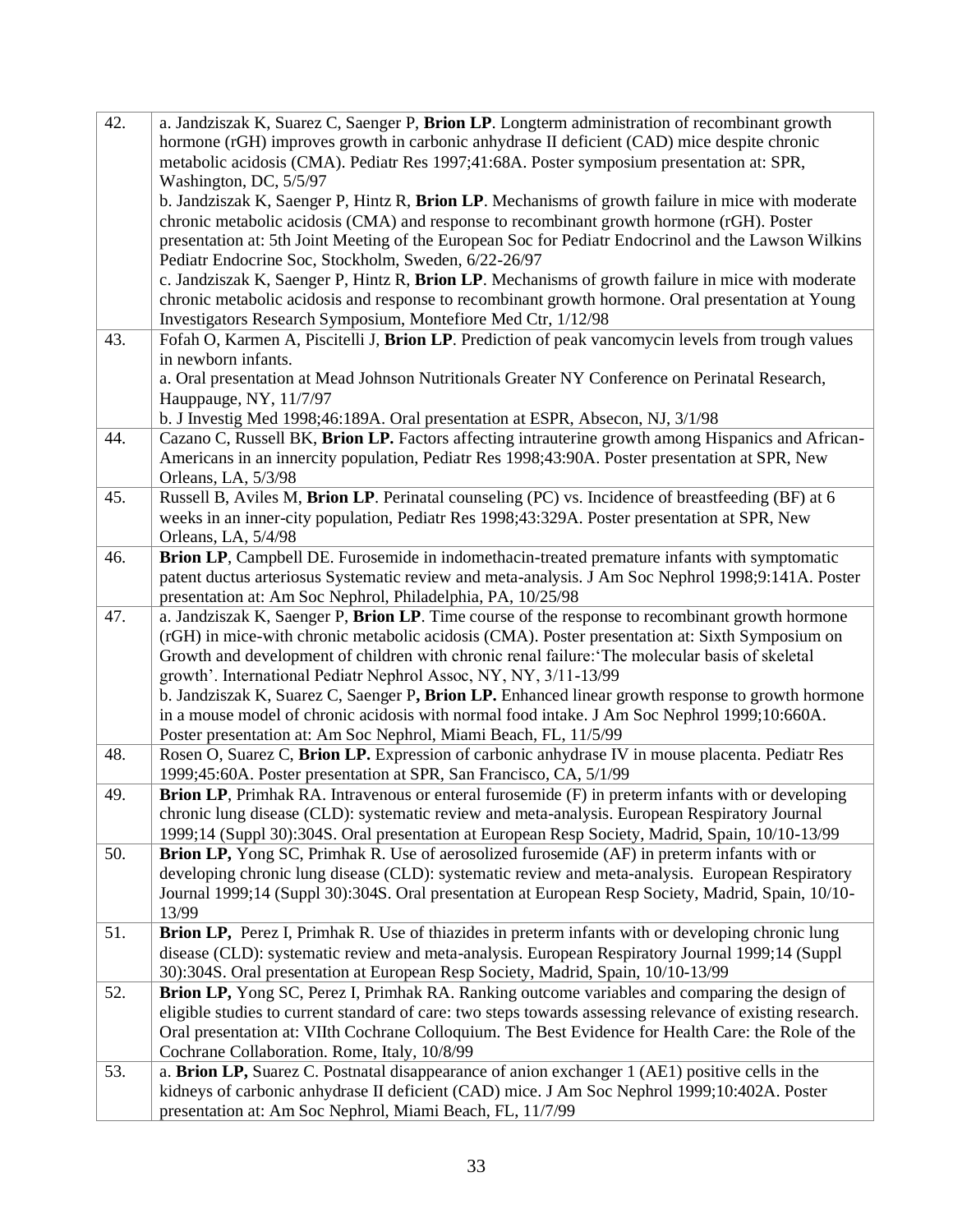| | |
|---|---|
| 42. | a. Jandziszak K, Suarez C, Saenger P, **Brion LP**. Longterm administration of recombinant growth hormone (rGH) improves growth in carbonic anhydrase II deficient (CAD) mice despite chronic metabolic acidosis (CMA). Pediatr Res 1997;41:68A. Poster symposium presentation at: SPR, Washington, DC, 5/5/97<br>b. Jandziszak K, Saenger P, Hintz R, **Brion LP**. Mechanisms of growth failure in mice with moderate chronic metabolic acidosis (CMA) and response to recombinant growth hormone (rGH). Poster presentation at: 5th Joint Meeting of the European Soc for Pediatr Endocrinol and the Lawson Wilkins Pediatr Endocrine Soc, Stockholm, Sweden, 6/22-26/97<br>c. Jandziszak K, Saenger P, Hintz R, **Brion LP**. Mechanisms of growth failure in mice with moderate chronic metabolic acidosis and response to recombinant growth hormone. Oral presentation at Young Investigators Research Symposium, Montefiore Med Ctr, 1/12/98 |
| 43. | Fofah O, Karmen A, Piscitelli J, **Brion LP**. Prediction of peak vancomycin levels from trough values in newborn infants.<br>a. Oral presentation at Mead Johnson Nutritionals Greater NY Conference on Perinatal Research, Hauppauge, NY, 11/7/97<br>b. J Investig Med 1998;46:189A. Oral presentation at ESPR, Absecon, NJ, 3/1/98 |
| 44. | Cazano C, Russell BK, **Brion LP.** Factors affecting intrauterine growth among Hispanics and African-Americans in an innercity population, Pediatr Res 1998;43:90A. Poster presentation at SPR, New Orleans, LA, 5/3/98 |
| 45. | Russell B, Aviles M, **Brion LP**. Perinatal counseling (PC) vs. Incidence of breastfeeding (BF) at 6 weeks in an inner-city population, Pediatr Res 1998;43:329A. Poster presentation at SPR, New Orleans, LA, 5/4/98 |
| 46. | **Brion LP**, Campbell DE. Furosemide in indomethacin-treated premature infants with symptomatic patent ductus arteriosus Systematic review and meta-analysis. J Am Soc Nephrol 1998;9:141A. Poster presentation at: Am Soc Nephrol, Philadelphia, PA, 10/25/98 |
| 47. | a. Jandziszak K, Saenger P, **Brion LP**. Time course of the response to recombinant growth hormone (rGH) in mice-with chronic metabolic acidosis (CMA). Poster presentation at: Sixth Symposium on Growth and development of children with chronic renal failure:'The molecular basis of skeletal growth'. International Pediatr Nephrol Assoc, NY, NY, 3/11-13/99<br>b. Jandziszak K, Suarez C, Saenger P**, Brion LP.** Enhanced linear growth response to growth hormone in a mouse model of chronic acidosis with normal food intake. J Am Soc Nephrol 1999;10:660A. Poster presentation at: Am Soc Nephrol, Miami Beach, FL, 11/5/99 |
| 48. | Rosen O, Suarez C, **Brion LP.** Expression of carbonic anhydrase IV in mouse placenta. Pediatr Res 1999;45:60A. Poster presentation at SPR, San Francisco, CA, 5/1/99 |
| 49. | **Brion LP**, Primhak RA. Intravenous or enteral furosemide (F) in preterm infants with or developing chronic lung disease (CLD): systematic review and meta-analysis. European Respiratory Journal 1999;14 (Suppl 30):304S. Oral presentation at European Resp Society, Madrid, Spain, 10/10-13/99 |
| 50. | **Brion LP,** Yong SC, Primhak R. Use of aerosolized furosemide (AF) in preterm infants with or developing chronic lung disease (CLD): systematic review and meta-analysis. European Respiratory Journal 1999;14 (Suppl 30):304S. Oral presentation at European Resp Society, Madrid, Spain, 10/10-13/99 |
| 51. | **Brion LP,** Perez I, Primhak R. Use of thiazides in preterm infants with or developing chronic lung disease (CLD): systematic review and meta-analysis. European Respiratory Journal 1999;14 (Suppl 30):304S. Oral presentation at European Resp Society, Madrid, Spain, 10/10-13/99 |
| 52. | **Brion LP,** Yong SC, Perez I, Primhak RA. Ranking outcome variables and comparing the design of eligible studies to current standard of care: two steps towards assessing relevance of existing research. Oral presentation at: VIIth Cochrane Colloquium. The Best Evidence for Health Care: the Role of the Cochrane Collaboration. Rome, Italy, 10/8/99 |
| 53. | a. **Brion LP,** Suarez C. Postnatal disappearance of anion exchanger 1 (AE1) positive cells in the kidneys of carbonic anhydrase II deficient (CAD) mice. J Am Soc Nephrol 1999;10:402A. Poster presentation at: Am Soc Nephrol, Miami Beach, FL, 11/7/99 |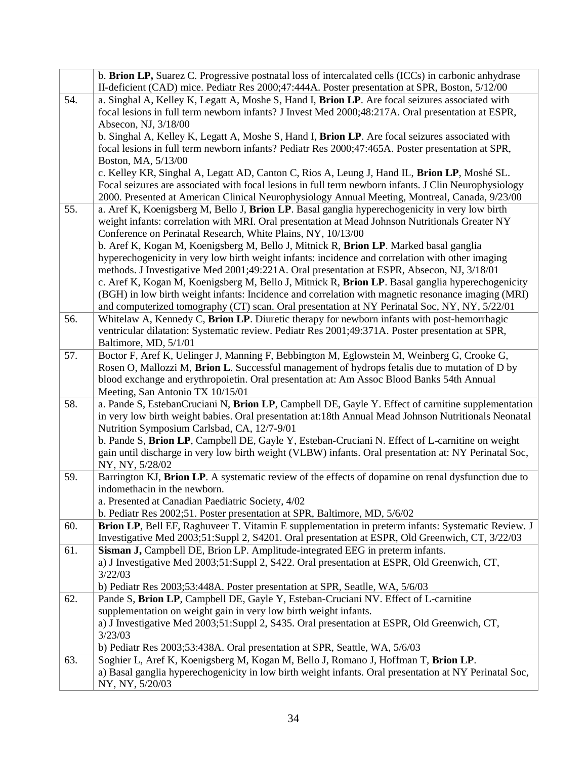| | |
|---|---|
| | b. **Brion LP,** Suarez C. Progressive postnatal loss of intercalated cells (ICCs) in carbonic anhydrase II-deficient (CAD) mice. Pediatr Res 2000;47:444A. Poster presentation at SPR, Boston, 5/12/00 |
| 54. | a. Singhal A, Kelley K, Legatt A, Moshe S, Hand I, **Brion LP**. Are focal seizures associated with focal lesions in full term newborn infants? J Invest Med 2000;48:217A. Oral presentation at ESPR, Absecon, NJ, 3/18/00<br>b. Singhal A, Kelley K, Legatt A, Moshe S, Hand I, **Brion LP**. Are focal seizures associated with focal lesions in full term newborn infants? Pediatr Res 2000;47:465A. Poster presentation at SPR, Boston, MA, 5/13/00<br>c. Kelley KR, Singhal A, Legatt AD, Canton C, Rios A, Leung J, Hand IL, **Brion LP**, Moshé SL. Focal seizures are associated with focal lesions in full term newborn infants. J Clin Neurophysiology 2000. Presented at American Clinical Neurophysiology Annual Meeting, Montreal, Canada, 9/23/00 |
| 55. | a. Aref K, Koenigsberg M, Bello J, **Brion LP**. Basal ganglia hyperechogenicity in very low birth weight infants: correlation with MRI. Oral presentation at Mead Johnson Nutritionals Greater NY Conference on Perinatal Research, White Plains, NY, 10/13/00<br>b. Aref K, Kogan M, Koenigsberg M, Bello J, Mitnick R, **Brion LP**. Marked basal ganglia hyperechogenicity in very low birth weight infants: incidence and correlation with other imaging methods. J Investigative Med 2001;49:221A. Oral presentation at ESPR, Absecon, NJ, 3/18/01<br>c. Aref K, Kogan M, Koenigsberg M, Bello J, Mitnick R, **Brion LP**. Basal ganglia hyperechogenicity (BGH) in low birth weight infants: Incidence and correlation with magnetic resonance imaging (MRI) and computerized tomography (CT) scan. Oral presentation at NY Perinatal Soc, NY, NY, 5/22/01 |
| 56. | Whitelaw A, Kennedy C, **Brion LP**. Diuretic therapy for newborn infants with post-hemorrhagic ventricular dilatation: Systematic review. Pediatr Res 2001;49:371A. Poster presentation at SPR, Baltimore, MD, 5/1/01 |
| 57. | Boctor F, Aref K, Uelinger J, Manning F, Bebbington M, Eglowstein M, Weinberg G, Crooke G, Rosen O, Mallozzi M, **Brion L**. Successful management of hydrops fetalis due to mutation of D by blood exchange and erythropoietin. Oral presentation at: Am Assoc Blood Banks 54th Annual Meeting, San Antonio TX 10/15/01 |
| 58. | a. Pande S, EstebanCruciani N, **Brion LP**, Campbell DE, Gayle Y. Effect of carnitine supplementation in very low birth weight babies. Oral presentation at:18th Annual Mead Johnson Nutritionals Neonatal Nutrition Symposium Carlsbad, CA, 12/7-9/01<br>b. Pande S, **Brion LP**, Campbell DE, Gayle Y, Esteban-Cruciani N. Effect of L-carnitine on weight gain until discharge in very low birth weight (VLBW) infants. Oral presentation at: NY Perinatal Soc, NY, NY, 5/28/02 |
| 59. | Barrington KJ, **Brion LP**. A systematic review of the effects of dopamine on renal dysfunction due to indomethacin in the newborn.<br>a. Presented at Canadian Paediatric Society, 4/02<br>b. Pediatr Res 2002;51. Poster presentation at SPR, Baltimore, MD, 5/6/02 |
| 60. | **Brion LP**, Bell EF, Raghuveer T. Vitamin E supplementation in preterm infants: Systematic Review. J Investigative Med 2003;51:Suppl 2, S4201. Oral presentation at ESPR, Old Greenwich, CT, 3/22/03 |
| 61. | **Sisman J,** Campbell DE, Brion LP. Amplitude-integrated EEG in preterm infants.<br>a) J Investigative Med 2003;51:Suppl 2, S422. Oral presentation at ESPR, Old Greenwich, CT, 3/22/03<br>b) Pediatr Res 2003;53:448A. Poster presentation at SPR, Seatlle, WA, 5/6/03 |
| 62. | Pande S, **Brion LP**, Campbell DE, Gayle Y, Esteban-Cruciani NV. Effect of L-carnitine supplementation on weight gain in very low birth weight infants.<br>a) J Investigative Med 2003;51:Suppl 2, S435. Oral presentation at ESPR, Old Greenwich, CT, 3/23/03<br>b) Pediatr Res 2003;53:438A. Oral presentation at SPR, Seattle, WA, 5/6/03 |
| 63. | Soghier L, Aref K, Koenigsberg M, Kogan M, Bello J, Romano J, Hoffman T, **Brion LP**.<br>a) Basal ganglia hyperechogenicity in low birth weight infants. Oral presentation at NY Perinatal Soc, NY, NY, 5/20/03 |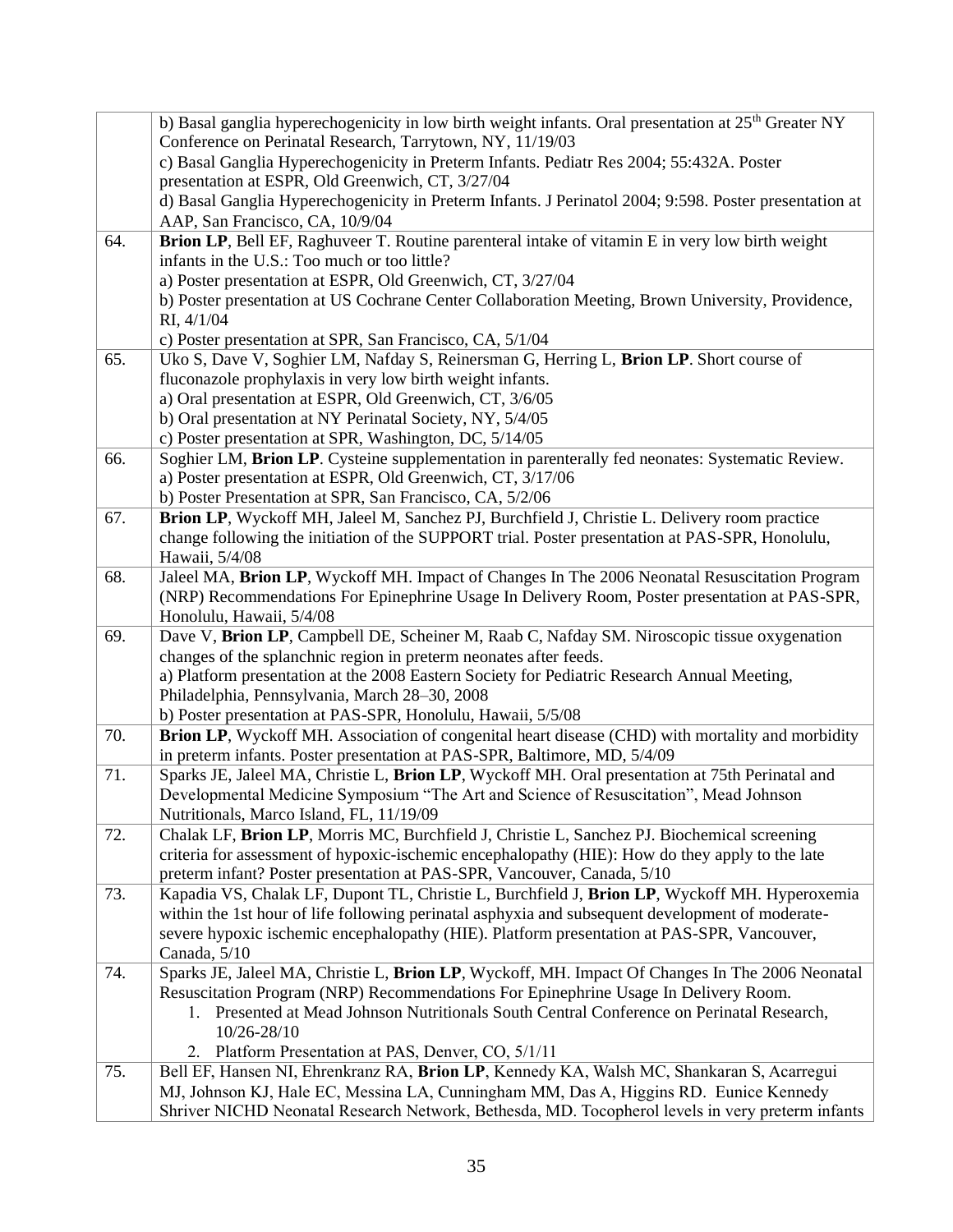| | |
|---|---|
| | b) Basal ganglia hyperechogenicity in low birth weight infants. Oral presentation at 25th Greater NY Conference on Perinatal Research, Tarrytown, NY, 11/19/03<br>c) Basal Ganglia Hyperechogenicity in Preterm Infants. Pediatr Res 2004; 55:432A. Poster presentation at ESPR, Old Greenwich, CT, 3/27/04<br>d) Basal Ganglia Hyperechogenicity in Preterm Infants. J Perinatol 2004; 9:598. Poster presentation at AAP, San Francisco, CA, 10/9/04 |
| 64. | **Brion LP**, Bell EF, Raghuveer T. Routine parenteral intake of vitamin E in very low birth weight infants in the U.S.: Too much or too little?<br>a) Poster presentation at ESPR, Old Greenwich, CT, 3/27/04<br>b) Poster presentation at US Cochrane Center Collaboration Meeting, Brown University, Providence, RI, 4/1/04<br>c) Poster presentation at SPR, San Francisco, CA, 5/1/04 |
| 65. | Uko S, Dave V, Soghier LM, Nafday S, Reinersman G, Herring L, **Brion LP**. Short course of fluconazole prophylaxis in very low birth weight infants.<br>a) Oral presentation at ESPR, Old Greenwich, CT, 3/6/05<br>b) Oral presentation at NY Perinatal Society, NY, 5/4/05<br>c) Poster presentation at SPR, Washington, DC, 5/14/05 |
| 66. | Soghier LM, **Brion LP**. Cysteine supplementation in parenterally fed neonates: Systematic Review.<br>a) Poster presentation at ESPR, Old Greenwich, CT, 3/17/06<br>b) Poster Presentation at SPR, San Francisco, CA, 5/2/06 |
| 67. | **Brion LP**, Wyckoff MH, Jaleel M, Sanchez PJ, Burchfield J, Christie L. Delivery room practice change following the initiation of the SUPPORT trial. Poster presentation at PAS-SPR, Honolulu, Hawaii, 5/4/08 |
| 68. | Jaleel MA, **Brion LP**, Wyckoff MH. Impact of Changes In The 2006 Neonatal Resuscitation Program (NRP) Recommendations For Epinephrine Usage In Delivery Room, Poster presentation at PAS-SPR, Honolulu, Hawaii, 5/4/08 |
| 69. | Dave V, **Brion LP**, Campbell DE, Scheiner M, Raab C, Nafday SM. Niroscopic tissue oxygenation changes of the splanchnic region in preterm neonates after feeds.<br>a) Platform presentation at the 2008 Eastern Society for Pediatric Research Annual Meeting, Philadelphia, Pennsylvania, March 28–30, 2008<br>b) Poster presentation at PAS-SPR, Honolulu, Hawaii, 5/5/08 |
| 70. | **Brion LP**, Wyckoff MH. Association of congenital heart disease (CHD) with mortality and morbidity in preterm infants. Poster presentation at PAS-SPR, Baltimore, MD, 5/4/09 |
| 71. | Sparks JE, Jaleel MA, Christie L, **Brion LP**, Wyckoff MH. Oral presentation at 75th Perinatal and Developmental Medicine Symposium “The Art and Science of Resuscitation”, Mead Johnson Nutritionals, Marco Island, FL, 11/19/09 |
| 72. | Chalak LF, **Brion LP**, Morris MC, Burchfield J, Christie L, Sanchez PJ. Biochemical screening criteria for assessment of hypoxic-ischemic encephalopathy (HIE): How do they apply to the late preterm infant? Poster presentation at PAS-SPR, Vancouver, Canada, 5/10 |
| 73. | Kapadia VS, Chalak LF, Dupont TL, Christie L, Burchfield J, **Brion LP**, Wyckoff MH. Hyperoxemia within the 1st hour of life following perinatal asphyxia and subsequent development of moderate-severe hypoxic ischemic encephalopathy (HIE). Platform presentation at PAS-SPR, Vancouver, Canada, 5/10 |
| 74. | Sparks JE, Jaleel MA, Christie L, **Brion LP**, Wyckoff, MH. Impact Of Changes In The 2006 Neonatal Resuscitation Program (NRP) Recommendations For Epinephrine Usage In Delivery Room.<br>1. Presented at Mead Johnson Nutritionals South Central Conference on Perinatal Research, 10/26-28/10<br>2. Platform Presentation at PAS, Denver, CO, 5/1/11 |
| 75. | Bell EF, Hansen NI, Ehrenkranz RA, **Brion LP**, Kennedy KA, Walsh MC, Shankaran S, Acarregui MJ, Johnson KJ, Hale EC, Messina LA, Cunningham MM, Das A, Higgins RD. Eunice Kennedy Shriver NICHD Neonatal Research Network, Bethesda, MD. Tocopherol levels in very preterm infants |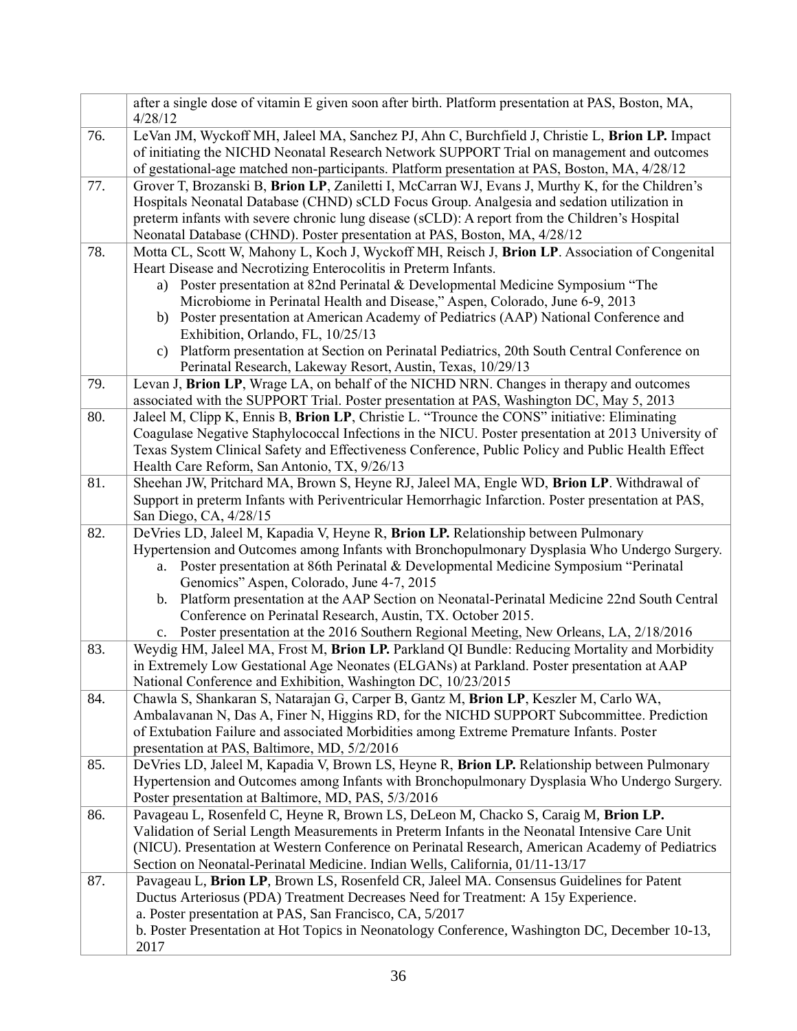|  |  |
|---|---|
|  | after a single dose of vitamin E given soon after birth. Platform presentation at PAS, Boston, MA, 4/28/12 |
| 76. | LeVan JM, Wyckoff MH, Jaleel MA, Sanchez PJ, Ahn C, Burchfield J, Christie L, **Brion LP.** Impact of initiating the NICHD Neonatal Research Network SUPPORT Trial on management and outcomes of gestational-age matched non-participants. Platform presentation at PAS, Boston, MA, 4/28/12 |
| 77. | Grover T, Brozanski B, **Brion LP**, Zaniletti I, McCarran WJ, Evans J, Murthy K, for the Children's Hospitals Neonatal Database (CHND) sCLD Focus Group. Analgesia and sedation utilization in preterm infants with severe chronic lung disease (sCLD): A report from the Children's Hospital Neonatal Database (CHND). Poster presentation at PAS, Boston, MA, 4/28/12 |
| 78. | Motta CL, Scott W, Mahony L, Koch J, Wyckoff MH, Reisch J, **Brion LP**. Association of Congenital Heart Disease and Necrotizing Enterocolitis in Preterm Infants.<br>a) Poster presentation at 82nd Perinatal & Developmental Medicine Symposium "The Microbiome in Perinatal Health and Disease," Aspen, Colorado, June 6-9, 2013<br>b) Poster presentation at American Academy of Pediatrics (AAP) National Conference and Exhibition, Orlando, FL, 10/25/13<br>c) Platform presentation at Section on Perinatal Pediatrics, 20th South Central Conference on Perinatal Research, Lakeway Resort, Austin, Texas, 10/29/13 |
| 79. | Levan J, **Brion LP**, Wrage LA, on behalf of the NICHD NRN. Changes in therapy and outcomes associated with the SUPPORT Trial. Poster presentation at PAS, Washington DC, May 5, 2013 |
| 80. | Jaleel M, Clipp K, Ennis B, **Brion LP**, Christie L. "Trounce the CONS" initiative: Eliminating Coagulase Negative Staphylococcal Infections in the NICU. Poster presentation at 2013 University of Texas System Clinical Safety and Effectiveness Conference, Public Policy and Public Health Effect Health Care Reform, San Antonio, TX, 9/26/13 |
| 81. | Sheehan JW, Pritchard MA, Brown S, Heyne RJ, Jaleel MA, Engle WD, **Brion LP**. Withdrawal of Support in preterm Infants with Periventricular Hemorrhagic Infarction. Poster presentation at PAS, San Diego, CA, 4/28/15 |
| 82. | DeVries LD, Jaleel M, Kapadia V, Heyne R, **Brion LP.** Relationship between Pulmonary Hypertension and Outcomes among Infants with Bronchopulmonary Dysplasia Who Undergo Surgery.<br>a. Poster presentation at 86th Perinatal & Developmental Medicine Symposium "Perinatal Genomics" Aspen, Colorado, June 4-7, 2015<br>b. Platform presentation at the AAP Section on Neonatal-Perinatal Medicine 22nd South Central Conference on Perinatal Research, Austin, TX. October 2015.<br>c. Poster presentation at the 2016 Southern Regional Meeting, New Orleans, LA, 2/18/2016 |
| 83. | Weydig HM, Jaleel MA, Frost M, **Brion LP.** Parkland QI Bundle: Reducing Mortality and Morbidity in Extremely Low Gestational Age Neonates (ELGANs) at Parkland. Poster presentation at AAP National Conference and Exhibition, Washington DC, 10/23/2015 |
| 84. | Chawla S, Shankaran S, Natarajan G, Carper B, Gantz M, **Brion LP**, Keszler M, Carlo WA, Ambalavanan N, Das A, Finer N, Higgins RD, for the NICHD SUPPORT Subcommittee. Prediction of Extubation Failure and associated Morbidities among Extreme Premature Infants. Poster presentation at PAS, Baltimore, MD, 5/2/2016 |
| 85. | DeVries LD, Jaleel M, Kapadia V, Brown LS, Heyne R, **Brion LP.** Relationship between Pulmonary Hypertension and Outcomes among Infants with Bronchopulmonary Dysplasia Who Undergo Surgery. Poster presentation at Baltimore, MD, PAS, 5/3/2016 |
| 86. | Pavageau L, Rosenfeld C, Heyne R, Brown LS, DeLeon M, Chacko S, Caraig M, **Brion LP.** Validation of Serial Length Measurements in Preterm Infants in the Neonatal Intensive Care Unit (NICU). Presentation at Western Conference on Perinatal Research, American Academy of Pediatrics Section on Neonatal-Perinatal Medicine. Indian Wells, California, 01/11-13/17 |
| 87. | Pavageau L, **Brion LP**, Brown LS, Rosenfeld CR, Jaleel MA. Consensus Guidelines for Patent Ductus Arteriosus (PDA) Treatment Decreases Need for Treatment: A 15y Experience.<br>a. Poster presentation at PAS, San Francisco, CA, 5/2017<br>b. Poster Presentation at Hot Topics in Neonatology Conference, Washington DC, December 10-13, 2017 |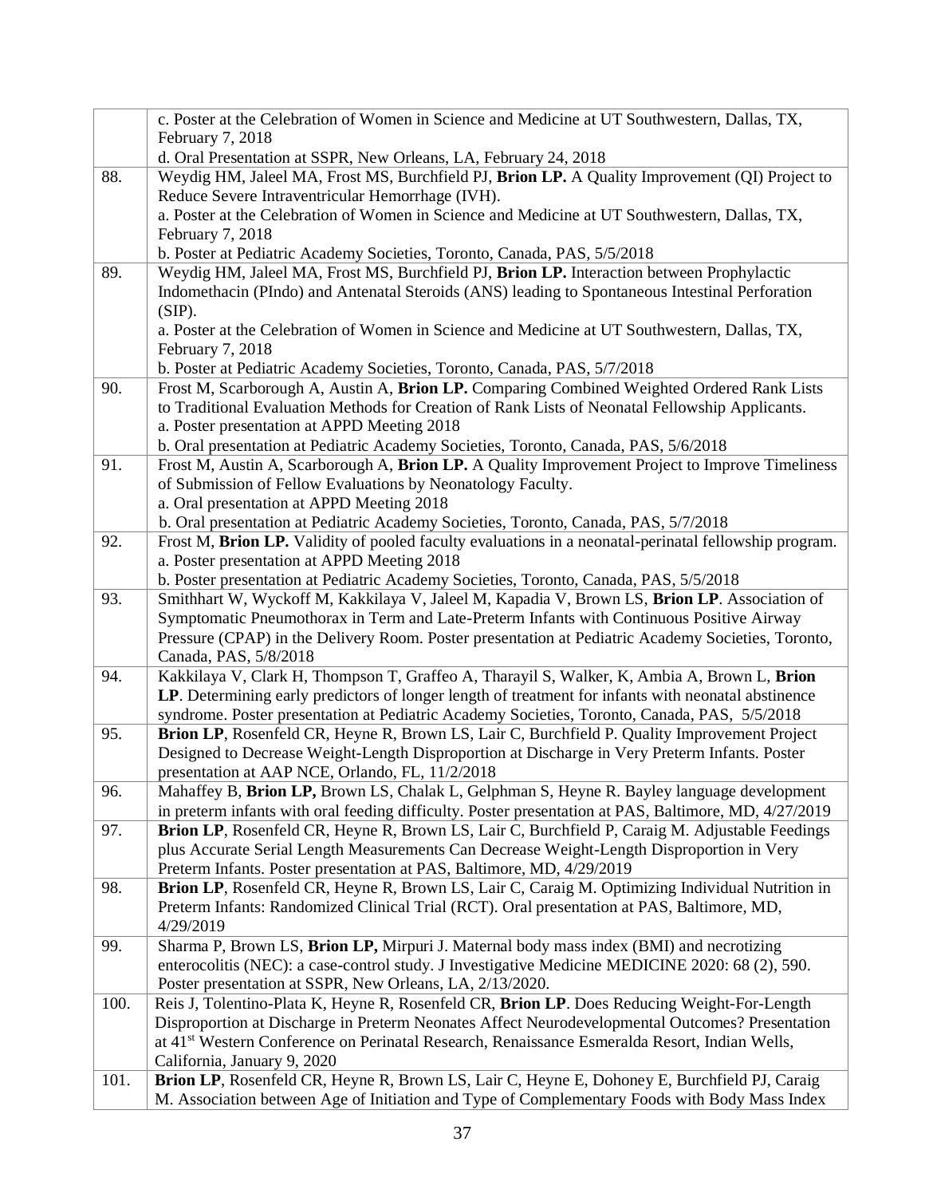| | |
|---|---|
| | c. Poster at the Celebration of Women in Science and Medicine at UT Southwestern, Dallas, TX, February 7, 2018<br>d. Oral Presentation at SSPR, New Orleans, LA, February 24, 2018 |
| 88. | Weydig HM, Jaleel MA, Frost MS, Burchfield PJ, **Brion LP.** A Quality Improvement (QI) Project to Reduce Severe Intraventricular Hemorrhage (IVH).<br>a. Poster at the Celebration of Women in Science and Medicine at UT Southwestern, Dallas, TX, February 7, 2018<br>b. Poster at Pediatric Academy Societies, Toronto, Canada, PAS, 5/5/2018 |
| 89. | Weydig HM, Jaleel MA, Frost MS, Burchfield PJ, **Brion LP.** Interaction between Prophylactic Indomethacin (PIndo) and Antenatal Steroids (ANS) leading to Spontaneous Intestinal Perforation (SIP).<br>a. Poster at the Celebration of Women in Science and Medicine at UT Southwestern, Dallas, TX, February 7, 2018<br>b. Poster at Pediatric Academy Societies, Toronto, Canada, PAS, 5/7/2018 |
| 90. | Frost M, Scarborough A, Austin A, **Brion LP.** Comparing Combined Weighted Ordered Rank Lists to Traditional Evaluation Methods for Creation of Rank Lists of Neonatal Fellowship Applicants.<br>a. Poster presentation at APPD Meeting 2018<br>b. Oral presentation at Pediatric Academy Societies, Toronto, Canada, PAS, 5/6/2018 |
| 91. | Frost M, Austin A, Scarborough A, **Brion LP.** A Quality Improvement Project to Improve Timeliness of Submission of Fellow Evaluations by Neonatology Faculty.<br>a. Oral presentation at APPD Meeting 2018<br>b. Oral presentation at Pediatric Academy Societies, Toronto, Canada, PAS, 5/7/2018 |
| 92. | Frost M, **Brion LP.** Validity of pooled faculty evaluations in a neonatal-perinatal fellowship program.<br>a. Poster presentation at APPD Meeting 2018<br>b. Poster presentation at Pediatric Academy Societies, Toronto, Canada, PAS, 5/5/2018 |
| 93. | Smithhart W, Wyckoff M, Kakkilaya V, Jaleel M, Kapadia V, Brown LS, **Brion LP**. Association of Symptomatic Pneumothorax in Term and Late-Preterm Infants with Continuous Positive Airway Pressure (CPAP) in the Delivery Room. Poster presentation at Pediatric Academy Societies, Toronto, Canada, PAS, 5/8/2018 |
| 94. | Kakkilaya V, Clark H, Thompson T, Graffeo A, Tharayil S, Walker, K, Ambia A, Brown L, **Brion LP**. Determining early predictors of longer length of treatment for infants with neonatal abstinence syndrome. Poster presentation at Pediatric Academy Societies, Toronto, Canada, PAS, 5/5/2018 |
| 95. | **Brion LP**, Rosenfeld CR, Heyne R, Brown LS, Lair C, Burchfield P. Quality Improvement Project Designed to Decrease Weight-Length Disproportion at Discharge in Very Preterm Infants. Poster presentation at AAP NCE, Orlando, FL, 11/2/2018 |
| 96. | Mahaffey B, **Brion LP,** Brown LS, Chalak L, Gelphman S, Heyne R. Bayley language development in preterm infants with oral feeding difficulty. Poster presentation at PAS, Baltimore, MD, 4/27/2019 |
| 97. | **Brion LP**, Rosenfeld CR, Heyne R, Brown LS, Lair C, Burchfield P, Caraig M. Adjustable Feedings plus Accurate Serial Length Measurements Can Decrease Weight-Length Disproportion in Very Preterm Infants. Poster presentation at PAS, Baltimore, MD, 4/29/2019 |
| 98. | **Brion LP**, Rosenfeld CR, Heyne R, Brown LS, Lair C, Caraig M. Optimizing Individual Nutrition in Preterm Infants: Randomized Clinical Trial (RCT). Oral presentation at PAS, Baltimore, MD, 4/29/2019 |
| 99. | Sharma P, Brown LS, **Brion LP,** Mirpuri J. Maternal body mass index (BMI) and necrotizing enterocolitis (NEC): a case-control study. J Investigative Medicine MEDICINE 2020: 68 (2), 590. Poster presentation at SSPR, New Orleans, LA, 2/13/2020. |
| 100. | Reis J, Tolentino-Plata K, Heyne R, Rosenfeld CR, **Brion LP**. Does Reducing Weight-For-Length Disproportion at Discharge in Preterm Neonates Affect Neurodevelopmental Outcomes? Presentation at 41st Western Conference on Perinatal Research, Renaissance Esmeralda Resort, Indian Wells, California, January 9, 2020 |
| 101. | **Brion LP**, Rosenfeld CR, Heyne R, Brown LS, Lair C, Heyne E, Dohoney E, Burchfield PJ, Caraig M. Association between Age of Initiation and Type of Complementary Foods with Body Mass Index |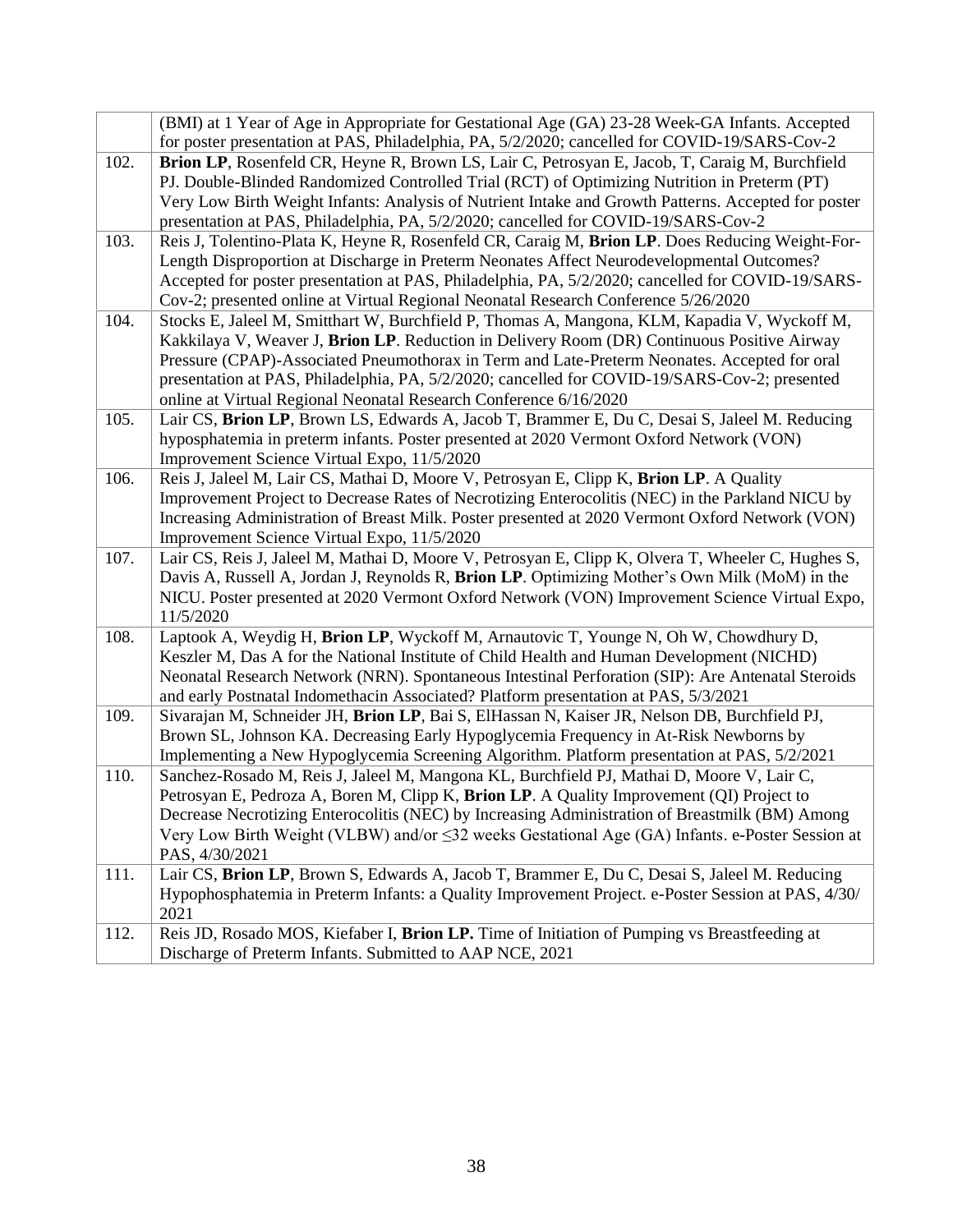| | |
|---|---|
| | (BMI) at 1 Year of Age in Appropriate for Gestational Age (GA) 23-28 Week-GA Infants. Accepted for poster presentation at PAS, Philadelphia, PA, 5/2/2020; cancelled for COVID-19/SARS-Cov-2 |
| 102. | **Brion LP**, Rosenfeld CR, Heyne R, Brown LS, Lair C, Petrosyan E, Jacob, T, Caraig M, Burchfield PJ. Double-Blinded Randomized Controlled Trial (RCT) of Optimizing Nutrition in Preterm (PT) Very Low Birth Weight Infants: Analysis of Nutrient Intake and Growth Patterns. Accepted for poster presentation at PAS, Philadelphia, PA, 5/2/2020; cancelled for COVID-19/SARS-Cov-2 |
| 103. | Reis J, Tolentino-Plata K, Heyne R, Rosenfeld CR, Caraig M, **Brion LP**. Does Reducing Weight-For-Length Disproportion at Discharge in Preterm Neonates Affect Neurodevelopmental Outcomes? Accepted for poster presentation at PAS, Philadelphia, PA, 5/2/2020; cancelled for COVID-19/SARS-Cov-2; presented online at Virtual Regional Neonatal Research Conference 5/26/2020 |
| 104. | Stocks E, Jaleel M, Smitthart W, Burchfield P, Thomas A, Mangona, KLM, Kapadia V, Wyckoff M, Kakkilaya V, Weaver J, **Brion LP**. Reduction in Delivery Room (DR) Continuous Positive Airway Pressure (CPAP)-Associated Pneumothorax in Term and Late-Preterm Neonates. Accepted for oral presentation at PAS, Philadelphia, PA, 5/2/2020; cancelled for COVID-19/SARS-Cov-2; presented online at Virtual Regional Neonatal Research Conference 6/16/2020 |
| 105. | Lair CS, **Brion LP**, Brown LS, Edwards A, Jacob T, Brammer E, Du C, Desai S, Jaleel M. Reducing hyposphatemia in preterm infants. Poster presented at 2020 Vermont Oxford Network (VON) Improvement Science Virtual Expo, 11/5/2020 |
| 106. | Reis J, Jaleel M, Lair CS, Mathai D, Moore V, Petrosyan E, Clipp K, **Brion LP**. A Quality Improvement Project to Decrease Rates of Necrotizing Enterocolitis (NEC) in the Parkland NICU by Increasing Administration of Breast Milk. Poster presented at 2020 Vermont Oxford Network (VON) Improvement Science Virtual Expo, 11/5/2020 |
| 107. | Lair CS, Reis J, Jaleel M, Mathai D, Moore V, Petrosyan E, Clipp K, Olvera T, Wheeler C, Hughes S, Davis A, Russell A, Jordan J, Reynolds R, **Brion LP**. Optimizing Mother's Own Milk (MoM) in the NICU. Poster presented at 2020 Vermont Oxford Network (VON) Improvement Science Virtual Expo, 11/5/2020 |
| 108. | Laptook A, Weydig H, **Brion LP**, Wyckoff M, Arnautovic T, Younge N, Oh W, Chowdhury D, Keszler M, Das A for the National Institute of Child Health and Human Development (NICHD) Neonatal Research Network (NRN). Spontaneous Intestinal Perforation (SIP): Are Antenatal Steroids and early Postnatal Indomethacin Associated? Platform presentation at PAS, 5/3/2021 |
| 109. | Sivarajan M, Schneider JH, **Brion LP**, Bai S, ElHassan N, Kaiser JR, Nelson DB, Burchfield PJ, Brown SL, Johnson KA. Decreasing Early Hypoglycemia Frequency in At-Risk Newborns by Implementing a New Hypoglycemia Screening Algorithm. Platform presentation at PAS, 5/2/2021 |
| 110. | Sanchez-Rosado M, Reis J, Jaleel M, Mangona KL, Burchfield PJ, Mathai D, Moore V, Lair C, Petrosyan E, Pedroza A, Boren M, Clipp K, **Brion LP**. A Quality Improvement (QI) Project to Decrease Necrotizing Enterocolitis (NEC) by Increasing Administration of Breastmilk (BM) Among Very Low Birth Weight (VLBW) and/or ≤32 weeks Gestational Age (GA) Infants. e-Poster Session at PAS, 4/30/2021 |
| 111. | Lair CS, **Brion LP**, Brown S, Edwards A, Jacob T, Brammer E, Du C, Desai S, Jaleel M. Reducing Hypophosphatemia in Preterm Infants: a Quality Improvement Project. e-Poster Session at PAS, 4/30/2021 |
| 112. | Reis JD, Rosado MOS, Kiefaber I, **Brion LP.** Time of Initiation of Pumping vs Breastfeeding at Discharge of Preterm Infants. Submitted to AAP NCE, 2021 |